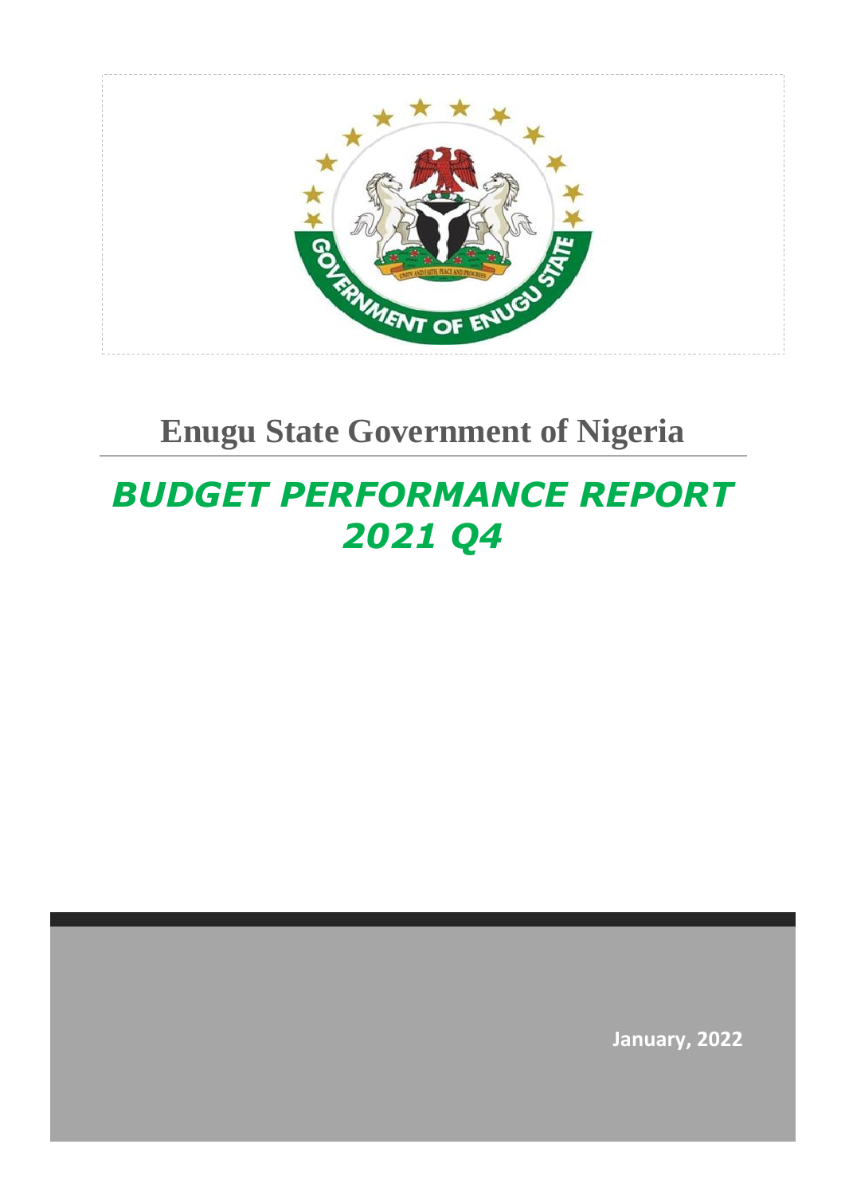# Enugu State Government of Nigeria

## *BUDGET PERFORMANCE REPORT 2021 Q4*

**January, 2022**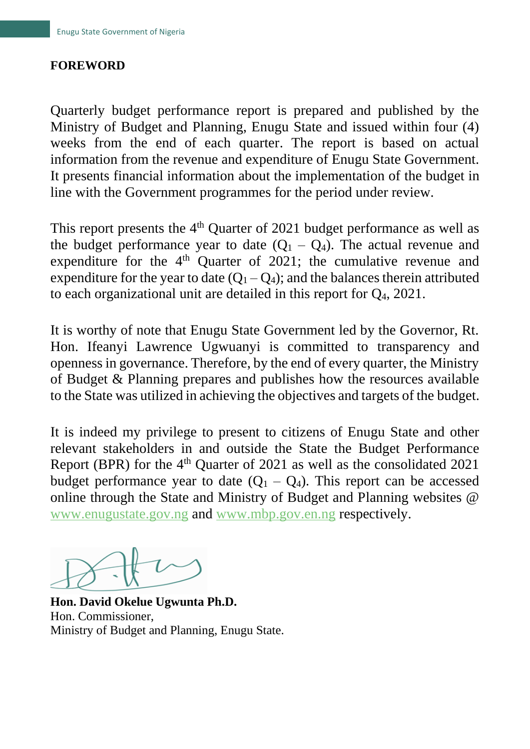## FOREWORD

Quarterly budget performance report is prepared and published by the Ministry of Budget and Planning, Enugu State and issued within four (4) weeks from the end of each quarter. The report is based on actual information from the revenue and expenditure of Enugu State Government. It presents financial information about the implementation of the budget in line with the Government programmes for the period under review.

This report presents the 4th Quarter of 2021 budget performance as well as the budget performance year to date ($Q_1$ – $Q_4$). The actual revenue and expenditure for the 4th Quarter of 2021; the cumulative revenue and expenditure for the year to date ($Q_1$ – $Q_4$); and the balances therein attributed to each organizational unit are detailed in this report for $Q_4$, 2021.

It is worthy of note that Enugu State Government led by the Governor, Rt. Hon. Ifeanyi Lawrence Ugwuanyi is committed to transparency and openness in governance. Therefore, by the end of every quarter, the Ministry of Budget & Planning prepares and publishes how the resources available to the State was utilized in achieving the objectives and targets of the budget.

It is indeed my privilege to present to citizens of Enugu State and other relevant stakeholders in and outside the State the Budget Performance Report (BPR) for the 4th Quarter of 2021 as well as the consolidated 2021 budget performance year to date ($Q_1$ – $Q_4$). This report can be accessed online through the State and Ministry of Budget and Planning websites @ www.enugustate.gov.ng and www.mbp.gov.en.ng respectively.

**Hon. David Okelue Ugwunta Ph.D.**
Hon. Commissioner,
Ministry of Budget and Planning, Enugu State.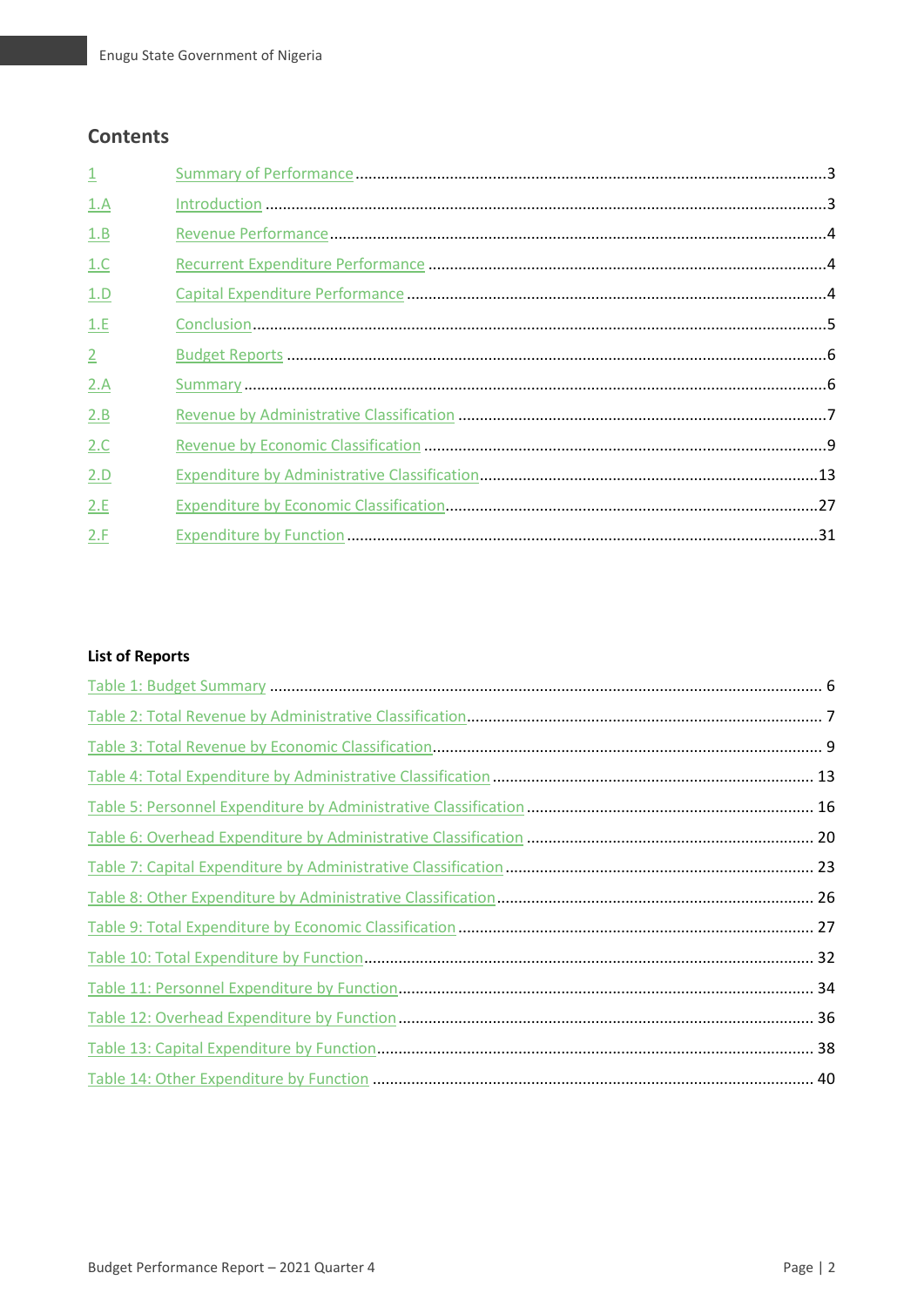## Contents

- 1 Summary of Performance ... 3
- 1.A Introduction ... 3
- 1.B Revenue Performance ... 4
- 1.C Recurrent Expenditure Performance ... 4
- 1.D Capital Expenditure Performance ... 4
- 1.E Conclusion ... 5
- 2 Budget Reports ... 6
- 2.A Summary ... 6
- 2.B Revenue by Administrative Classification ... 7
- 2.C Revenue by Economic Classification ... 9
- 2.D Expenditure by Administrative Classification ... 13
- 2.E Expenditure by Economic Classification ... 27
- 2.F Expenditure by Function ... 31

**List of Reports**

- Table 1: Budget Summary ... 6
- Table 2: Total Revenue by Administrative Classification ... 7
- Table 3: Total Revenue by Economic Classification ... 9
- Table 4: Total Expenditure by Administrative Classification ... 13
- Table 5: Personnel Expenditure by Administrative Classification ... 16
- Table 6: Overhead Expenditure by Administrative Classification ... 20
- Table 7: Capital Expenditure by Administrative Classification ... 23
- Table 8: Other Expenditure by Administrative Classification ... 26
- Table 9: Total Expenditure by Economic Classification ... 27
- Table 10: Total Expenditure by Function ... 32
- Table 11: Personnel Expenditure by Function ... 34
- Table 12: Overhead Expenditure by Function ... 36
- Table 13: Capital Expenditure by Function ... 38
- Table 14: Other Expenditure by Function ... 40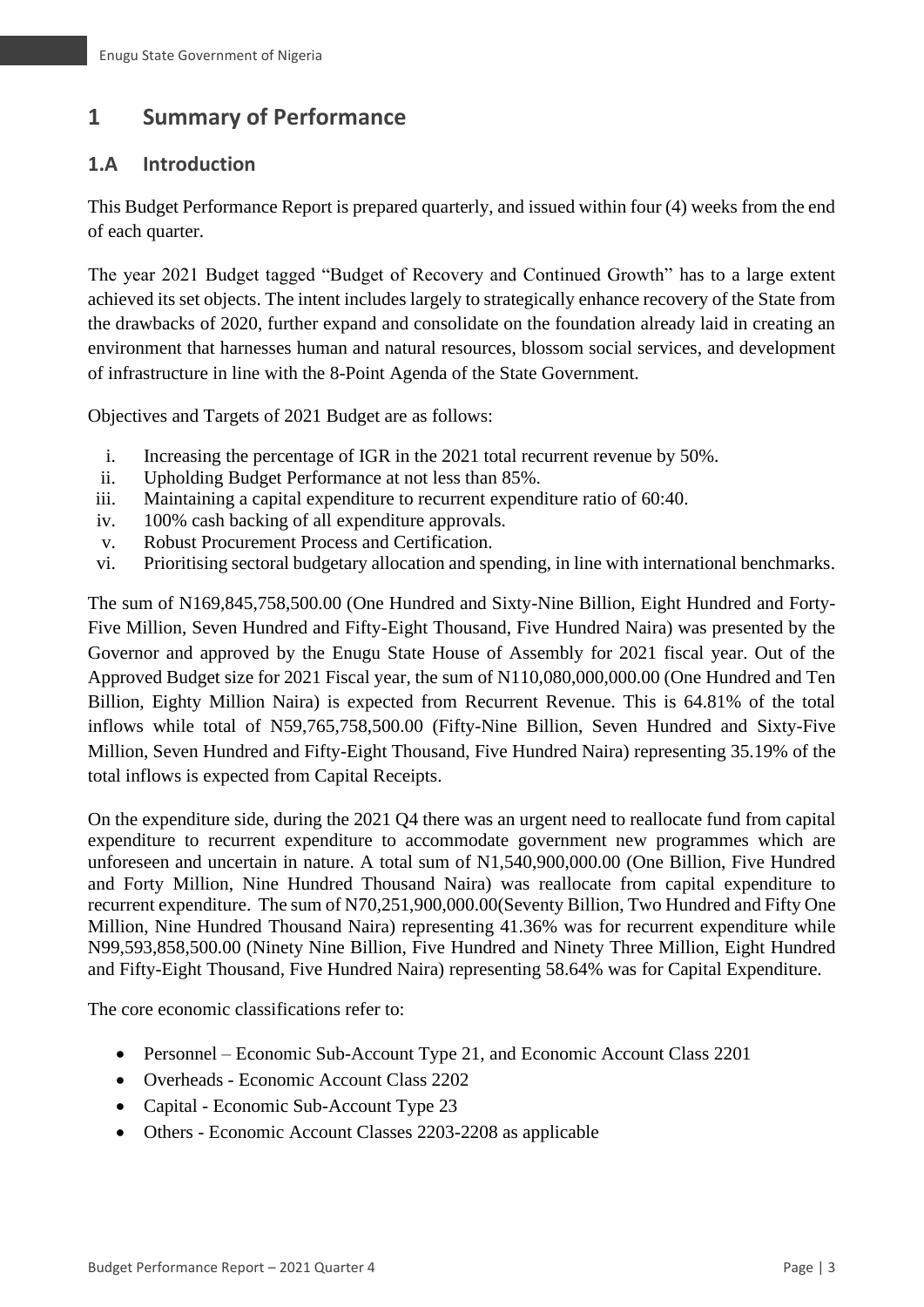# 1 Summary of Performance

## 1.A Introduction

This Budget Performance Report is prepared quarterly, and issued within four (4) weeks from the end of each quarter.

The year 2021 Budget tagged "Budget of Recovery and Continued Growth" has to a large extent achieved its set objects. The intent includes largely to strategically enhance recovery of the State from the drawbacks of 2020, further expand and consolidate on the foundation already laid in creating an environment that harnesses human and natural resources, blossom social services, and development of infrastructure in line with the 8-Point Agenda of the State Government.

Objectives and Targets of 2021 Budget are as follows:

i. Increasing the percentage of IGR in the 2021 total recurrent revenue by 50%.
ii. Upholding Budget Performance at not less than 85%.
iii. Maintaining a capital expenditure to recurrent expenditure ratio of 60:40.
iv. 100% cash backing of all expenditure approvals.
v. Robust Procurement Process and Certification.
vi. Prioritising sectoral budgetary allocation and spending, in line with international benchmarks.

The sum of N169,845,758,500.00 (One Hundred and Sixty-Nine Billion, Eight Hundred and Forty-Five Million, Seven Hundred and Fifty-Eight Thousand, Five Hundred Naira) was presented by the Governor and approved by the Enugu State House of Assembly for 2021 fiscal year. Out of the Approved Budget size for 2021 Fiscal year, the sum of N110,080,000,000.00 (One Hundred and Ten Billion, Eighty Million Naira) is expected from Recurrent Revenue. This is 64.81% of the total inflows while total of N59,765,758,500.00 (Fifty-Nine Billion, Seven Hundred and Sixty-Five Million, Seven Hundred and Fifty-Eight Thousand, Five Hundred Naira) representing 35.19% of the total inflows is expected from Capital Receipts.

On the expenditure side, during the 2021 Q4 there was an urgent need to reallocate fund from capital expenditure to recurrent expenditure to accommodate government new programmes which are unforeseen and uncertain in nature. A total sum of N1,540,900,000.00 (One Billion, Five Hundred and Forty Million, Nine Hundred Thousand Naira) was reallocate from capital expenditure to recurrent expenditure. The sum of N70,251,900,000.00(Seventy Billion, Two Hundred and Fifty One Million, Nine Hundred Thousand Naira) representing 41.36% was for recurrent expenditure while N99,593,858,500.00 (Ninety Nine Billion, Five Hundred and Ninety Three Million, Eight Hundred and Fifty-Eight Thousand, Five Hundred Naira) representing 58.64% was for Capital Expenditure.

The core economic classifications refer to:

- Personnel – Economic Sub-Account Type 21, and Economic Account Class 2201
- Overheads - Economic Account Class 2202
- Capital - Economic Sub-Account Type 23
- Others - Economic Account Classes 2203-2208 as applicable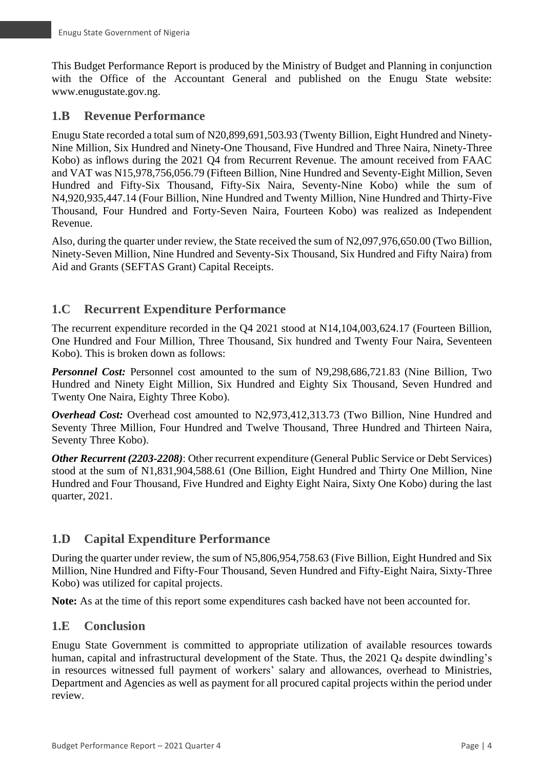This Budget Performance Report is produced by the Ministry of Budget and Planning in conjunction with the Office of the Accountant General and published on the Enugu State website: www.enugustate.gov.ng.

## 1.B Revenue Performance

Enugu State recorded a total sum of N20,899,691,503.93 (Twenty Billion, Eight Hundred and Ninety-Nine Million, Six Hundred and Ninety-One Thousand, Five Hundred and Three Naira, Ninety-Three Kobo) as inflows during the 2021 Q4 from Recurrent Revenue. The amount received from FAAC and VAT was N15,978,756,056.79 (Fifteen Billion, Nine Hundred and Seventy-Eight Million, Seven Hundred and Fifty-Six Thousand, Fifty-Six Naira, Seventy-Nine Kobo) while the sum of N4,920,935,447.14 (Four Billion, Nine Hundred and Twenty Million, Nine Hundred and Thirty-Five Thousand, Four Hundred and Forty-Seven Naira, Fourteen Kobo) was realized as Independent Revenue.

Also, during the quarter under review, the State received the sum of N2,097,976,650.00 (Two Billion, Ninety-Seven Million, Nine Hundred and Seventy-Six Thousand, Six Hundred and Fifty Naira) from Aid and Grants (SEFTAS Grant) Capital Receipts.

## 1.C Recurrent Expenditure Performance

The recurrent expenditure recorded in the Q4 2021 stood at N14,104,003,624.17 (Fourteen Billion, One Hundred and Four Million, Three Thousand, Six hundred and Twenty Four Naira, Seventeen Kobo). This is broken down as follows:

***Personnel Cost:*** Personnel cost amounted to the sum of N9,298,686,721.83 (Nine Billion, Two Hundred and Ninety Eight Million, Six Hundred and Eighty Six Thousand, Seven Hundred and Twenty One Naira, Eighty Three Kobo).

***Overhead Cost:*** Overhead cost amounted to N2,973,412,313.73 (Two Billion, Nine Hundred and Seventy Three Million, Four Hundred and Twelve Thousand, Three Hundred and Thirteen Naira, Seventy Three Kobo).

***Other Recurrent (2203-2208)***: Other recurrent expenditure (General Public Service or Debt Services) stood at the sum of N1,831,904,588.61 (One Billion, Eight Hundred and Thirty One Million, Nine Hundred and Four Thousand, Five Hundred and Eighty Eight Naira, Sixty One Kobo) during the last quarter, 2021.

## 1.D Capital Expenditure Performance

During the quarter under review, the sum of N5,806,954,758.63 (Five Billion, Eight Hundred and Six Million, Nine Hundred and Fifty-Four Thousand, Seven Hundred and Fifty-Eight Naira, Sixty-Three Kobo) was utilized for capital projects.

**Note:** As at the time of this report some expenditures cash backed have not been accounted for.

## 1.E Conclusion

Enugu State Government is committed to appropriate utilization of available resources towards human, capital and infrastructural development of the State. Thus, the 2021 $Q_4$ despite dwindling's in resources witnessed full payment of workers' salary and allowances, overhead to Ministries, Department and Agencies as well as payment for all procured capital projects within the period under review.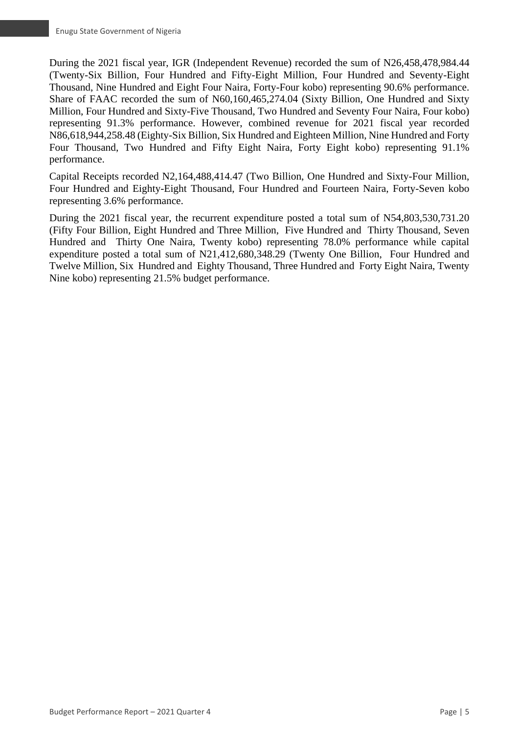During the 2021 fiscal year, IGR (Independent Revenue) recorded the sum of N26,458,478,984.44 (Twenty-Six Billion, Four Hundred and Fifty-Eight Million, Four Hundred and Seventy-Eight Thousand, Nine Hundred and Eight Four Naira, Forty-Four kobo) representing 90.6% performance. Share of FAAC recorded the sum of N60,160,465,274.04 (Sixty Billion, One Hundred and Sixty Million, Four Hundred and Sixty-Five Thousand, Two Hundred and Seventy Four Naira, Four kobo) representing 91.3% performance. However, combined revenue for 2021 fiscal year recorded N86,618,944,258.48 (Eighty-Six Billion, Six Hundred and Eighteen Million, Nine Hundred and Forty Four Thousand, Two Hundred and Fifty Eight Naira, Forty Eight kobo) representing 91.1% performance.

Capital Receipts recorded N2,164,488,414.47 (Two Billion, One Hundred and Sixty-Four Million, Four Hundred and Eighty-Eight Thousand, Four Hundred and Fourteen Naira, Forty-Seven kobo representing 3.6% performance.

During the 2021 fiscal year, the recurrent expenditure posted a total sum of N54,803,530,731.20 (Fifty Four Billion, Eight Hundred and Three Million, Five Hundred and Thirty Thousand, Seven Hundred and Thirty One Naira, Twenty kobo) representing 78.0% performance while capital expenditure posted a total sum of N21,412,680,348.29 (Twenty One Billion, Four Hundred and Twelve Million, Six Hundred and Eighty Thousand, Three Hundred and Forty Eight Naira, Twenty Nine kobo) representing 21.5% budget performance.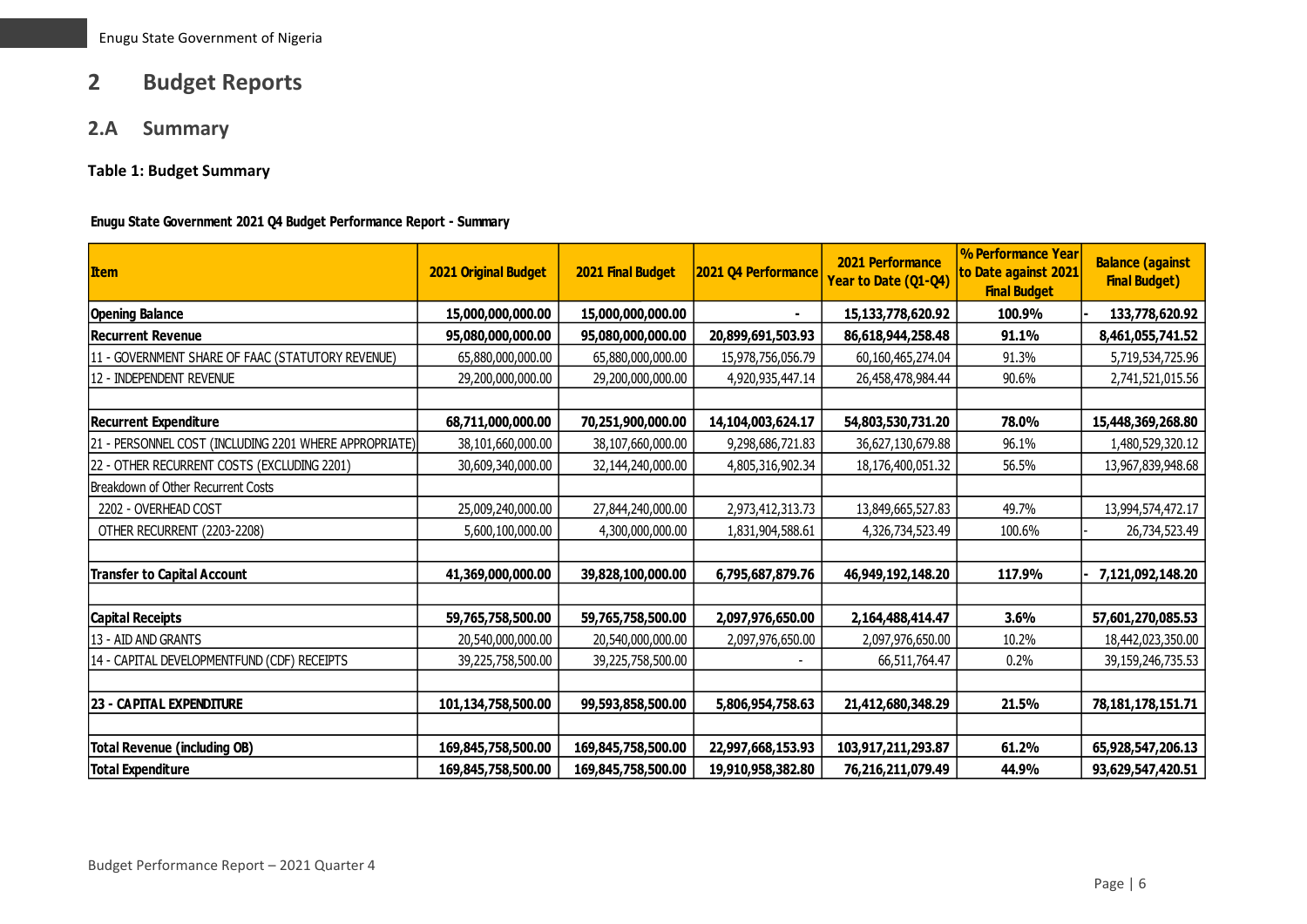# 2 Budget Reports

## 2.A Summary

### Table 1: Budget Summary

**Enugu State Government 2021 Q4 Budget Performance Report - Summary**

| Item | 2021 Original Budget | 2021 Final Budget | 2021 Q4 Performance | 2021 Performance Year to Date (Q1-Q4) | % Performance Year to Date against 2021 Final Budget | Balance (against Final Budget) |
|---|---|---|---|---|---|---|
| **Opening Balance** | **15,000,000,000.00** | **15,000,000,000.00** | **-** | **15,133,778,620.92** | **100.9%** | **- 133,778,620.92** |
| **Recurrent Revenue** | **95,080,000,000.00** | **95,080,000,000.00** | **20,899,691,503.93** | **86,618,944,258.48** | **91.1%** | **8,461,055,741.52** |
| 11 - GOVERNMENT SHARE OF FAAC (STATUTORY REVENUE) | 65,880,000,000.00 | 65,880,000,000.00 | 15,978,756,056.79 | 60,160,465,274.04 | 91.3% | 5,719,534,725.96 |
| 12 - INDEPENDENT REVENUE | 29,200,000,000.00 | 29,200,000,000.00 | 4,920,935,447.14 | 26,458,478,984.44 | 90.6% | 2,741,521,015.56 |
| | | | | | | |
| **Recurrent Expenditure** | **68,711,000,000.00** | **70,251,900,000.00** | **14,104,003,624.17** | **54,803,530,731.20** | **78.0%** | **15,448,369,268.80** |
| 21 - PERSONNEL COST (INCLUDING 2201 WHERE APPROPRIATE) | 38,101,660,000.00 | 38,107,660,000.00 | 9,298,686,721.83 | 36,627,130,679.88 | 96.1% | 1,480,529,320.12 |
| 22 - OTHER RECURRENT COSTS (EXCLUDING 2201) | 30,609,340,000.00 | 32,144,240,000.00 | 4,805,316,902.34 | 18,176,400,051.32 | 56.5% | 13,967,839,948.68 |
| Breakdown of Other Recurrent Costs | | | | | | |
| 2202 - OVERHEAD COST | 25,009,240,000.00 | 27,844,240,000.00 | 2,973,412,313.73 | 13,849,665,527.83 | 49.7% | 13,994,574,472.17 |
| OTHER RECURRENT (2203-2208) | 5,600,100,000.00 | 4,300,000,000.00 | 1,831,904,588.61 | 4,326,734,523.49 | 100.6% | - 26,734,523.49 |
| | | | | | | |
| **Transfer to Capital Account** | **41,369,000,000.00** | **39,828,100,000.00** | **6,795,687,879.76** | **46,949,192,148.20** | **117.9%** | **- 7,121,092,148.20** |
| | | | | | | |
| **Capital Receipts** | **59,765,758,500.00** | **59,765,758,500.00** | **2,097,976,650.00** | **2,164,488,414.47** | **3.6%** | **57,601,270,085.53** |
| 13 - AID AND GRANTS | 20,540,000,000.00 | 20,540,000,000.00 | 2,097,976,650.00 | 2,097,976,650.00 | 10.2% | 18,442,023,350.00 |
| 14 - CAPITAL DEVELOPMENTFUND (CDF) RECEIPTS | 39,225,758,500.00 | 39,225,758,500.00 | - | 66,511,764.47 | 0.2% | 39,159,246,735.53 |
| | | | | | | |
| **23 - CAPITAL EXPENDITURE** | **101,134,758,500.00** | **99,593,858,500.00** | **5,806,954,758.63** | **21,412,680,348.29** | **21.5%** | **78,181,178,151.71** |
| | | | | | | |
| **Total Revenue (including OB)** | **169,845,758,500.00** | **169,845,758,500.00** | **22,997,668,153.93** | **103,917,211,293.87** | **61.2%** | **65,928,547,206.13** |
| **Total Expenditure** | **169,845,758,500.00** | **169,845,758,500.00** | **19,910,958,382.80** | **76,216,211,079.49** | **44.9%** | **93,629,547,420.51** |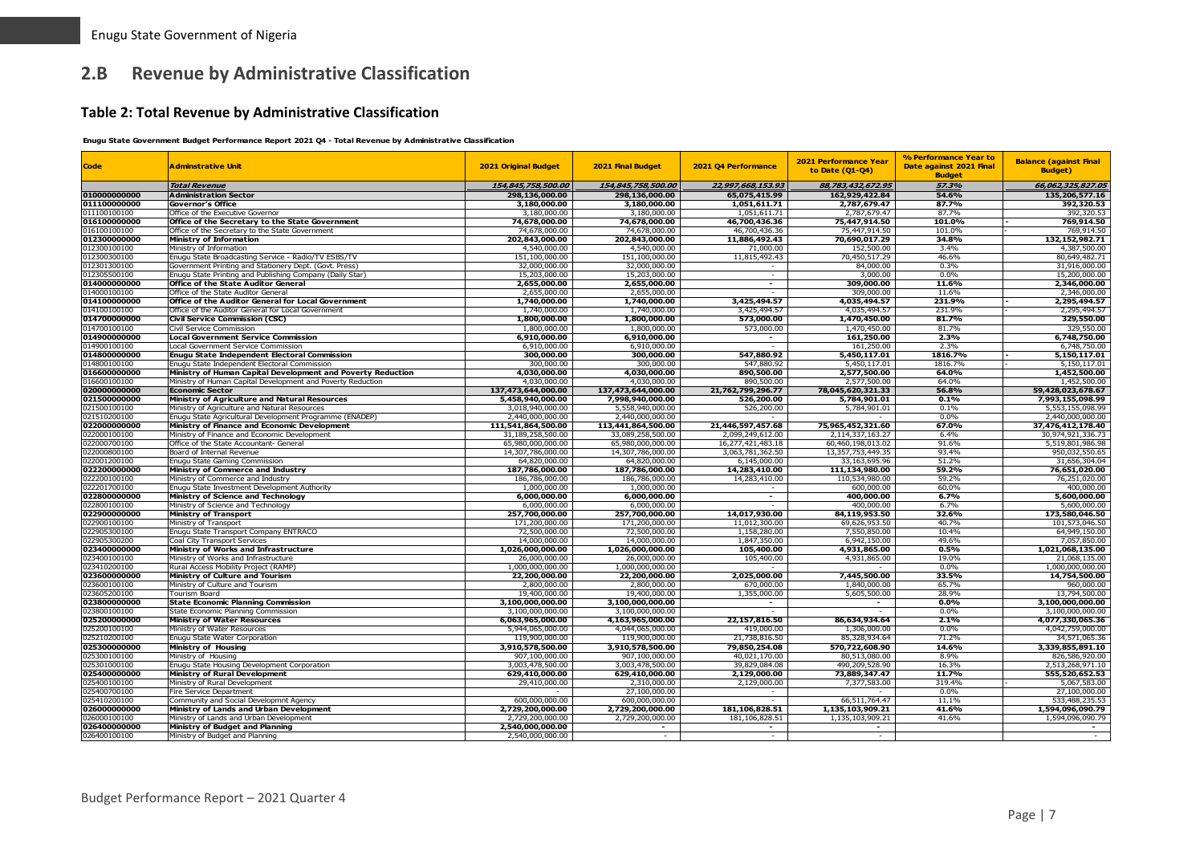## 2.B Revenue by Administrative Classification

### Table 2: Total Revenue by Administrative Classification

**Enugu State Government Budget Performance Report 2021 Q4 - Total Revenue by Administrative Classification**

| Code | Adminstrative Unit | 2021 Original Budget | 2021 Final Budget | 2021 Q4 Performance | 2021 Performance Year to Date (Q1-Q4) | % Performance Year to Date against 2021 Final Budget | Balance (against Final Budget) |
|---|---|---|---|---|---|---|---|
| | *Total Revenue* | *154,845,758,500.00* | *154,845,758,500.00* | *22,997,668,153.93* | *88,783,432,672.95* | *57.3%* | *66,062,325,827.05* |
| **010000000000** | **Administration Sector** | **298,136,000.00** | **298,136,000.00** | **65,075,415.99** | **162,929,422.84** | **54.6%** | **135,206,577.16** |
| **011100000000** | **Governor's Office** | **3,180,000.00** | **3,180,000.00** | **1,051,611.71** | **2,787,679.47** | **87.7%** | **392,320.53** |
| 011100100100 | Office of the Executive Governor | 3,180,000.00 | 3,180,000.00 | 1,051,611.71 | 2,787,679.47 | 87.7% | 392,320.53 |
| **016100000000** | **Office of the Secretary to the State Government** | **74,678,000.00** | **74,678,000.00** | **46,700,436.36** | **75,447,914.50** | **101.0%** | **- 769,914.50** |
| 016100100100 | Office of the Secretary to the State Government | 74,678,000.00 | 74,678,000.00 | 46,700,436.36 | 75,447,914.50 | 101.0% | - 769,914.50 |
| **012300000000** | **Ministry of Information** | **202,843,000.00** | **202,843,000.00** | **11,886,492.43** | **70,690,017.29** | **34.8%** | **132,152,982.71** |
| 012300100100 | Ministry of Information | 4,540,000.00 | 4,540,000.00 | 71,000.00 | 152,500.00 | 3.4% | 4,387,500.00 |
| 012300300100 | Enugu State Broadcasting Service - Radio/TV ESBS/TV | 151,100,000.00 | 151,100,000.00 | 11,815,492.43 | 70,450,517.29 | 46.6% | 80,649,482.71 |
| 012301300100 | Government Printing and Stationery Dept. (Govt. Press) | 32,000,000.00 | 32,000,000.00 | - | 84,000.00 | 0.3% | 31,916,000.00 |
| 012305500100 | Enugu State Printing and Publishing Company (Daily Star) | 15,203,000.00 | 15,203,000.00 | - | 3,000.00 | 0.0% | 15,200,000.00 |
| **014000000000** | **Office of the State Auditor General** | **2,655,000.00** | **2,655,000.00** | **-** | **309,000.00** | **11.6%** | **2,346,000.00** |
| 014000100100 | Office of the State Auditor General | 2,655,000.00 | 2,655,000.00 | - | 309,000.00 | 11.6% | 2,346,000.00 |
| **014100000000** | **Office of the Auditor General for Local Government** | **1,740,000.00** | **1,740,000.00** | **3,425,494.57** | **4,035,494.57** | **231.9%** | **- 2,295,494.57** |
| 014100100100 | Office of the Auditor General for Local Government | 1,740,000.00 | 1,740,000.00 | 3,425,494.57 | 4,035,494.57 | 231.9% | - 2,295,494.57 |
| **014700000000** | **Civil Service Commission (CSC)** | **1,800,000.00** | **1,800,000.00** | **573,000.00** | **1,470,450.00** | **81.7%** | **329,550.00** |
| 014700100100 | Civil Service Commission | 1,800,000.00 | 1,800,000.00 | 573,000.00 | 1,470,450.00 | 81.7% | 329,550.00 |
| **014900000000** | **Local Government Service Commission** | **6,910,000.00** | **6,910,000.00** | **-** | **161,250.00** | **2.3%** | **6,748,750.00** |
| 014900100100 | Local Government Service Commission | 6,910,000.00 | 6,910,000.00 | - | 161,250.00 | 2.3% | 6,748,750.00 |
| **014800000000** | **Enugu State Independent Electoral Commission** | **300,000.00** | **300,000.00** | **547,880.92** | **5,450,117.01** | **1816.7%** | **- 5,150,117.01** |
| 014800100100 | Enugu State Independent Electoral Commission | 300,000.00 | 300,000.00 | 547,880.92 | 5,450,117.01 | 1816.7% | - 5,150,117.01 |
| **016600000000** | **Ministry of Human Capital Development and Poverty Reduction** | **4,030,000.00** | **4,030,000.00** | **890,500.00** | **2,577,500.00** | **64.0%** | **1,452,500.00** |
| 016600100100 | Ministry of Human Capital Development and Poverty Reduction | 4,030,000.00 | 4,030,000.00 | 890,500.00 | 2,577,500.00 | 64.0% | 1,452,500.00 |
| **020000000000** | **Economic Sector** | **137,473,644,000.00** | **137,473,644,000.00** | **21,762,799,296.77** | **78,045,620,321.33** | **56.8%** | **59,428,023,678.67** |
| **021500000000** | **Ministry of Agriculture and Natural Resources** | **5,458,940,000.00** | **7,998,940,000.00** | **526,200.00** | **5,784,901.01** | **0.1%** | **7,993,155,098.99** |
| 021500100100 | Ministry of Agriculture and Natural Resources | 3,018,940,000.00 | 5,558,940,000.00 | 526,200.00 | 5,784,901.01 | 0.1% | 5,553,155,098.99 |
| 021510200100 | Enugu State Agricultural Development Programme (ENADEP) | 2,440,000,000.00 | 2,440,000,000.00 | - | - | 0.0% | 2,440,000,000.00 |
| **022000000000** | **Ministry of Finance and Economic Development** | **111,541,864,500.00** | **113,441,864,500.00** | **21,446,597,457.68** | **75,965,452,321.60** | **67.0%** | **37,476,412,178.40** |
| 022000100100 | Ministry of Finance and Economic Development | 31,189,258,500.00 | 33,089,258,500.00 | 2,099,249,612.00 | 2,114,337,163.27 | 6.4% | 30,974,921,336.73 |
| 022000700100 | Office of the State Accountant- General | 65,980,000,000.00 | 65,980,000,000.00 | 16,277,421,483.18 | 60,460,198,013.02 | 91.6% | 5,519,801,986.98 |
| 022000800100 | Board of Internal Revenue | 14,307,786,000.00 | 14,307,786,000.00 | 3,063,781,362.50 | 13,357,753,449.35 | 93.4% | 950,032,550.65 |
| 022001200100 | Enugu State Gaming Commission | 64,820,000.00 | 64,820,000.00 | 6,145,000.00 | 33,163,695.96 | 51.2% | 31,656,304.04 |
| **022200000000** | **Ministry of Commerce and Industry** | **187,786,000.00** | **187,786,000.00** | **14,283,410.00** | **111,134,980.00** | **59.2%** | **76,651,020.00** |
| 022200100100 | Ministry of Commerce and Industry | 186,786,000.00 | 186,786,000.00 | 14,283,410.00 | 110,534,980.00 | 59.2% | 76,251,020.00 |
| 022201700100 | Enugu State Investment Development Authority | 1,000,000.00 | 1,000,000.00 | - | 600,000.00 | 60.0% | 400,000.00 |
| **022800000000** | **Ministry of Science and Technology** | **6,000,000.00** | **6,000,000.00** | **-** | **400,000.00** | **6.7%** | **5,600,000.00** |
| 022800100100 | Ministry of Science and Technology | 6,000,000.00 | 6,000,000.00 | - | 400,000.00 | 6.7% | 5,600,000.00 |
| **022900000000** | **Ministry of Transport** | **257,700,000.00** | **257,700,000.00** | **14,017,930.00** | **84,119,953.50** | **32.6%** | **173,580,046.50** |
| 022900100100 | Ministry of Transport | 171,200,000.00 | 171,200,000.00 | 11,012,300.00 | 69,626,953.50 | 40.7% | 101,573,046.50 |
| 022905300100 | Enugu State Transport Company ENTRACO | 72,500,000.00 | 72,500,000.00 | 1,158,280.00 | 7,550,850.00 | 10.4% | 64,949,150.00 |
| 022905300200 | Coal City Transport Services | 14,000,000.00 | 14,000,000.00 | 1,847,350.00 | 6,942,150.00 | 49.6% | 7,057,850.00 |
| **023400000000** | **Ministry of Works and Infrastructure** | **1,026,000,000.00** | **1,026,000,000.00** | **105,400.00** | **4,931,865.00** | **0.5%** | **1,021,068,135.00** |
| 023400100100 | Ministry of Works and Infrastructure | 26,000,000.00 | 26,000,000.00 | 105,400.00 | 4,931,865.00 | 19.0% | 21,068,135.00 |
| 023410200100 | Rural Access Mobility Project (RAMP) | 1,000,000,000.00 | 1,000,000,000.00 | - | - | 0.0% | 1,000,000,000.00 |
| **023600000000** | **Ministry of Culture and Tourism** | **22,200,000.00** | **22,200,000.00** | **2,025,000.00** | **7,445,500.00** | **33.5%** | **14,754,500.00** |
| 023600100100 | Ministry of Culture and Tourism | 2,800,000.00 | 2,800,000.00 | 670,000.00 | 1,840,000.00 | 65.7% | 960,000.00 |
| 023605200100 | Tourism Board | 19,400,000.00 | 19,400,000.00 | 1,355,000.00 | 5,605,500.00 | 28.9% | 13,794,500.00 |
| **023800000000** | **State Economic Planning Commission** | **3,100,000,000.00** | **3,100,000,000.00** | **-** | **-** | **0.0%** | **3,100,000,000.00** |
| 023800100100 | State Economic Planning Commission | 3,100,000,000.00 | 3,100,000,000.00 | - | - | 0.0% | 3,100,000,000.00 |
| **025200000000** | **Ministry of Water Resources** | **6,063,965,000.00** | **4,163,965,000.00** | **22,157,816.50** | **86,634,934.64** | **2.1%** | **4,077,330,065.36** |
| 025200100100 | Ministry of Water Resources | 5,944,065,000.00 | 4,044,065,000.00 | 419,000.00 | 1,306,000.00 | 0.0% | 4,042,759,000.00 |
| 025210200100 | Enugu State Water Corporation | 119,900,000.00 | 119,900,000.00 | 21,738,816.50 | 85,328,934.64 | 71.2% | 34,571,065.36 |
| **025300000000** | **Ministry of Housing** | **3,910,578,500.00** | **3,910,578,500.00** | **79,850,254.08** | **570,722,608.90** | **14.6%** | **3,339,855,891.10** |
| 025300100100 | Ministry of Housing | 907,100,000.00 | 907,100,000.00 | 40,021,170.00 | 80,513,080.00 | 8.9% | 826,586,920.00 |
| 025301000100 | Enugu State Housing Development Corporation | 3,003,478,500.00 | 3,003,478,500.00 | 39,829,084.08 | 490,209,528.90 | 16.3% | 2,513,268,971.10 |
| **025400000000** | **Ministry of Rural Development** | **629,410,000.00** | **629,410,000.00** | **2,129,000.00** | **73,889,347.47** | **11.7%** | **555,520,652.53** |
| 025400100100 | Ministry of Rural Development | 29,410,000.00 | 2,310,000.00 | 2,129,000.00 | 7,377,583.00 | 319.4% | - 5,067,583.00 |
| 025400700100 | Fire Service Department | - | 27,100,000.00 | - | - | 0.0% | 27,100,000.00 |
| 025410200100 | Community and Social Developmnt Agency | 600,000,000.00 | 600,000,000.00 | - | 66,511,764.47 | 11.1% | 533,488,235.53 |
| **026000000000** | **Ministry of Lands and Urban Development** | **2,729,200,000.00** | **2,729,200,000.00** | **181,106,828.51** | **1,135,103,909.21** | **41.6%** | **1,594,096,090.79** |
| 026000100100 | Ministry of Lands and Urban Development | 2,729,200,000.00 | 2,729,200,000.00 | 181,106,828.51 | 1,135,103,909.21 | 41.6% | 1,594,096,090.79 |
| **026400000000** | **Ministry of Budget and Planning** | **2,540,000,000.00** | **-** | **-** | **-** | | **-** |
| 026400100100 | Ministry of Budget and Planning | 2,540,000,000.00 | - | - | - | | - |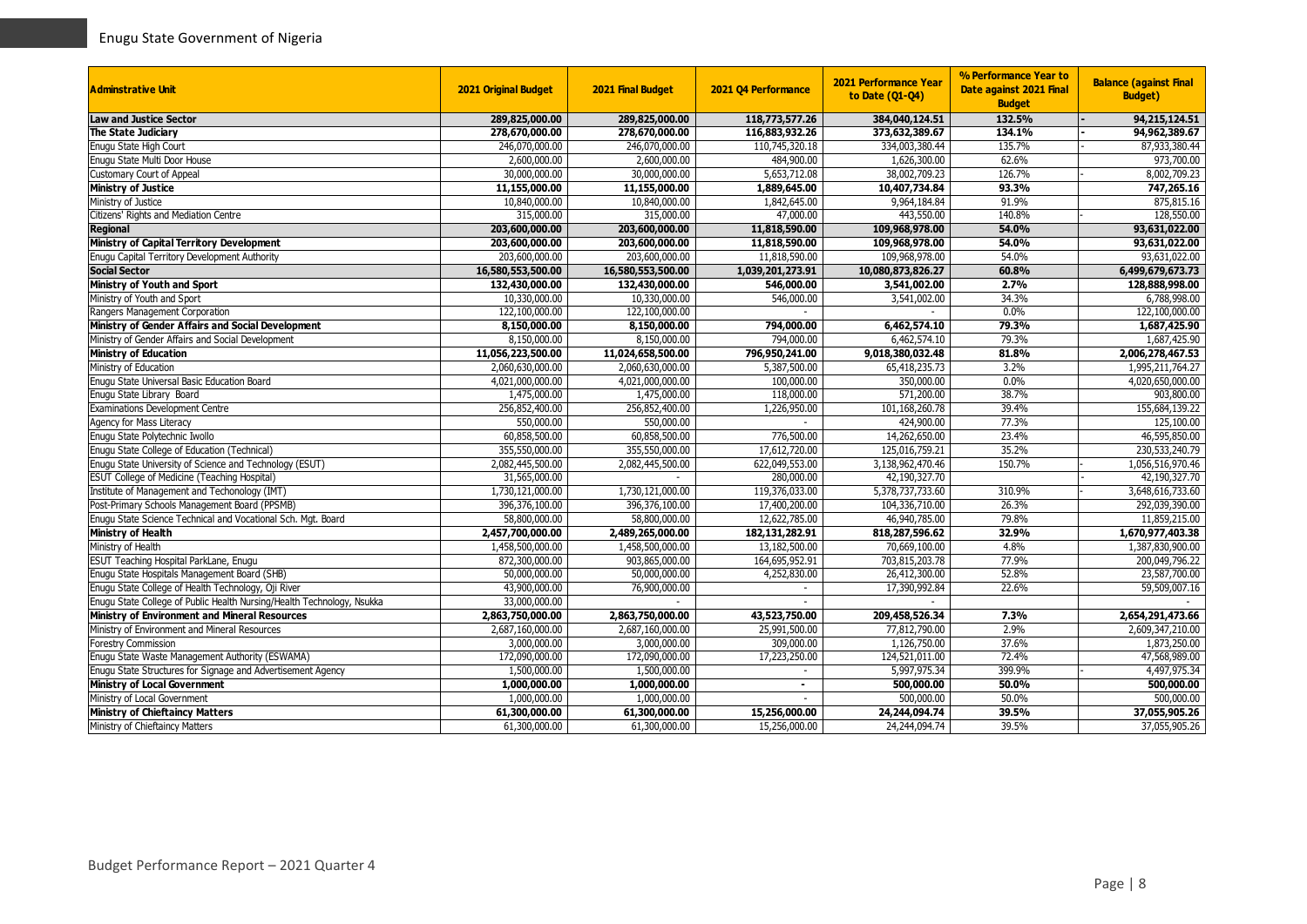| Adminstrative Unit | 2021 Original Budget | 2021 Final Budget | 2021 Q4 Performance | 2021 Performance Year to Date (Q1-Q4) | % Performance Year to Date against 2021 Final Budget | Balance (against Final Budget) |
|---|---|---|---|---|---|---|
| **Law and Justice Sector** | **289,825,000.00** | **289,825,000.00** | **118,773,577.26** | **384,040,124.51** | **132.5%** | **- 94,215,124.51** |
| **The State Judiciary** | **278,670,000.00** | **278,670,000.00** | **116,883,932.26** | **373,632,389.67** | **134.1%** | **- 94,962,389.67** |
| Enugu State High Court | 246,070,000.00 | 246,070,000.00 | 110,745,320.18 | 334,003,380.44 | 135.7% | - 87,933,380.44 |
| Enugu State Multi Door House | 2,600,000.00 | 2,600,000.00 | 484,900.00 | 1,626,300.00 | 62.6% | 973,700.00 |
| Customary Court of Appeal | 30,000,000.00 | 30,000,000.00 | 5,653,712.08 | 38,002,709.23 | 126.7% | - 8,002,709.23 |
| **Ministry of Justice** | **11,155,000.00** | **11,155,000.00** | **1,889,645.00** | **10,407,734.84** | **93.3%** | **747,265.16** |
| Ministry of Justice | 10,840,000.00 | 10,840,000.00 | 1,842,645.00 | 9,964,184.84 | 91.9% | 875,815.16 |
| Citizens' Rights and Mediation Centre | 315,000.00 | 315,000.00 | 47,000.00 | 443,550.00 | 140.8% | - 128,550.00 |
| **Regional** | **203,600,000.00** | **203,600,000.00** | **11,818,590.00** | **109,968,978.00** | **54.0%** | **93,631,022.00** |
| **Ministry of Capital Territory Development** | **203,600,000.00** | **203,600,000.00** | **11,818,590.00** | **109,968,978.00** | **54.0%** | **93,631,022.00** |
| Enugu Capital Territory Development Authority | 203,600,000.00 | 203,600,000.00 | 11,818,590.00 | 109,968,978.00 | 54.0% | 93,631,022.00 |
| **Social Sector** | **16,580,553,500.00** | **16,580,553,500.00** | **1,039,201,273.91** | **10,080,873,826.27** | **60.8%** | **6,499,679,673.73** |
| **Ministry of Youth and Sport** | **132,430,000.00** | **132,430,000.00** | **546,000.00** | **3,541,002.00** | **2.7%** | **128,888,998.00** |
| Ministry of Youth and Sport | 10,330,000.00 | 10,330,000.00 | 546,000.00 | 3,541,002.00 | 34.3% | 6,788,998.00 |
| Rangers Management Corporation | 122,100,000.00 | 122,100,000.00 | - | - | 0.0% | 122,100,000.00 |
| **Ministry of Gender Affairs and Social Development** | **8,150,000.00** | **8,150,000.00** | **794,000.00** | **6,462,574.10** | **79.3%** | **1,687,425.90** |
| Ministry of Gender Affairs and Social Development | 8,150,000.00 | 8,150,000.00 | 794,000.00 | 6,462,574.10 | 79.3% | 1,687,425.90 |
| **Ministry of Education** | **11,056,223,500.00** | **11,024,658,500.00** | **796,950,241.00** | **9,018,380,032.48** | **81.8%** | **2,006,278,467.53** |
| Ministry of Education | 2,060,630,000.00 | 2,060,630,000.00 | 5,387,500.00 | 65,418,235.73 | 3.2% | 1,995,211,764.27 |
| Enugu State Universal Basic Education Board | 4,021,000,000.00 | 4,021,000,000.00 | 100,000.00 | 350,000.00 | 0.0% | 4,020,650,000.00 |
| Enugu State Library Board | 1,475,000.00 | 1,475,000.00 | 118,000.00 | 571,200.00 | 38.7% | 903,800.00 |
| Examinations Development Centre | 256,852,400.00 | 256,852,400.00 | 1,226,950.00 | 101,168,260.78 | 39.4% | 155,684,139.22 |
| Agency for Mass Literacy | 550,000.00 | 550,000.00 | - | 424,900.00 | 77.3% | 125,100.00 |
| Enugu State Polytechnic Iwollo | 60,858,500.00 | 60,858,500.00 | 776,500.00 | 14,262,650.00 | 23.4% | 46,595,850.00 |
| Enugu State College of Education (Technical) | 355,550,000.00 | 355,550,000.00 | 17,612,720.00 | 125,016,759.21 | 35.2% | 230,533,240.79 |
| Enugu State University of Science and Technology (ESUT) | 2,082,445,500.00 | 2,082,445,500.00 | 622,049,553.00 | 3,138,962,470.46 | 150.7% | - 1,056,516,970.46 |
| ESUT College of Medicine (Teaching Hospital) | 31,565,000.00 | - | 280,000.00 | 42,190,327.70 | | - 42,190,327.70 |
| Institute of Management and Techonology (IMT) | 1,730,121,000.00 | 1,730,121,000.00 | 119,376,033.00 | 5,378,737,733.60 | 310.9% | - 3,648,616,733.60 |
| Post-Primary Schools Management Board (PPSMB) | 396,376,100.00 | 396,376,100.00 | 17,400,200.00 | 104,336,710.00 | 26.3% | 292,039,390.00 |
| Enugu State Science Technical and Vocational Sch. Mgt. Board | 58,800,000.00 | 58,800,000.00 | 12,622,785.00 | 46,940,785.00 | 79.8% | 11,859,215.00 |
| **Ministry of Health** | **2,457,700,000.00** | **2,489,265,000.00** | **182,131,282.91** | **818,287,596.62** | **32.9%** | **1,670,977,403.38** |
| Ministry of Health | 1,458,500,000.00 | 1,458,500,000.00 | 13,182,500.00 | 70,669,100.00 | 4.8% | 1,387,830,900.00 |
| ESUT Teaching Hospital ParkLane, Enugu | 872,300,000.00 | 903,865,000.00 | 164,695,952.91 | 703,815,203.78 | 77.9% | 200,049,796.22 |
| Enugu State Hospitals Management Board (SHB) | 50,000,000.00 | 50,000,000.00 | 4,252,830.00 | 26,412,300.00 | 52.8% | 23,587,700.00 |
| Enugu State College of Health Technology, Oji River | 43,900,000.00 | 76,900,000.00 | - | 17,390,992.84 | 22.6% | 59,509,007.16 |
| Enugu State College of Public Health Nursing/Health Technology, Nsukka | 33,000,000.00 | - | - | - | | - |
| **Ministry of Environment and Mineral Resources** | **2,863,750,000.00** | **2,863,750,000.00** | **43,523,750.00** | **209,458,526.34** | **7.3%** | **2,654,291,473.66** |
| Ministry of Environment and Mineral Resources | 2,687,160,000.00 | 2,687,160,000.00 | 25,991,500.00 | 77,812,790.00 | 2.9% | 2,609,347,210.00 |
| Forestry Commission | 3,000,000.00 | 3,000,000.00 | 309,000.00 | 1,126,750.00 | 37.6% | 1,873,250.00 |
| Enugu State Waste Management Authority (ESWAMA) | 172,090,000.00 | 172,090,000.00 | 17,223,250.00 | 124,521,011.00 | 72.4% | 47,568,989.00 |
| Enugu State Structures for Signage and Advertisement Agency | 1,500,000.00 | 1,500,000.00 | - | 5,997,975.34 | 399.9% | - 4,497,975.34 |
| **Ministry of Local Government** | **1,000,000.00** | **1,000,000.00** | **-** | **500,000.00** | **50.0%** | **500,000.00** |
| Ministry of Local Government | 1,000,000.00 | 1,000,000.00 | - | 500,000.00 | 50.0% | 500,000.00 |
| **Ministry of Chieftaincy Matters** | **61,300,000.00** | **61,300,000.00** | **15,256,000.00** | **24,244,094.74** | **39.5%** | **37,055,905.26** |
| Ministry of Chieftaincy Matters | 61,300,000.00 | 61,300,000.00 | 15,256,000.00 | 24,244,094.74 | 39.5% | 37,055,905.26 |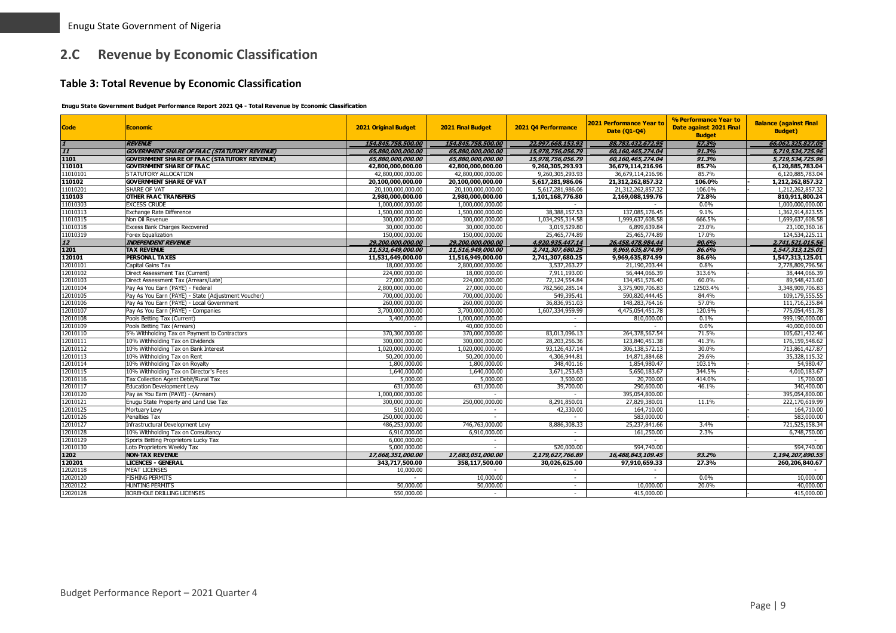## 2.C Revenue by Economic Classification

### Table 3: Total Revenue by Economic Classification

**Enugu State Government Budget Performance Report 2021 Q4 - Total Revenue by Economic Classification**

| Code | Economic | 2021 Original Budget | 2021 Final Budget | 2021 Q4 Performance | 2021 Performance Year to Date (Q1-Q4) | % Performance Year to Date against 2021 Final Budget | Balance (against Final Budget) |
|---|---|---|---|---|---|---|---|
| ***1*** | ***REVENUE*** | ***154,845,758,500.00*** | ***154,845,758,500.00*** | ***22,997,668,153.93*** | ***88,783,432,672.95*** | ***57.3%*** | ***66,062,325,827.05*** |
| ***11*** | ***GOVERNMENT SHARE OF FAAC (STATUTORY REVENUE)*** | ***65,880,000,000.00*** | ***65,880,000,000.00*** | ***15,978,756,056.79*** | ***60,160,465,274.04*** | ***91.3%*** | ***5,719,534,725.96*** |
| **1101** | **GOVERNMENT SHARE OF FAAC (STATUTORY REVENUE)** | ***65,880,000,000.00*** | ***65,880,000,000.00*** | ***15,978,756,056.79*** | ***60,160,465,274.04*** | ***91.3%*** | ***5,719,534,725.96*** |
| **110101** | **GOVERNMENT SHARE OF FAAC** | **42,800,000,000.00** | **42,800,000,000.00** | **9,260,305,293.93** | **36,679,114,216.96** | **85.7%** | **6,120,885,783.04** |
| 11010101 | STATUTORY ALLOCATION | 42,800,000,000.00 | 42,800,000,000.00 | 9,260,305,293.93 | 36,679,114,216.96 | 85.7% | 6,120,885,783.04 |
| **110102** | **GOVERNMENT SHARE OF VAT** | **20,100,000,000.00** | **20,100,000,000.00** | **5,617,281,986.06** | **21,312,262,857.32** | **106.0%** | **- 1,212,262,857.32** |
| 11010201 | SHARE OF VAT | 20,100,000,000.00 | 20,100,000,000.00 | 5,617,281,986.06 | 21,312,262,857.32 | 106.0% | - 1,212,262,857.32 |
| **110103** | **OTHER FAAC TRANSFERS** | **2,980,000,000.00** | **2,980,000,000.00** | **1,101,168,776.80** | **2,169,088,199.76** | **72.8%** | **810,911,800.24** |
| 11010303 | EXCESS CRUDE | 1,000,000,000.00 | 1,000,000,000.00 | - | - | 0.0% | 1,000,000,000.00 |
| 11010313 | Exchange Rate Difference | 1,500,000,000.00 | 1,500,000,000.00 | 38,388,157.53 | 137,085,176.45 | 9.1% | 1,362,914,823.55 |
| 11010315 | Non Oil Revenue | 300,000,000.00 | 300,000,000.00 | 1,034,295,314.58 | 1,999,637,608.58 | 666.5% | - 1,699,637,608.58 |
| 11010318 | Excess Bank Charges Recovered | 30,000,000.00 | 30,000,000.00 | 3,019,529.80 | 6,899,639.84 | 23.0% | 23,100,360.16 |
| 11010319 | Forex Equalization | 150,000,000.00 | 150,000,000.00 | 25,465,774.89 | 25,465,774.89 | 17.0% | 124,534,225.11 |
| ***12*** | ***INDEPENDENT REVENUE*** | ***29,200,000,000.00*** | ***29,200,000,000.00*** | ***4,920,935,447.14*** | ***26,458,478,984.44*** | ***90.6%*** | ***2,741,521,015.56*** |
| **1201** | **TAX REVENUE** | ***11,531,649,000.00*** | ***11,516,949,000.00*** | ***2,741,307,680.25*** | ***9,969,635,874.99*** | ***86.6%*** | ***1,547,313,125.01*** |
| **120101** | **PERSONAL TAXES** | **11,531,649,000.00** | **11,516,949,000.00** | **2,741,307,680.25** | **9,969,635,874.99** | **86.6%** | **1,547,313,125.01** |
| 12010101 | Capital Gains Tax | 18,000,000.00 | 2,800,000,000.00 | 3,537,263.27 | 21,190,203.44 | 0.8% | 2,778,809,796.56 |
| 12010102 | Direct Assessment Tax (Current) | 224,000,000.00 | 18,000,000.00 | 7,911,193.00 | 56,444,066.39 | 313.6% | - 38,444,066.39 |
| 12010103 | Direct Assessment Tax (Arrears/Late) | 27,000,000.00 | 224,000,000.00 | 72,124,554.84 | 134,451,576.40 | 60.0% | 89,548,423.60 |
| 12010104 | Pay As You Earn (PAYE) - Federal | 2,800,000,000.00 | 27,000,000.00 | 782,560,285.14 | 3,375,909,706.83 | 12503.4% | - 3,348,909,706.83 |
| 12010105 | Pay As You Earn (PAYE) - State (Adjustment Voucher) | 700,000,000.00 | 700,000,000.00 | 549,395.41 | 590,820,444.45 | 84.4% | 109,179,555.55 |
| 12010106 | Pay As You Earn (PAYE) - Local Government | 260,000,000.00 | 260,000,000.00 | 36,836,951.03 | 148,283,764.16 | 57.0% | 111,716,235.84 |
| 12010107 | Pay As You Earn (PAYE) - Companies | 3,700,000,000.00 | 3,700,000,000.00 | 1,607,334,959.99 | 4,475,054,451.78 | 120.9% | - 775,054,451.78 |
| 12010108 | Pools Betting Tax (Current) | 3,400,000.00 | 1,000,000,000.00 | - | 810,000.00 | 0.1% | 999,190,000.00 |
| 12010109 | Pools Betting Tax (Arrears) | - | 40,000,000.00 | - | - | 0.0% | 40,000,000.00 |
| 12010110 | 5% Withholding Tax on Payment to Contractors | 370,300,000.00 | 370,000,000.00 | 83,013,096.13 | 264,378,567.54 | 71.5% | 105,621,432.46 |
| 12010111 | 10% Withholding Tax on Dividends | 300,000,000.00 | 300,000,000.00 | 28,203,256.36 | 123,840,451.38 | 41.3% | 176,159,548.62 |
| 12010112 | 10% Withholding Tax on Bank Interest | 1,020,000,000.00 | 1,020,000,000.00 | 93,126,437.14 | 306,138,572.13 | 30.0% | 713,861,427.87 |
| 12010113 | 10% Withholding Tax on Rent | 50,200,000.00 | 50,200,000.00 | 4,306,944.81 | 14,871,884.68 | 29.6% | 35,328,115.32 |
| 12010114 | 10% Withholding Tax on Royalty | 1,800,000.00 | 1,800,000.00 | 348,401.16 | 1,854,980.47 | 103.1% | - 54,980.47 |
| 12010115 | 10% Withholding Tax on Director's Fees | 1,640,000.00 | 1,640,000.00 | 3,671,253.63 | 5,650,183.67 | 344.5% | - 4,010,183.67 |
| 12010116 | Tax Collection Agent Debit/Rural Tax | 5,000.00 | 5,000.00 | 3,500.00 | 20,700.00 | 414.0% | - 15,700.00 |
| 12010117 | Education Development Levy | 631,000.00 | 631,000.00 | 39,700.00 | 290,600.00 | 46.1% | 340,400.00 |
| 12010120 | Pay as You Earn (PAYE) - (Arrears) | 1,000,000,000.00 | - | - | 395,054,800.00 | | - 395,054,800.00 |
| 12010121 | Enugu State Property and Land Use Tax | 300,000,000.00 | 250,000,000.00 | 8,291,850.01 | 27,829,380.01 | 11.1% | 222,170,619.99 |
| 12010125 | Mortuary Levy | 510,000.00 | - | 42,330.00 | 164,710.00 | | - 164,710.00 |
| 12010126 | Penalties Tax | 250,000,000.00 | - | - | 583,000.00 | | - 583,000.00 |
| 12010127 | Infrastructural Development Levy | 486,253,000.00 | 746,763,000.00 | 8,886,308.33 | 25,237,841.66 | 3.4% | 721,525,158.34 |
| 12010128 | 10% Withholding Tax on Consultancy | 6,910,000.00 | 6,910,000.00 | - | 161,250.00 | 2.3% | 6,748,750.00 |
| 12010129 | Sports Betting Proprietors Lucky Tax | 6,000,000.00 | - | - | - | | - |
| 12010130 | Loto Proprietors Weekly Tax | 5,000,000.00 | - | 520,000.00 | 594,740.00 | | - 594,740.00 |
| **1202** | **NON-TAX REVENUE** | ***17,668,351,000.00*** | ***17,683,051,000.00*** | ***2,179,627,766.89*** | ***16,488,843,109.45*** | ***93.2%*** | ***1,194,207,890.55*** |
| **120201** | **LICENCES - GENERAL** | **343,717,500.00** | **358,117,500.00** | **30,026,625.00** | **97,910,659.33** | **27.3%** | **260,206,840.67** |
| 12020118 | MEAT LICENSES | 10,000.00 | - | - | - | | - |
| 12020120 | FISHING PERMITS | - | 10,000.00 | - | - | 0.0% | 10,000.00 |
| 12020122 | HUNTING PERMITS | 50,000.00 | 50,000.00 | - | 10,000.00 | 20.0% | 40,000.00 |
| 12020128 | BOREHOLE DRILLING LICENSES | 550,000.00 | - | - | 415,000.00 | | - 415,000.00 |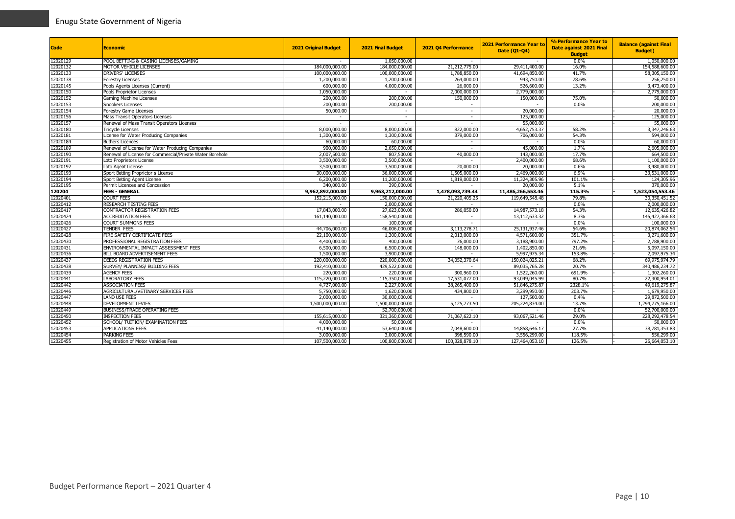| Code | Economic | 2021 Original Budget | 2021 Final Budget | 2021 Q4 Performance | 2021 Performance Year to Date (Q1-Q4) | % Performance Year to Date against 2021 Final Budget | Balance (against Final Budget) |
|---|---|---|---|---|---|---|---|
| 12020129 | POOL BETTING & CASINO LICENSES/GAMING | - | 1,050,000.00 | - | - | 0.0% | 1,050,000.00 |
| 12020132 | MOTOR VEHICLE LICENSES | 184,000,000.00 | 184,000,000.00 | 21,212,775.00 | 29,411,400.00 | 16.0% | 154,588,600.00 |
| 12020133 | DRIVERS' LICENSES | 100,000,000.00 | 100,000,000.00 | 1,788,850.00 | 41,694,850.00 | 41.7% | 58,305,150.00 |
| 12020138 | Forestry Licenses | 1,200,000.00 | 1,200,000.00 | 264,000.00 | 943,750.00 | 78.6% | 256,250.00 |
| 12020145 | Pools Agents Licenses (Current) | 600,000.00 | 4,000,000.00 | 26,000.00 | 526,600.00 | 13.2% | 3,473,400.00 |
| 12020150 | Pools Proprietor Licenses | 1,050,000.00 | - | 2,000,000.00 | 2,779,000.00 | | - 2,779,000.00 |
| 12020152 | Gaming Machine Licenses | 200,000.00 | 200,000.00 | 150,000.00 | 150,000.00 | 75.0% | 50,000.00 |
| 12020153 | Snookers Licenses | 200,000.00 | 200,000.00 | - | - | 0.0% | 200,000.00 |
| 12020154 | Forestry Game Licenses | 50,000.00 | - | - | 20,000.00 | | - 20,000.00 |
| 12020156 | Mass Transit Operators Licenses | - | - | - | 125,000.00 | | - 125,000.00 |
| 12020157 | Renewal of Mass Transit Operators Licenses | - | - | - | 55,000.00 | | - 55,000.00 |
| 12020180 | Tricycle Licenses | 8,000,000.00 | 8,000,000.00 | 822,000.00 | 4,652,753.37 | 58.2% | 3,347,246.63 |
| 12020181 | License for Water Producing Companies | 1,300,000.00 | 1,300,000.00 | 379,000.00 | 706,000.00 | 54.3% | 594,000.00 |
| 12020184 | Buthers Licences | 60,000.00 | 60,000.00 | - | - | 0.0% | 60,000.00 |
| 12020189 | Renewal of License for Water Producing Companies | 900,000.00 | 2,650,000.00 | - | 45,000.00 | 1.7% | 2,605,000.00 |
| 12020190 | Renewal of License for Commercial/Private Water Borehole | 2,007,500.00 | 807,500.00 | 40,000.00 | 143,000.00 | 17.7% | 664,500.00 |
| 12020191 | Loto Proprietors License | 3,500,000.00 | 3,500,000.00 | - | 2,400,000.00 | 68.6% | 1,100,000.00 |
| 12020192 | Loto Ageat License | 3,500,000.00 | 3,500,000.00 | 20,000.00 | 20,000.00 | 0.6% | 3,480,000.00 |
| 12020193 | Sport Betting Proprictor s License | 30,000,000.00 | 36,000,000.00 | 1,505,000.00 | 2,469,000.00 | 6.9% | 33,531,000.00 |
| 12020194 | Sport Betting Agent License | 6,200,000.00 | 11,200,000.00 | 1,819,000.00 | 11,324,305.96 | 101.1% | - 124,305.96 |
| 12020195 | Permit Licences and Concession | 340,000.00 | 390,000.00 | - | 20,000.00 | 5.1% | 370,000.00 |
| **120204** | **FEES - GENERAL** | **9,962,892,000.00** | **9,963,212,000.00** | **1,478,093,739.44** | **11,486,266,553.46** | **115.3%** | **- 1,523,054,553.46** |
| 12020401 | COURT FEES | 152,215,000.00 | 150,000,000.00 | 21,220,405.25 | 119,649,548.48 | 79.8% | 30,350,451.52 |
| 12020412 | RESEARCH TESTING FEES | - | 2,000,000.00 | - | - | 0.0% | 2,000,000.00 |
| 12020417 | CONTRACTOR REGISTRATION FEES | 17,843,000.00 | 27,623,000.00 | 286,050.00 | 14,987,573.18 | 54.3% | 12,635,426.82 |
| 12020424 | ACCREDITATION FEES | 161,140,000.00 | 158,540,000.00 | - | 13,112,633.32 | 8.3% | 145,427,366.68 |
| 12020426 | COURT SUMMONS FEES | - | 100,000.00 | - | - | 0.0% | 100,000.00 |
| 12020427 | TENDER FEES | 44,706,000.00 | 46,006,000.00 | 3,113,278.71 | 25,131,937.46 | 54.6% | 20,874,062.54 |
| 12020428 | FIRE SAFETY CERTIFICATE FEES | 22,100,000.00 | 1,300,000.00 | 2,013,000.00 | 4,571,600.00 | 351.7% | - 3,271,600.00 |
| 12020430 | PROFESSIONAL REGISTRATION FEES | 4,400,000.00 | 400,000.00 | 76,000.00 | 3,188,900.00 | 797.2% | - 2,788,900.00 |
| 12020431 | ENVIRONMENTAL IMPACT ASSESSMENT FEES | 6,500,000.00 | 6,500,000.00 | 148,000.00 | 1,402,850.00 | 21.6% | 5,097,150.00 |
| 12020436 | BILL BOARD ADVERTISEMENT FEES | 1,500,000.00 | 3,900,000.00 | - | 5,997,975.34 | 153.8% | - 2,097,975.34 |
| 12020437 | DEEDS REGISTRATION FEES | 220,000,000.00 | 220,000,000.00 | 34,052,370.64 | 150,024,025.21 | 68.2% | 69,975,974.79 |
| 12020438 | SURVEY/ PLANNING/ BUILDING FEES | 192,410,000.00 | 429,522,000.00 | - | 89,035,765.28 | 20.7% | 340,486,234.72 |
| 12020439 | AGENCY FEES | 220,000.00 | 220,000.00 | 300,960.00 | 1,522,260.00 | 691.9% | - 1,302,260.00 |
| 12020441 | LABORATORY FEES | 115,220,000.00 | 115,350,000.00 | 17,531,077.00 | 93,049,045.99 | 80.7% | 22,300,954.01 |
| 12020442 | ASSOCIATION FEES | 4,727,000.00 | 2,227,000.00 | 38,265,400.00 | 51,846,275.87 | 2328.1% | - 49,619,275.87 |
| 12020446 | AGRICULTURAL/VETINARY SERVICES FEES | 5,750,000.00 | 1,620,000.00 | 434,800.00 | 3,299,950.00 | 203.7% | - 1,679,950.00 |
| 12020447 | LAND USE FEES | 2,000,000.00 | 30,000,000.00 | - | 127,500.00 | 0.4% | 29,872,500.00 |
| 12020448 | DEVELOPMENT LEVIES | 1,500,000,000.00 | 1,500,000,000.00 | 5,125,773.50 | 205,224,834.00 | 13.7% | 1,294,775,166.00 |
| 12020449 | BUSINESS/TRADE OPERATING FEES | - | 52,700,000.00 | - | - | 0.0% | 52,700,000.00 |
| 12020450 | INSPECTION FEES | 155,615,000.00 | 321,360,000.00 | 71,067,622.10 | 93,067,521.46 | 29.0% | 228,292,478.54 |
| 12020452 | SCHOOL/ TUITION/ EXAMINATION FEES | 4,000,000.00 | 50,000.00 | - | - | 0.0% | 50,000.00 |
| 12020453 | APPLICATIONS FEES | 41,140,000.00 | 53,640,000.00 | 2,048,600.00 | 14,858,646.17 | 27.7% | 38,781,353.83 |
| 12020454 | PARKING FEES | 3,000,000.00 | 3,000,000.00 | 398,590.00 | 3,556,299.00 | 118.5% | - 556,299.00 |
| 12020455 | Registration of Motor Vehicles Fees | 107,500,000.00 | 100,800,000.00 | 100,328,878.10 | 127,464,053.10 | 126.5% | - 26,664,053.10 |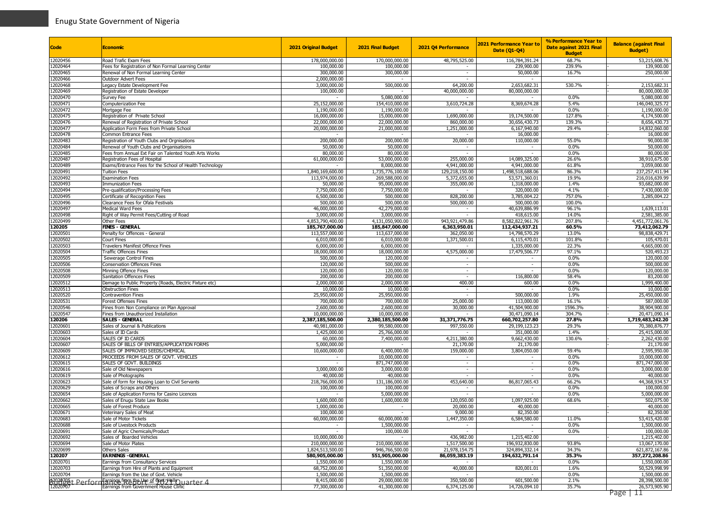| Code | Economic | 2021 Original Budget | 2021 Final Budget | 2021 Q4 Performance | 2021 Performance Year to Date (Q1-Q4) | % Performance Year to Date against 2021 Final Budget | Balance (against Final Budget) |
|---|---|---|---|---|---|---|---|
| 12020456 | Road Trafic Exam Fees | 178,000,000.00 | 170,000,000.00 | 48,795,525.00 | 116,784,391.24 | 68.7% | 53,215,608.76 |
| 12020464 | Fees for Registration of Non Formal Learning Center | 100,000.00 | 100,000.00 | - | 239,900.00 | 239.9% | - 139,900.00 |
| 12020465 | Renewal of Non Formal Learning Center | 300,000.00 | 300,000.00 | - | 50,000.00 | 16.7% | 250,000.00 |
| 12020466 | Outdoor Advert Fees | 2,000,000.00 | - | - | - | | - |
| 12020468 | Legacy Estate Development Fee | 3,000,000.00 | 500,000.00 | 64,200.00 | 2,653,682.31 | 530.7% | - 2,153,682.31 |
| 12020469 | Registration of Estate Developer | 100,000.00 | - | 40,000,000.00 | 80,000,000.00 | | - 80,000,000.00 |
| 12020470 | Survey Fee | - | 5,080,000.00 | - | - | 0.0% | 5,080,000.00 |
| 12020471 | Computerization Fee | 25,152,000.00 | 154,410,000.00 | 3,610,724.28 | 8,369,674.28 | 5.4% | 146,040,325.72 |
| 12020472 | Mortgage Fee | 1,190,000.00 | 1,190,000.00 | - | - | 0.0% | 1,190,000.00 |
| 12020475 | Registration of Private School | 16,000,000.00 | 15,000,000.00 | 1,690,000.00 | 19,174,500.00 | 127.8% | - 4,174,500.00 |
| 12020476 | Renewal of Registration of Private School | 22,000,000.00 | 22,000,000.00 | 860,000.00 | 30,656,430.73 | 139.3% | - 8,656,430.73 |
| 12020477 | Application Form Fees from Private School | 20,000,000.00 | 21,000,000.00 | 1,251,000.00 | 6,167,940.00 | 29.4% | 14,832,060.00 |
| 12020478 | Common Entrance Fees | - | - | - | 16,000.00 | | - 16,000.00 |
| 12020483 | Registration of Youth Clubs and Orgnisations | 200,000.00 | 200,000.00 | 20,000.00 | 110,000.00 | 55.0% | 90,000.00 |
| 12020484 | Renewal of Youth Clubs and Organisatioins | 50,000.00 | 50,000.00 | - | - | 0.0% | 50,000.00 |
| 12020485 | Fees from Annual Ext Fair on Talented Youth Arts Works | 80,000.00 | 80,000.00 | - | - | 0.0% | 80,000.00 |
| 12020487 | Registration Fees of Hospital | 61,000,000.00 | 53,000,000.00 | 255,000.00 | 14,089,325.00 | 26.6% | 38,910,675.00 |
| 12020489 | Exams/Entrance Fees for the School of Health Technology | - | 8,000,000.00 | 4,941,000.00 | 4,941,000.00 | 61.8% | 3,059,000.00 |
| 12020491 | Tuition Fees | 1,840,169,600.00 | 1,735,776,100.00 | 129,218,150.00 | 1,498,518,688.06 | 86.3% | 237,257,411.94 |
| 12020492 | Examination Fees | 113,974,000.00 | 269,588,000.00 | 5,372,655.00 | 53,571,360.01 | 19.9% | 216,016,639.99 |
| 12020493 | Immunization Fees | 50,000.00 | 95,000,000.00 | 355,000.00 | 1,318,000.00 | 1.4% | 93,682,000.00 |
| 12020494 | Pre-qualification/Processing Fees | 7,750,000.00 | 7,750,000.00 | - | 320,000.00 | 4.1% | 7,430,000.00 |
| 12020495 | Certificate of Recognition Fees | 6,500,000.00 | 500,000.00 | 828,200.00 | 3,785,004.22 | 757.0% | - 3,285,004.22 |
| 12020496 | Clearance Fees for Ofala Festivals | 500,000.00 | 500,000.00 | 500,000.00 | 500,000.00 | 100.0% | - |
| 12020497 | Medical Ward Fees | 46,000,000.00 | 42,279,000.00 | - | 40,639,886.99 | 96.1% | 1,639,113.01 |
| 12020498 | Right of Way Permit Fees/Cutting of Road | 3,000,000.00 | 3,000,000.00 | - | 418,615.00 | 14.0% | 2,581,385.00 |
| 12020499 | Other Fees | 4,853,790,400.00 | 4,131,050,900.00 | 943,921,479.86 | 8,582,822,961.76 | 207.8% | - 4,451,772,061.76 |
| **120205** | **FINES - GENERAL** | **185,767,000.00** | **185,847,000.00** | **6,363,950.01** | **112,434,937.21** | **60.5%** | **73,412,062.79** |
| 12020501 | Penalty for Offences - General | 113,557,000.00 | 113,637,000.00 | 362,050.00 | 14,798,570.29 | 13.0% | 98,838,429.71 |
| 12020502 | Court Fines | 6,010,000.00 | 6,010,000.00 | 1,371,500.01 | 6,115,470.01 | 101.8% | - 105,470.01 |
| 12020503 | Travelers Manifest Offence Fines | 6,000,000.00 | 6,000,000.00 | - | 1,335,000.00 | 22.3% | 4,665,000.00 |
| 12020504 | Traffic Offences Fines | 18,000,000.00 | 18,000,000.00 | 4,575,000.00 | 17,479,506.77 | 97.1% | 520,493.23 |
| 12020505 | Sewerage Control Fines | 500,000.00 | 120,000.00 | - | - | 0.0% | 120,000.00 |
| 12020506 | Conservation Offences Fines | 120,000.00 | 500,000.00 | - | - | 0.0% | 500,000.00 |
| 12020508 | Minning Offence Fines | 120,000.00 | 120,000.00 | - | - | 0.0% | 120,000.00 |
| 12020509 | Sanitation Offences Fines | 200,000.00 | 200,000.00 | - | 116,800.00 | 58.4% | 83,200.00 |
| 12020512 | Damage to Public Property (Roads, Electric Fixture etc) | 2,000,000.00 | 2,000,000.00 | 400.00 | 600.00 | 0.0% | 1,999,400.00 |
| 12020513 | Obstruction Fines | 10,000.00 | 10,000.00 | - | - | 0.0% | 10,000.00 |
| 12020520 | Contravention Fines | 25,950,000.00 | 25,950,000.00 | - | 500,000.00 | 1.9% | 25,450,000.00 |
| 12020531 | Forest Offenses Fines | 700,000.00 | 700,000.00 | 25,000.00 | 113,000.00 | 16.1% | 587,000.00 |
| 12020546 | Fines from Non Compliance on Plan Approval | 2,600,000.00 | 2,600,000.00 | 30,000.00 | 41,504,900.00 | 1596.3% | - 38,904,900.00 |
| 12020547 | Fines from Unauthorized Installation | 10,000,000.00 | 10,000,000.00 | - | 30,471,090.14 | 304.7% | - 20,471,090.14 |
| **120206** | **SALES - GENERAL** | **2,387,185,500.00** | **2,380,185,500.00** | **31,371,776.75** | **660,702,257.80** | **27.8%** | **1,719,483,242.20** |
| 12020601 | Sales of Journal & Publications | 40,981,000.00 | 99,580,000.00 | 997,550.00 | 29,199,123.23 | 29.3% | 70,380,876.77 |
| 12020603 | Sales of ID Cards | 1,425,000.00 | 25,766,000.00 | - | 351,000.00 | 1.4% | 25,415,000.00 |
| 12020604 | SALES OF ID CARDS | 60,000.00 | 7,400,000.00 | 4,211,380.00 | 9,662,430.00 | 130.6% | - 2,262,430.00 |
| 12020607 | SALES OF BILLS OF ENTRIES/APPLICATION FORMS | 5,000,000.00 | - | 21,170.00 | 21,170.00 | | - 21,170.00 |
| 12020609 | SALES OF IMPROVED SEEDS/CHEMICAL | 10,600,000.00 | 6,400,000.00 | 159,000.00 | 3,804,050.00 | 59.4% | 2,595,950.00 |
| 12020612 | PROCEEDS FROM SALES OF GOVT. VEHICLES | - | 10,000,000.00 | - | - | 0.0% | 10,000,000.00 |
| 12020615 | SALES OF GOVT. BUILDINGS | - | 871,747,000.00 | - | - | 0.0% | 871,747,000.00 |
| 12020616 | Sale of Old Newspapers | 3,000,000.00 | 3,000,000.00 | - | - | 0.0% | 3,000,000.00 |
| 12020619 | Sale of Photographs | 40,000.00 | 40,000.00 | - | - | 0.0% | 40,000.00 |
| 12020623 | Sale of form for Housing Loan to Civil Servants | 218,766,000.00 | 131,186,000.00 | 453,640.00 | 86,817,065.43 | 66.2% | 44,368,934.57 |
| 12020629 | Sales of Scraps and Others | 100,000.00 | 100,000.00 | - | - | 0.0% | 100,000.00 |
| 12020654 | Sale of Application Forms for Casino Licences | - | 5,000,000.00 | - | - | 0.0% | 5,000,000.00 |
| 12020662 | Sales of Enugu State Law Books | 1,600,000.00 | 1,600,000.00 | 120,050.00 | 1,097,925.00 | 68.6% | 502,075.00 |
| 12020665 | Sale of Forest Produce | 1,000,000.00 | - | 20,000.00 | 40,000.00 | | - 40,000.00 |
| 12020671 | Veterinary Sales of Meat | 100,000.00 | - | 9,000.00 | 82,350.00 | | - 82,350.00 |
| 12020683 | Sale of Motor Tickets | 60,000,000.00 | 60,000,000.00 | 1,447,350.00 | 6,584,580.00 | 11.0% | 53,415,420.00 |
| 12020688 | Sale of Livestock Products | - | 1,500,000.00 | - | - | 0.0% | 1,500,000.00 |
| 12020691 | Sale of Agric Chemicals/Product | - | 100,000.00 | - | - | 0.0% | 100,000.00 |
| 12020692 | Sales of Boarded Vehicles | 10,000,000.00 | - | 436,982.00 | 1,215,402.00 | | - 1,215,402.00 |
| 12020694 | Sale of Motor Plates | 210,000,000.00 | 210,000,000.00 | 1,517,500.00 | 196,932,830.00 | 93.8% | 13,067,170.00 |
| 12020699 | Others Sales | 1,824,513,500.00 | 946,766,500.00 | 21,978,154.75 | 324,894,332.14 | 34.3% | 621,872,167.86 |
| **120207** | **EARNINGS -GENERAL** | **580,905,000.00** | **551,905,000.00** | **86,059,383.19** | **194,632,791.14** | **35.3%** | **357,272,208.86** |
| 12020701 | Earnings from Consultancy Services | 1,550,000.00 | 1,550,000.00 | - | - | 0.0% | 1,550,000.00 |
| 12020703 | Earnings from Hire of Plants and Equipment | 68,752,000.00 | 51,350,000.00 | 40,000.00 | 820,001.01 | 1.6% | 50,529,998.99 |
| 12020704 | Earnings from the Use of Govt. Vehicle | 1,500,000.00 | 1,500,000.00 | - | - | 0.0% | 1,500,000.00 |
| 12020705 | Earnings from the Use of Govt. Halls | 8,415,000.00 | 29,000,000.00 | 350,500.00 | 601,500.00 | 2.1% | 28,398,500.00 |
| 12020707 | Earnings from Government House Clinic | 77,300,000.00 | 41,300,000.00 | 6,374,125.00 | 14,726,094.10 | 35.7% | 26,573,905.90 |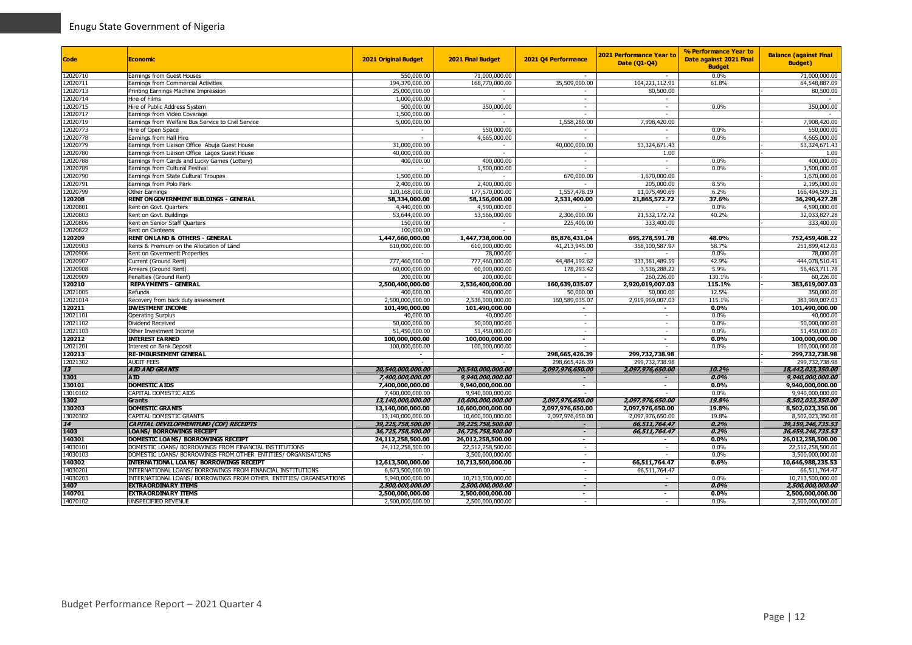| Code | Economic | 2021 Original Budget | 2021 Final Budget | 2021 Q4 Performance | 2021 Performance Year to Date (Q1-Q4) | % Performance Year to Date against 2021 Final Budget | Balance (against Final Budget) |
|---|---|---|---|---|---|---|---|
| 12020710 | Earnings from Guest Houses | 550,000.00 | 71,000,000.00 | - | - | 0.0% | 71,000,000.00 |
| 12020711 | Earnings from Commercial Activities | 194,370,000.00 | 168,770,000.00 | 35,509,000.00 | 104,221,112.91 | 61.8% | 64,548,887.09 |
| 12020713 | Printing Earnings Machine Impression | 25,000,000.00 | - | - | 80,500.00 | | - 80,500.00 |
| 12020714 | Hire of Films | 1,000,000.00 | - | - | - | | - |
| 12020715 | Hire of Public Address System | 500,000.00 | 350,000.00 | - | - | 0.0% | 350,000.00 |
| 12020717 | Earnings from Video Coverage | 1,500,000.00 | - | - | - | | - |
| 12020719 | Earnings from Welfare Bus Service to Civil Service | 5,000,000.00 | - | 1,558,280.00 | 7,908,420.00 | | - 7,908,420.00 |
| 12020773 | Hire of Open Space | - | 550,000.00 | - | - | 0.0% | 550,000.00 |
| 12020778 | Earnings from Hall Hire | - | 4,665,000.00 | - | - | 0.0% | 4,665,000.00 |
| 12020779 | Earnings from Liaison Office Abuja Guest House | 31,000,000.00 | - | 40,000,000.00 | 53,324,671.43 | | - 53,324,671.43 |
| 12020780 | Earnings from Liaison Office Lagos Guest House | 40,000,000.00 | - | - | 1.00 | | - 1.00 |
| 12020788 | Earnings from Cards and Lucky Games (Lottery) | 400,000.00 | 400,000.00 | - | - | 0.0% | 400,000.00 |
| 12020789 | Earnings from Cultural Festival | - | 1,500,000.00 | - | - | 0.0% | 1,500,000.00 |
| 12020790 | Earnings from State Cultural Troupes | 1,500,000.00 | - | 670,000.00 | 1,670,000.00 | | - 1,670,000.00 |
| 12020791 | Earnings from Polo Park | 2,400,000.00 | 2,400,000.00 | - | 205,000.00 | 8.5% | 2,195,000.00 |
| 12020799 | Other Earnings | 120,168,000.00 | 177,570,000.00 | 1,557,478.19 | 11,075,490.69 | 6.2% | 166,494,509.31 |
| **120208** | **RENT ON GOVERNMENT BUILDINGS - GENERAL** | **58,334,000.00** | **58,156,000.00** | **2,531,400.00** | **21,865,572.72** | **37.6%** | **36,290,427.28** |
| 12020801 | Rent on Govt. Quarters | 4,440,000.00 | 4,590,000.00 | - | - | 0.0% | 4,590,000.00 |
| 12020803 | Rent on Govt. Buildings | 53,644,000.00 | 53,566,000.00 | 2,306,000.00 | 21,532,172.72 | 40.2% | 32,033,827.28 |
| 12020806 | Rent on Senior Staff Quarters | 150,000.00 | - | 225,400.00 | 333,400.00 | | - 333,400.00 |
| 12020822 | Rent on Canteens | 100,000.00 | - | - | - | | - |
| **120209** | **RENT ON LAND & OTHERS - GENERAL** | **1,447,660,000.00** | **1,447,738,000.00** | **85,876,431.04** | **695,278,591.78** | **48.0%** | **752,459,408.22** |
| 12020903 | Rents & Premium on the Allocation of Land | 610,000,000.00 | 610,000,000.00 | 41,213,945.00 | 358,100,587.97 | 58.7% | 251,899,412.03 |
| 12020906 | Rent on Govermentt Properties | - | 78,000.00 | - | - | 0.0% | 78,000.00 |
| 12020907 | Current (Ground Rent) | 777,460,000.00 | 777,460,000.00 | 44,484,192.62 | 333,381,489.59 | 42.9% | 444,078,510.41 |
| 12020908 | Arrears (Ground Rent) | 60,000,000.00 | 60,000,000.00 | 178,293.42 | 3,536,288.22 | 5.9% | 56,463,711.78 |
| 12020909 | Penalties (Ground Rent) | 200,000.00 | 200,000.00 | - | 260,226.00 | 130.1% | - 60,226.00 |
| **120210** | **REPAYMENTS - GENERAL** | **2,500,400,000.00** | **2,536,400,000.00** | **160,639,035.07** | **2,920,019,007.03** | **115.1%** | **- 383,619,007.03** |
| 12021005 | Refunds | 400,000.00 | 400,000.00 | 50,000.00 | 50,000.00 | 12.5% | 350,000.00 |
| 12021014 | Recovery from back duty assessment | 2,500,000,000.00 | 2,536,000,000.00 | 160,589,035.07 | 2,919,969,007.03 | 115.1% | - 383,969,007.03 |
| **120211** | **INVESTMENT INCOME** | **101,490,000.00** | **101,490,000.00** | **-** | **-** | **0.0%** | **101,490,000.00** |
| 12021101 | Operating Surplus | 40,000.00 | 40,000.00 | - | - | 0.0% | 40,000.00 |
| 12021102 | Dividend Received | 50,000,000.00 | 50,000,000.00 | - | - | 0.0% | 50,000,000.00 |
| 12021103 | Other Investment Income | 51,450,000.00 | 51,450,000.00 | - | - | 0.0% | 51,450,000.00 |
| **120212** | **INTEREST EARNED** | **100,000,000.00** | **100,000,000.00** | **-** | **-** | **0.0%** | **100,000,000.00** |
| 12021201 | Interest on Bank Deposit | 100,000,000.00 | 100,000,000.00 | - | - | 0.0% | 100,000,000.00 |
| **120213** | **RE-IMBURSEMENT GENERAL** | **-** | **-** | **298,665,426.39** | **299,732,738.98** | | **- 299,732,738.98** |
| 12021302 | AUDIT FEES | - | - | 298,665,426.39 | 299,732,738.98 | | - 299,732,738.98 |
| ***13*** | ***AID AND GRANTS*** | ***20,540,000,000.00*** | ***20,540,000,000.00*** | ***2,097,976,650.00*** | ***2,097,976,650.00*** | ***10.2%*** | ***18,442,023,350.00*** |
| **1301** | ***AID*** | ***7,400,000,000.00*** | ***9,940,000,000.00*** | ***-*** | ***-*** | ***0.0%*** | ***9,940,000,000.00*** |
| **130101** | **DOMESTIC AIDS** | **7,400,000,000.00** | **9,940,000,000.00** | **-** | **-** | **0.0%** | **9,940,000,000.00** |
| 13010102 | CAPITAL DOMESTIC AIDS | 7,400,000,000.00 | 9,940,000,000.00 | - | - | 0.0% | 9,940,000,000.00 |
| **1302** | ***Grants*** | ***13,140,000,000.00*** | ***10,600,000,000.00*** | ***2,097,976,650.00*** | ***2,097,976,650.00*** | ***19.8%*** | ***8,502,023,350.00*** |
| **130203** | **DOMESTIC GRANTS** | **13,140,000,000.00** | **10,600,000,000.00** | **2,097,976,650.00** | **2,097,976,650.00** | **19.8%** | **8,502,023,350.00** |
| 13020302 | CAPITAL DOMESTIC GRANTS | 13,140,000,000.00 | 10,600,000,000.00 | 2,097,976,650.00 | 2,097,976,650.00 | 19.8% | 8,502,023,350.00 |
| ***14*** | ***CAPITAL DEVELOPMENTFUND (CDF) RECEIPTS*** | ***39,225,758,500.00*** | ***39,225,758,500.00*** | ***-*** | ***66,511,764.47*** | ***0.2%*** | ***39,159,246,735.53*** |
| **1403** | ***LOANS/ BORROWINGS RECEIPT*** | ***36,725,758,500.00*** | ***36,725,758,500.00*** | ***-*** | ***66,511,764.47*** | ***0.2%*** | ***36,659,246,735.53*** |
| **140301** | **DOMESTIC LOANS/ BORROWINGS RECEIPT** | **24,112,258,500.00** | **26,012,258,500.00** | **-** | **-** | **0.0%** | **26,012,258,500.00** |
| 14030101 | DOMESTIC LOANS/ BORROWINGS FROM FINANCIAL INSTITUTIONS | 24,112,258,500.00 | 22,512,258,500.00 | - | - | 0.0% | 22,512,258,500.00 |
| 14030103 | DOMESTIC LOANS/ BORROWINGS FROM OTHER ENTITIES/ ORGANISATIONS | - | 3,500,000,000.00 | - | - | 0.0% | 3,500,000,000.00 |
| **140302** | **INTERNATIONAL LOANS/ BORROWINGS RECEIPT** | **12,613,500,000.00** | **10,713,500,000.00** | **-** | **66,511,764.47** | **0.6%** | **10,646,988,235.53** |
| 14030201 | INTERNATIONAL LOANS/ BORROWINGS FROM FINANCIAL INSTITUTIONS | 6,673,500,000.00 | - | - | 66,511,764.47 | | - 66,511,764.47 |
| 14030203 | INTERNATIONAL LOANS/ BORROWINGS FROM OTHER ENTITIES/ ORGANISATIONS | 5,940,000,000.00 | 10,713,500,000.00 | - | - | 0.0% | 10,713,500,000.00 |
| **1407** | ***EXTRAORDINARY ITEMS*** | ***2,500,000,000.00*** | ***2,500,000,000.00*** | ***-*** | ***-*** | ***0.0%*** | ***2,500,000,000.00*** |
| **140701** | **EXTRAORDINARY ITEMS** | **2,500,000,000.00** | **2,500,000,000.00** | **-** | **-** | **0.0%** | **2,500,000,000.00** |
| 14070102 | UNSPECIFIED REVENUE | 2,500,000,000.00 | 2,500,000,000.00 | - | - | 0.0% | 2,500,000,000.00 |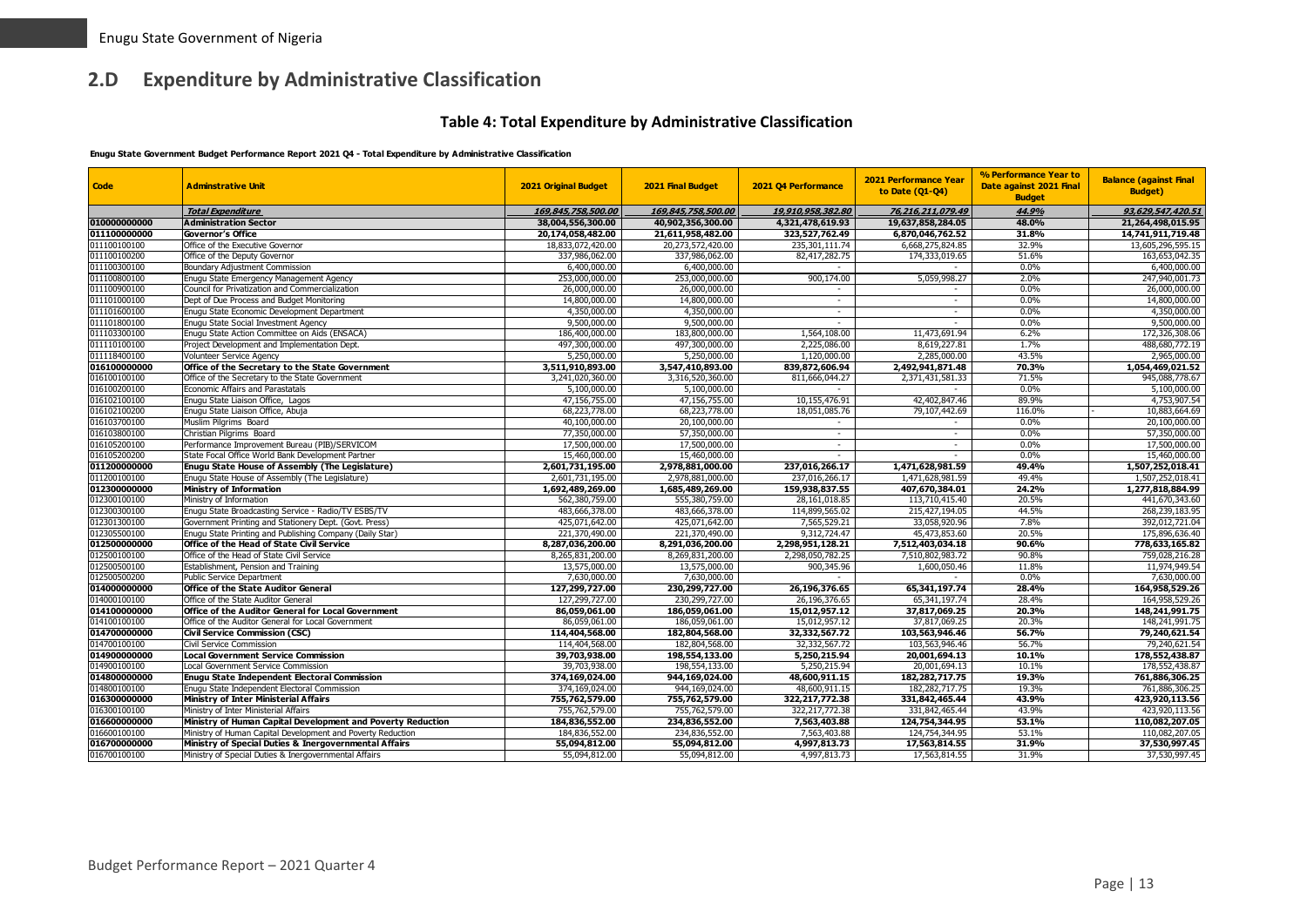## 2.D Expenditure by Administrative Classification

### Table 4: Total Expenditure by Administrative Classification

**Enugu State Government Budget Performance Report 2021 Q4 - Total Expenditure by Administrative Classification**

| Code | Adminstrative Unit | 2021 Original Budget | 2021 Final Budget | 2021 Q4 Performance | 2021 Performance Year to Date (Q1-Q4) | % Performance Year to Date against 2021 Final Budget | Balance (against Final Budget) |
|---|---|---|---|---|---|---|---|
| | ***Total Expenditure*** | ***169,845,758,500.00*** | ***169,845,758,500.00*** | ***19,910,958,382.80*** | ***76,216,211,079.49*** | ***44.9%*** | ***93,629,547,420.51*** |
| **010000000000** | **Administration Sector** | **38,004,556,300.00** | **40,902,356,300.00** | **4,321,478,619.93** | **19,637,858,284.05** | **48.0%** | **21,264,498,015.95** |
| **011100000000** | **Governor's Office** | **20,174,058,482.00** | **21,611,958,482.00** | **323,527,762.49** | **6,870,046,762.52** | **31.8%** | **14,741,911,719.48** |
| 011100100100 | Office of the Executive Governor | 18,833,072,420.00 | 20,273,572,420.00 | 235,301,111.74 | 6,668,275,824.85 | 32.9% | 13,605,296,595.15 |
| 011100100200 | Office of the Deputy Governor | 337,986,062.00 | 337,986,062.00 | 82,417,282.75 | 174,333,019.65 | 51.6% | 163,653,042.35 |
| 011100300100 | Boundary Adjustment Commission | 6,400,000.00 | 6,400,000.00 | - | - | 0.0% | 6,400,000.00 |
| 011100800100 | Enugu State Emergency Management Agency | 253,000,000.00 | 253,000,000.00 | 900,174.00 | 5,059,998.27 | 2.0% | 247,940,001.73 |
| 011100900100 | Council for Privatization and Commercialization | 26,000,000.00 | 26,000,000.00 | - | - | 0.0% | 26,000,000.00 |
| 011101000100 | Dept of Due Process and Budget Monitoring | 14,800,000.00 | 14,800,000.00 | - | - | 0.0% | 14,800,000.00 |
| 011101600100 | Enugu State Economic Development Department | 4,350,000.00 | 4,350,000.00 | - | - | 0.0% | 4,350,000.00 |
| 011101800100 | Enugu State Social Investment Agency | 9,500,000.00 | 9,500,000.00 | - | - | 0.0% | 9,500,000.00 |
| 011103300100 | Enugu State Action Committee on Aids (ENSACA) | 186,400,000.00 | 183,800,000.00 | 1,564,108.00 | 11,473,691.94 | 6.2% | 172,326,308.06 |
| 011110100100 | Project Development and Implementation Dept. | 497,300,000.00 | 497,300,000.00 | 2,225,086.00 | 8,619,227.81 | 1.7% | 488,680,772.19 |
| 011118400100 | Volunteer Service Agency | 5,250,000.00 | 5,250,000.00 | 1,120,000.00 | 2,285,000.00 | 43.5% | 2,965,000.00 |
| **016100000000** | **Office of the Secretary to the State Government** | **3,511,910,893.00** | **3,547,410,893.00** | **839,872,606.94** | **2,492,941,871.48** | **70.3%** | **1,054,469,021.52** |
| 016100100100 | Office of the Secretary to the State Government | 3,241,020,360.00 | 3,316,520,360.00 | 811,666,044.27 | 2,371,431,581.33 | 71.5% | 945,088,778.67 |
| 016100200100 | Economic Affairs and Parastatals | 5,100,000.00 | 5,100,000.00 | - | - | 0.0% | 5,100,000.00 |
| 016102100100 | Enugu State Liaison Office, Lagos | 47,156,755.00 | 47,156,755.00 | 10,155,476.91 | 42,402,847.46 | 89.9% | 4,753,907.54 |
| 016102100200 | Enugu State Liaison Office, Abuja | 68,223,778.00 | 68,223,778.00 | 18,051,085.76 | 79,107,442.69 | 116.0% | - 10,883,664.69 |
| 016103700100 | Muslim Pilgrims Board | 40,100,000.00 | 20,100,000.00 | - | - | 0.0% | 20,100,000.00 |
| 016103800100 | Christian Pilgrims Board | 77,350,000.00 | 57,350,000.00 | - | - | 0.0% | 57,350,000.00 |
| 016105200100 | Performance Improvement Bureau (PIB)/SERVICOM | 17,500,000.00 | 17,500,000.00 | - | - | 0.0% | 17,500,000.00 |
| 016105200200 | State Focal Office World Bank Development Partner | 15,460,000.00 | 15,460,000.00 | - | - | 0.0% | 15,460,000.00 |
| **011200000000** | **Enugu State House of Assembly (The Legislature)** | **2,601,731,195.00** | **2,978,881,000.00** | **237,016,266.17** | **1,471,628,981.59** | **49.4%** | **1,507,252,018.41** |
| 011200100100 | Enugu State House of Assembly (The Legislature) | 2,601,731,195.00 | 2,978,881,000.00 | 237,016,266.17 | 1,471,628,981.59 | 49.4% | 1,507,252,018.41 |
| **012300000000** | **Ministry of Information** | **1,692,489,269.00** | **1,685,489,269.00** | **159,938,837.55** | **407,670,384.01** | **24.2%** | **1,277,818,884.99** |
| 012300100100 | Ministry of Information | 562,380,759.00 | 555,380,759.00 | 28,161,018.85 | 113,710,415.40 | 20.5% | 441,670,343.60 |
| 012300300100 | Enugu State Broadcasting Service - Radio/TV ESBS/TV | 483,666,378.00 | 483,666,378.00 | 114,899,565.02 | 215,427,194.05 | 44.5% | 268,239,183.95 |
| 012301300100 | Government Printing and Stationery Dept. (Govt. Press) | 425,071,642.00 | 425,071,642.00 | 7,565,529.21 | 33,058,920.96 | 7.8% | 392,012,721.04 |
| 012305500100 | Enugu State Printing and Publishing Company (Daily Star) | 221,370,490.00 | 221,370,490.00 | 9,312,724.47 | 45,473,853.60 | 20.5% | 175,896,636.40 |
| **012500000000** | **Office of the Head of State Civil Service** | **8,287,036,200.00** | **8,291,036,200.00** | **2,298,951,128.21** | **7,512,403,034.18** | **90.6%** | **778,633,165.82** |
| 012500100100 | Office of the Head of State Civil Service | 8,265,831,200.00 | 8,269,831,200.00 | 2,298,050,782.25 | 7,510,802,983.72 | 90.8% | 759,028,216.28 |
| 012500500100 | Establishment, Pension and Training | 13,575,000.00 | 13,575,000.00 | 900,345.96 | 1,600,050.46 | 11.8% | 11,974,949.54 |
| 012500500200 | Public Service Department | 7,630,000.00 | 7,630,000.00 | - | - | 0.0% | 7,630,000.00 |
| **014000000000** | **Office of the State Auditor General** | **127,299,727.00** | **230,299,727.00** | **26,196,376.65** | **65,341,197.74** | **28.4%** | **164,958,529.26** |
| 014000100100 | Office of the State Auditor General | 127,299,727.00 | 230,299,727.00 | 26,196,376.65 | 65,341,197.74 | 28.4% | 164,958,529.26 |
| **014100000000** | **Office of the Auditor General for Local Government** | **86,059,061.00** | **186,059,061.00** | **15,012,957.12** | **37,817,069.25** | **20.3%** | **148,241,991.75** |
| 014100100100 | Office of the Auditor General for Local Government | 86,059,061.00 | 186,059,061.00 | 15,012,957.12 | 37,817,069.25 | 20.3% | 148,241,991.75 |
| **014700000000** | **Civil Service Commission (CSC)** | **114,404,568.00** | **182,804,568.00** | **32,332,567.72** | **103,563,946.46** | **56.7%** | **79,240,621.54** |
| 014700100100 | Civil Service Commission | 114,404,568.00 | 182,804,568.00 | 32,332,567.72 | 103,563,946.46 | 56.7% | 79,240,621.54 |
| **014900000000** | **Local Government Service Commission** | **39,703,938.00** | **198,554,133.00** | **5,250,215.94** | **20,001,694.13** | **10.1%** | **178,552,438.87** |
| 014900100100 | Local Government Service Commission | 39,703,938.00 | 198,554,133.00 | 5,250,215.94 | 20,001,694.13 | 10.1% | 178,552,438.87 |
| **014800000000** | **Enugu State Independent Electoral Commission** | **374,169,024.00** | **944,169,024.00** | **48,600,911.15** | **182,282,717.75** | **19.3%** | **761,886,306.25** |
| 014800100100 | Enugu State Independent Electoral Commission | 374,169,024.00 | 944,169,024.00 | 48,600,911.15 | 182,282,717.75 | 19.3% | 761,886,306.25 |
| **016300000000** | **Ministry of Inter Ministerial Affairs** | **755,762,579.00** | **755,762,579.00** | **322,217,772.38** | **331,842,465.44** | **43.9%** | **423,920,113.56** |
| 016300100100 | Ministry of Inter Ministerial Affairs | 755,762,579.00 | 755,762,579.00 | 322,217,772.38 | 331,842,465.44 | 43.9% | 423,920,113.56 |
| **016600000000** | **Ministry of Human Capital Development and Poverty Reduction** | **184,836,552.00** | **234,836,552.00** | **7,563,403.88** | **124,754,344.95** | **53.1%** | **110,082,207.05** |
| 016600100100 | Ministry of Human Capital Development and Poverty Reduction | 184,836,552.00 | 234,836,552.00 | 7,563,403.88 | 124,754,344.95 | 53.1% | 110,082,207.05 |
| **016700000000** | **Ministry of Special Duties & Inergovernmental Affairs** | **55,094,812.00** | **55,094,812.00** | **4,997,813.73** | **17,563,814.55** | **31.9%** | **37,530,997.45** |
| 016700100100 | Ministry of Special Duties & Inergovernmental Affairs | 55,094,812.00 | 55,094,812.00 | 4,997,813.73 | 17,563,814.55 | 31.9% | 37,530,997.45 |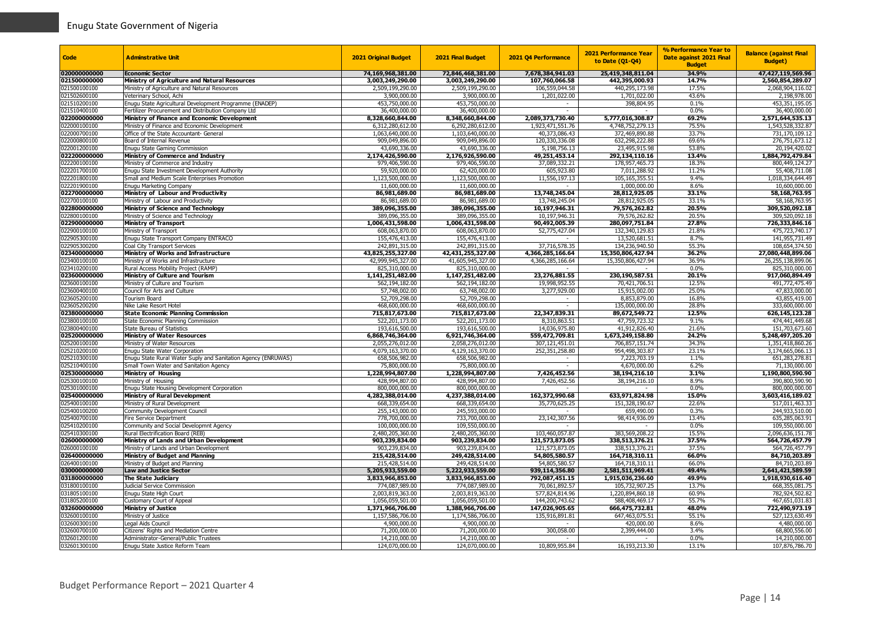| Code | Adminstrative Unit | 2021 Original Budget | 2021 Final Budget | 2021 Q4 Performance | 2021 Performance Year to Date (Q1-Q4) | % Performance Year to Date against 2021 Final Budget | Balance (against Final Budget) |
|---|---|---|---|---|---|---|---|
| **020000000000** | **Economic Sector** | **74,169,968,381.00** | **72,846,468,381.00** | **7,678,384,941.03** | **25,419,348,811.04** | **34.9%** | **47,427,119,569.96** |
| **021500000000** | **Ministry of Agriculture and Natural Resources** | **3,003,249,290.00** | **3,003,249,290.00** | **107,760,066.58** | **442,395,000.93** | **14.7%** | **2,560,854,289.07** |
| 021500100100 | Ministry of Agriculture and Natural Resources | 2,509,199,290.00 | 2,509,199,290.00 | 106,559,044.58 | 440,295,173.98 | 17.5% | 2,068,904,116.02 |
| 021502600100 | Veterinary School, Achi | 3,900,000.00 | 3,900,000.00 | 1,201,022.00 | 1,701,022.00 | 43.6% | 2,198,978.00 |
| 021510200100 | Enugu State Agricultural Development Programme (ENADEP) | 453,750,000.00 | 453,750,000.00 | - | 398,804.95 | 0.1% | 453,351,195.05 |
| 021510400100 | Fertilizer Procurement and Distribution Company Ltd | 36,400,000.00 | 36,400,000.00 | - | - | 0.0% | 36,400,000.00 |
| **022000000000** | **Ministry of Finance and Economic Development** | **8,328,660,844.00** | **8,348,660,844.00** | **2,089,373,730.40** | **5,777,016,308.87** | **69.2%** | **2,571,644,535.13** |
| 022000100100 | Ministry of Finance and Economic Development | 6,312,280,612.00 | 6,292,280,612.00 | 1,923,471,551.76 | 4,748,752,279.13 | 75.5% | 1,543,528,332.87 |
| 022000700100 | Office of the State Accountant- General | 1,063,640,000.00 | 1,103,640,000.00 | 40,373,086.43 | 372,469,890.88 | 33.7% | 731,170,109.12 |
| 022000800100 | Board of Internal Revenue | 909,049,896.00 | 909,049,896.00 | 120,330,336.08 | 632,298,222.88 | 69.6% | 276,751,673.12 |
| 022001200100 | Enugu State Gaming Commission | 43,690,336.00 | 43,690,336.00 | 5,198,756.13 | 23,495,915.98 | 53.8% | 20,194,420.02 |
| **022200000000** | **Ministry of Commerce and Industry** | **2,174,426,590.00** | **2,176,926,590.00** | **49,251,453.14** | **292,134,110.16** | **13.4%** | **1,884,792,479.84** |
| 022200100100 | Ministry of Commerce and Industry | 979,406,590.00 | 979,406,590.00 | 37,089,332.21 | 178,957,465.73 | 18.3% | 800,449,124.27 |
| 022201700100 | Enugu State Investment Development Authority | 59,920,000.00 | 62,420,000.00 | 605,923.80 | 7,011,288.92 | 11.2% | 55,408,711.08 |
| 022201800100 | Small and Medium Scale Enterprises Promotion | 1,123,500,000.00 | 1,123,500,000.00 | 11,556,197.13 | 105,165,355.51 | 9.4% | 1,018,334,644.49 |
| 022201900100 | Enugu Marketing Company | 11,600,000.00 | 11,600,000.00 | - | 1,000,000.00 | 8.6% | 10,600,000.00 |
| **022700000000** | **Ministry of Labour and Productivity** | **86,981,689.00** | **86,981,689.00** | **13,748,245.04** | **28,812,925.05** | **33.1%** | **58,168,763.95** |
| 022700100100 | Ministry of Labour and Productivity | 86,981,689.00 | 86,981,689.00 | 13,748,245.04 | 28,812,925.05 | 33.1% | 58,168,763.95 |
| **022800000000** | **Ministry of Science and Technology** | **389,096,355.00** | **389,096,355.00** | **10,197,946.31** | **79,576,262.82** | **20.5%** | **309,520,092.18** |
| 022800100100 | Ministry of Science and Technology | 389,096,355.00 | 389,096,355.00 | 10,197,946.31 | 79,576,262.82 | 20.5% | 309,520,092.18 |
| **022900000000** | **Ministry of Transport** | **1,006,431,598.00** | **1,006,431,598.00** | **90,492,005.39** | **280,097,751.84** | **27.8%** | **726,333,846.16** |
| 022900100100 | Ministry of Transport | 608,063,870.00 | 608,063,870.00 | 52,775,427.04 | 132,340,129.83 | 21.8% | 475,723,740.17 |
| 022905300100 | Enugu State Transport Company ENTRACO | 155,476,413.00 | 155,476,413.00 | - | 13,520,681.51 | 8.7% | 141,955,731.49 |
| 022905300200 | Coal City Transport Services | 242,891,315.00 | 242,891,315.00 | 37,716,578.35 | 134,236,940.50 | 55.3% | 108,654,374.50 |
| **023400000000** | **Ministry of Works and Infrastructure** | **43,825,255,327.00** | **42,431,255,327.00** | **4,366,285,166.64** | **15,350,806,427.94** | **36.2%** | **27,080,448,899.06** |
| 023400100100 | Ministry of Works and Infrastructure | 42,999,945,327.00 | 41,605,945,327.00 | 4,366,285,166.64 | 15,350,806,427.94 | 36.9% | 26,255,138,899.06 |
| 023410200100 | Rural Access Mobility Project (RAMP) | 825,310,000.00 | 825,310,000.00 | - | - | 0.0% | 825,310,000.00 |
| **023600000000** | **Ministry of Culture and Tourism** | **1,141,251,482.00** | **1,147,251,482.00** | **23,276,881.55** | **230,190,587.51** | **20.1%** | **917,060,894.49** |
| 023600100100 | Ministry of Culture and Tourism | 562,194,182.00 | 562,194,182.00 | 19,998,952.55 | 70,421,706.51 | 12.5% | 491,772,475.49 |
| 023600400100 | Council for Arts and Culture | 57,748,002.00 | 63,748,002.00 | 3,277,929.00 | 15,915,002.00 | 25.0% | 47,833,000.00 |
| 023605200100 | Tourism Board | 52,709,298.00 | 52,709,298.00 | - | 8,853,879.00 | 16.8% | 43,855,419.00 |
| 023605200200 | Nike Lake Resort Hotel | 468,600,000.00 | 468,600,000.00 | - | 135,000,000.00 | 28.8% | 333,600,000.00 |
| **023800000000** | **State Economic Planning Commission** | **715,817,673.00** | **715,817,673.00** | **22,347,839.31** | **89,672,549.72** | **12.5%** | **626,145,123.28** |
| 023800100100 | State Economic Planning Commission | 522,201,173.00 | 522,201,173.00 | 8,310,863.51 | 47,759,723.32 | 9.1% | 474,441,449.68 |
| 023800400100 | State Bureau of Statistics | 193,616,500.00 | 193,616,500.00 | 14,036,975.80 | 41,912,826.40 | 21.6% | 151,703,673.60 |
| **025200000000** | **Ministry of Water Resources** | **6,868,746,364.00** | **6,921,746,364.00** | **559,472,709.81** | **1,673,249,158.80** | **24.2%** | **5,248,497,205.20** |
| 025200100100 | Ministry of Water Resources | 2,055,276,012.00 | 2,058,276,012.00 | 307,121,451.01 | 706,857,151.74 | 34.3% | 1,351,418,860.26 |
| 025210200100 | Enugu State Water Corporation | 4,079,163,370.00 | 4,129,163,370.00 | 252,351,258.80 | 954,498,303.87 | 23.1% | 3,174,665,066.13 |
| 025210300100 | Enugu State Rural Water Suply and Sanitation Agency (ENRUWAS) | 658,506,982.00 | 658,506,982.00 | - | 7,223,703.19 | 1.1% | 651,283,278.81 |
| 025210400100 | Small Town Water and Sanitation Agency | 75,800,000.00 | 75,800,000.00 | - | 4,670,000.00 | 6.2% | 71,130,000.00 |
| **025300000000** | **Ministry of Housing** | **1,228,994,807.00** | **1,228,994,807.00** | **7,426,452.56** | **38,194,216.10** | **3.1%** | **1,190,800,590.90** |
| 025300100100 | Ministry of Housing | 428,994,807.00 | 428,994,807.00 | 7,426,452.56 | 38,194,216.10 | 8.9% | 390,800,590.90 |
| 025301000100 | Enugu State Housing Development Corporation | 800,000,000.00 | 800,000,000.00 | - | - | 0.0% | 800,000,000.00 |
| **025400000000** | **Ministry of Rural Development** | **4,282,388,014.00** | **4,237,388,014.00** | **162,372,990.68** | **633,971,824.98** | **15.0%** | **3,603,416,189.02** |
| 025400100100 | Ministry of Rural Development | 668,339,654.00 | 668,339,654.00 | 35,770,625.25 | 151,328,190.67 | 22.6% | 517,011,463.33 |
| 025400100200 | Community Development Council | 255,143,000.00 | 245,593,000.00 | - | 659,490.00 | 0.3% | 244,933,510.00 |
| 025400700100 | Fire Service Department | 778,700,000.00 | 733,700,000.00 | 23,142,307.56 | 98,414,936.09 | 13.4% | 635,285,063.91 |
| 025410200100 | Community and Social Developmnt Agency | 100,000,000.00 | 109,550,000.00 | - | - | 0.0% | 109,550,000.00 |
| 025410300100 | Rural Electrification Board (REB) | 2,480,205,360.00 | 2,480,205,360.00 | 103,460,057.87 | 383,569,208.22 | 15.5% | 2,096,636,151.78 |
| **026000000000** | **Ministry of Lands and Urban Development** | **903,239,834.00** | **903,239,834.00** | **121,573,873.05** | **338,513,376.21** | **37.5%** | **564,726,457.79** |
| 026000100100 | Ministry of Lands and Urban Development | 903,239,834.00 | 903,239,834.00 | 121,573,873.05 | 338,513,376.21 | 37.5% | 564,726,457.79 |
| **026400000000** | **Ministry of Budget and Planning** | **215,428,514.00** | **249,428,514.00** | **54,805,580.57** | **164,718,310.11** | **66.0%** | **84,710,203.89** |
| 026400100100 | Ministry of Budget and Planning | 215,428,514.00 | 249,428,514.00 | 54,805,580.57 | 164,718,310.11 | 66.0% | 84,710,203.89 |
| **030000000000** | **Law and Justice Sector** | **5,205,933,559.00** | **5,222,933,559.00** | **939,114,356.80** | **2,581,511,969.41** | **49.4%** | **2,641,421,589.59** |
| **031800000000** | **The State Judiciary** | **3,833,966,853.00** | **3,833,966,853.00** | **792,087,451.15** | **1,915,036,236.60** | **49.9%** | **1,918,930,616.40** |
| 031800100100 | Judicial Service Commission | 774,087,989.00 | 774,087,989.00 | 70,061,892.57 | 105,732,907.25 | 13.7% | 668,355,081.75 |
| 031805100100 | Enugu State High Court | 2,003,819,363.00 | 2,003,819,363.00 | 577,824,814.96 | 1,220,894,860.18 | 60.9% | 782,924,502.82 |
| 031805200100 | Customary Court of Appeal | 1,056,059,501.00 | 1,056,059,501.00 | 144,200,743.62 | 588,408,469.17 | 55.7% | 467,651,031.83 |
| **032600000000** | **Ministry of Justice** | **1,371,966,706.00** | **1,388,966,706.00** | **147,026,905.65** | **666,475,732.81** | **48.0%** | **722,490,973.19** |
| 032600100100 | Ministry of Justice | 1,157,586,706.00 | 1,174,586,706.00 | 135,916,891.81 | 647,463,075.51 | 55.1% | 527,123,630.49 |
| 032600300100 | Legal Aids Council | 4,900,000.00 | 4,900,000.00 | - | 420,000.00 | 8.6% | 4,480,000.00 |
| 032600700100 | Citizens' Rights and Mediation Centre | 71,200,000.00 | 71,200,000.00 | 300,058.00 | 2,399,444.00 | 3.4% | 68,800,556.00 |
| 032601200100 | Administrator-General/Public Trustees | 14,210,000.00 | 14,210,000.00 | - | - | 0.0% | 14,210,000.00 |
| 032601300100 | Enugu State Justice Reform Team | 124,070,000.00 | 124,070,000.00 | 10,809,955.84 | 16,193,213.30 | 13.1% | 107,876,786.70 |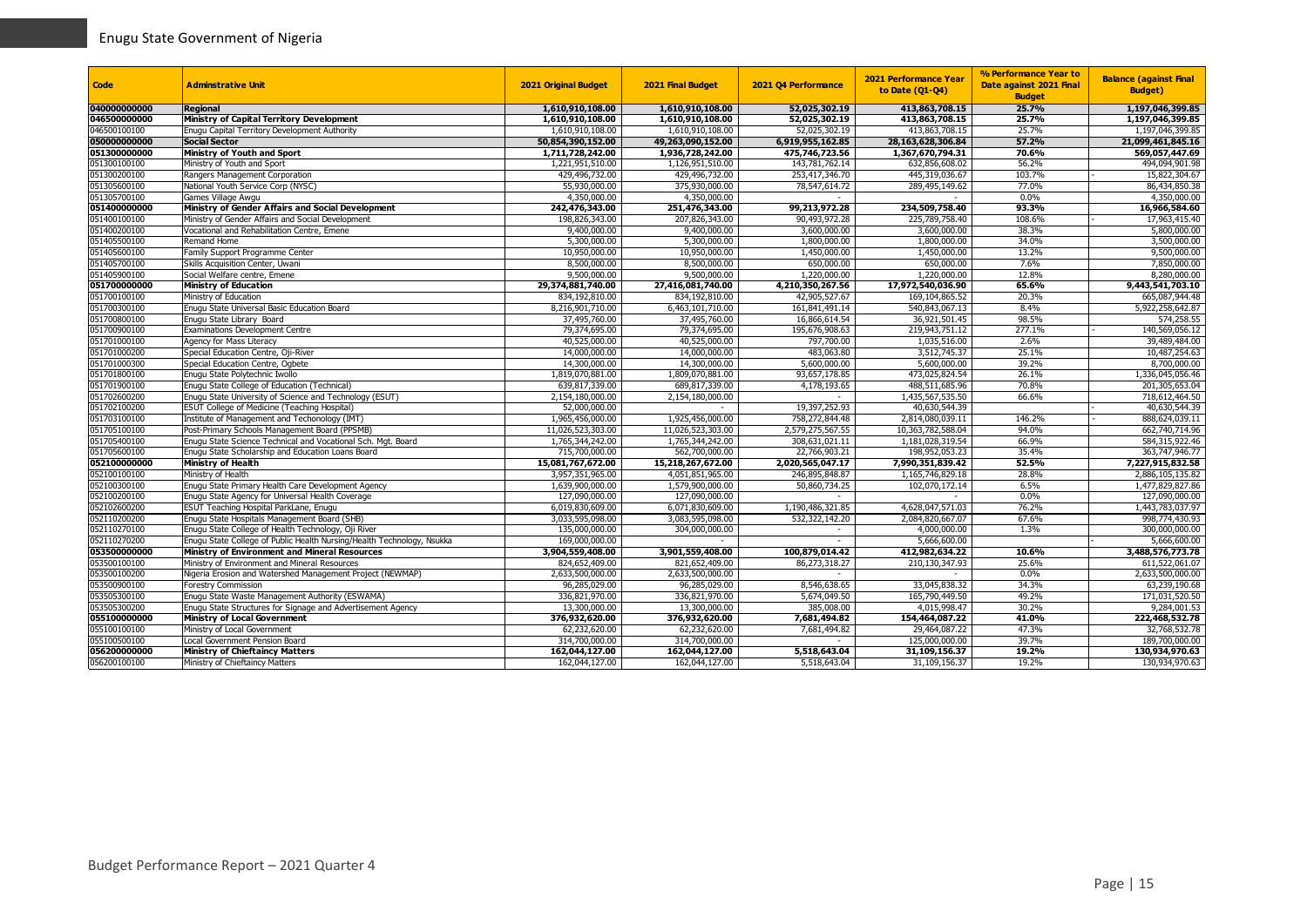| Code | Adminstrative Unit | 2021 Original Budget | 2021 Final Budget | 2021 Q4 Performance | 2021 Performance Year to Date (Q1-Q4) | % Performance Year to Date against 2021 Final Budget | Balance (against Final Budget) |
|---|---|---|---|---|---|---|---|
| **040000000000** | **Regional** | **1,610,910,108.00** | **1,610,910,108.00** | **52,025,302.19** | **413,863,708.15** | **25.7%** | **1,197,046,399.85** |
| **046500000000** | **Ministry of Capital Territory Development** | **1,610,910,108.00** | **1,610,910,108.00** | **52,025,302.19** | **413,863,708.15** | **25.7%** | **1,197,046,399.85** |
| 046500100100 | Enugu Capital Territory Development Authority | 1,610,910,108.00 | 1,610,910,108.00 | 52,025,302.19 | 413,863,708.15 | 25.7% | 1,197,046,399.85 |
| **050000000000** | **Social Sector** | **50,854,390,152.00** | **49,263,090,152.00** | **6,919,955,162.85** | **28,163,628,306.84** | **57.2%** | **21,099,461,845.16** |
| **051300000000** | **Ministry of Youth and Sport** | **1,711,728,242.00** | **1,936,728,242.00** | **475,746,723.56** | **1,367,670,794.31** | **70.6%** | **569,057,447.69** |
| 051300100100 | Ministry of Youth and Sport | 1,221,951,510.00 | 1,126,951,510.00 | 143,781,762.14 | 632,856,608.02 | 56.2% | 494,094,901.98 |
| 051300200100 | Rangers Management Corporation | 429,496,732.00 | 429,496,732.00 | 253,417,346.70 | 445,319,036.67 | 103.7% | - 15,822,304.67 |
| 051305600100 | National Youth Service Corp (NYSC) | 55,930,000.00 | 375,930,000.00 | 78,547,614.72 | 289,495,149.62 | 77.0% | 86,434,850.38 |
| 051305700100 | Games Village Awgu | 4,350,000.00 | 4,350,000.00 | - | - | 0.0% | 4,350,000.00 |
| **051400000000** | **Ministry of Gender Affairs and Social Development** | **242,476,343.00** | **251,476,343.00** | **99,213,972.28** | **234,509,758.40** | **93.3%** | **16,966,584.60** |
| 051400100100 | Ministry of Gender Affairs and Social Development | 198,826,343.00 | 207,826,343.00 | 90,493,972.28 | 225,789,758.40 | 108.6% | - 17,963,415.40 |
| 051400200100 | Vocational and Rehabilitation Centre, Emene | 9,400,000.00 | 9,400,000.00 | 3,600,000.00 | 3,600,000.00 | 38.3% | 5,800,000.00 |
| 051405500100 | Remand Home | 5,300,000.00 | 5,300,000.00 | 1,800,000.00 | 1,800,000.00 | 34.0% | 3,500,000.00 |
| 051405600100 | Family Support Programme Center | 10,950,000.00 | 10,950,000.00 | 1,450,000.00 | 1,450,000.00 | 13.2% | 9,500,000.00 |
| 051405700100 | Skills Acquisition Center, Uwani | 8,500,000.00 | 8,500,000.00 | 650,000.00 | 650,000.00 | 7.6% | 7,850,000.00 |
| 051405900100 | Social Welfare centre, Emene | 9,500,000.00 | 9,500,000.00 | 1,220,000.00 | 1,220,000.00 | 12.8% | 8,280,000.00 |
| **051700000000** | **Ministry of Education** | **29,374,881,740.00** | **27,416,081,740.00** | **4,210,350,267.56** | **17,972,540,036.90** | **65.6%** | **9,443,541,703.10** |
| 051700100100 | Ministry of Education | 834,192,810.00 | 834,192,810.00 | 42,905,527.67 | 169,104,865.52 | 20.3% | 665,087,944.48 |
| 051700300100 | Enugu State Universal Basic Education Board | 8,216,901,710.00 | 6,463,101,710.00 | 161,841,491.14 | 540,843,067.13 | 8.4% | 5,922,258,642.87 |
| 051700800100 | Enugu State Library Board | 37,495,760.00 | 37,495,760.00 | 16,866,614.54 | 36,921,501.45 | 98.5% | 574,258.55 |
| 051700900100 | Examinations Development Centre | 79,374,695.00 | 79,374,695.00 | 195,676,908.63 | 219,943,751.12 | 277.1% | - 140,569,056.12 |
| 051701000100 | Agency for Mass Literacy | 40,525,000.00 | 40,525,000.00 | 797,700.00 | 1,035,516.00 | 2.6% | 39,489,484.00 |
| 051701000200 | Special Education Centre, Oji-River | 14,000,000.00 | 14,000,000.00 | 483,063.80 | 3,512,745.37 | 25.1% | 10,487,254.63 |
| 051701000300 | Special Education Centre, Ogbete | 14,300,000.00 | 14,300,000.00 | 5,600,000.00 | 5,600,000.00 | 39.2% | 8,700,000.00 |
| 051701800100 | Enugu State Polytechnic Iwollo | 1,819,070,881.00 | 1,809,070,881.00 | 93,657,178.85 | 473,025,824.54 | 26.1% | 1,336,045,056.46 |
| 051701900100 | Enugu State College of Education (Technical) | 639,817,339.00 | 689,817,339.00 | 4,178,193.65 | 488,511,685.96 | 70.8% | 201,305,653.04 |
| 051702600200 | Enugu State University of Science and Technology (ESUT) | 2,154,180,000.00 | 2,154,180,000.00 | - | 1,435,567,535.50 | 66.6% | 718,612,464.50 |
| 051702100200 | ESUT College of Medicine (Teaching Hospital) | 52,000,000.00 | - | 19,397,252.93 | 40,630,544.39 | | - 40,630,544.39 |
| 051703100100 | Institute of Management and Techonology (IMT) | 1,965,456,000.00 | 1,925,456,000.00 | 758,272,844.48 | 2,814,080,039.11 | 146.2% | - 888,624,039.11 |
| 051705100100 | Post-Primary Schools Management Board (PPSMB) | 11,026,523,303.00 | 11,026,523,303.00 | 2,579,275,567.55 | 10,363,782,588.04 | 94.0% | 662,740,714.96 |
| 051705400100 | Enugu State Science Technical and Vocational Sch. Mgt. Board | 1,765,344,242.00 | 1,765,344,242.00 | 308,631,021.11 | 1,181,028,319.54 | 66.9% | 584,315,922.46 |
| 051705600100 | Enugu State Scholarship and Education Loans Board | 715,700,000.00 | 562,700,000.00 | 22,766,903.21 | 198,952,053.23 | 35.4% | 363,747,946.77 |
| **052100000000** | **Ministry of Health** | **15,081,767,672.00** | **15,218,267,672.00** | **2,020,565,047.17** | **7,990,351,839.42** | **52.5%** | **7,227,915,832.58** |
| 052100100100 | Ministry of Health | 3,957,351,965.00 | 4,051,851,965.00 | 246,895,848.87 | 1,165,746,829.18 | 28.8% | 2,886,105,135.82 |
| 052100300100 | Enugu State Primary Health Care Development Agency | 1,639,900,000.00 | 1,579,900,000.00 | 50,860,734.25 | 102,070,172.14 | 6.5% | 1,477,829,827.86 |
| 052100200100 | Enugu State Agency for Universal Health Coverage | 127,090,000.00 | 127,090,000.00 | - | - | 0.0% | 127,090,000.00 |
| 052102600200 | ESUT Teaching Hospital ParkLane, Enugu | 6,019,830,609.00 | 6,071,830,609.00 | 1,190,486,321.85 | 4,628,047,571.03 | 76.2% | 1,443,783,037.97 |
| 052110200200 | Enugu State Hospitals Management Board (SHB) | 3,033,595,098.00 | 3,083,595,098.00 | 532,322,142.20 | 2,084,820,667.07 | 67.6% | 998,774,430.93 |
| 052110270100 | Enugu State College of Health Technology, Oji River | 135,000,000.00 | 304,000,000.00 | - | 4,000,000.00 | 1.3% | 300,000,000.00 |
| 052110270200 | Enugu State College of Public Health Nursing/Health Technology, Nsukka | 169,000,000.00 | - | - | 5,666,600.00 | | - 5,666,600.00 |
| **053500000000** | **Ministry of Environment and Mineral Resources** | **3,904,559,408.00** | **3,901,559,408.00** | **100,879,014.42** | **412,982,634.22** | **10.6%** | **3,488,576,773.78** |
| 053500100100 | Ministry of Environment and Mineral Resources | 824,652,409.00 | 821,652,409.00 | 86,273,318.27 | 210,130,347.93 | 25.6% | 611,522,061.07 |
| 053500100200 | Nigeria Erosion and Watershed Management Project (NEWMAP) | 2,633,500,000.00 | 2,633,500,000.00 | - | - | 0.0% | 2,633,500,000.00 |
| 053500900100 | Forestry Commission | 96,285,029.00 | 96,285,029.00 | 8,546,638.65 | 33,045,838.32 | 34.3% | 63,239,190.68 |
| 053505300100 | Enugu State Waste Management Authority (ESWAMA) | 336,821,970.00 | 336,821,970.00 | 5,674,049.50 | 165,790,449.50 | 49.2% | 171,031,520.50 |
| 053505300200 | Enugu State Structures for Signage and Advertisement Agency | 13,300,000.00 | 13,300,000.00 | 385,008.00 | 4,015,998.47 | 30.2% | 9,284,001.53 |
| **055100000000** | **Ministry of Local Government** | **376,932,620.00** | **376,932,620.00** | **7,681,494.82** | **154,464,087.22** | **41.0%** | **222,468,532.78** |
| 055100100100 | Ministry of Local Government | 62,232,620.00 | 62,232,620.00 | 7,681,494.82 | 29,464,087.22 | 47.3% | 32,768,532.78 |
| 055100500100 | Local Government Pension Board | 314,700,000.00 | 314,700,000.00 | - | 125,000,000.00 | 39.7% | 189,700,000.00 |
| **056200000000** | **Ministry of Chieftaincy Matters** | **162,044,127.00** | **162,044,127.00** | **5,518,643.04** | **31,109,156.37** | **19.2%** | **130,934,970.63** |
| 056200100100 | Ministry of Chieftaincy Matters | 162,044,127.00 | 162,044,127.00 | 5,518,643.04 | 31,109,156.37 | 19.2% | 130,934,970.63 |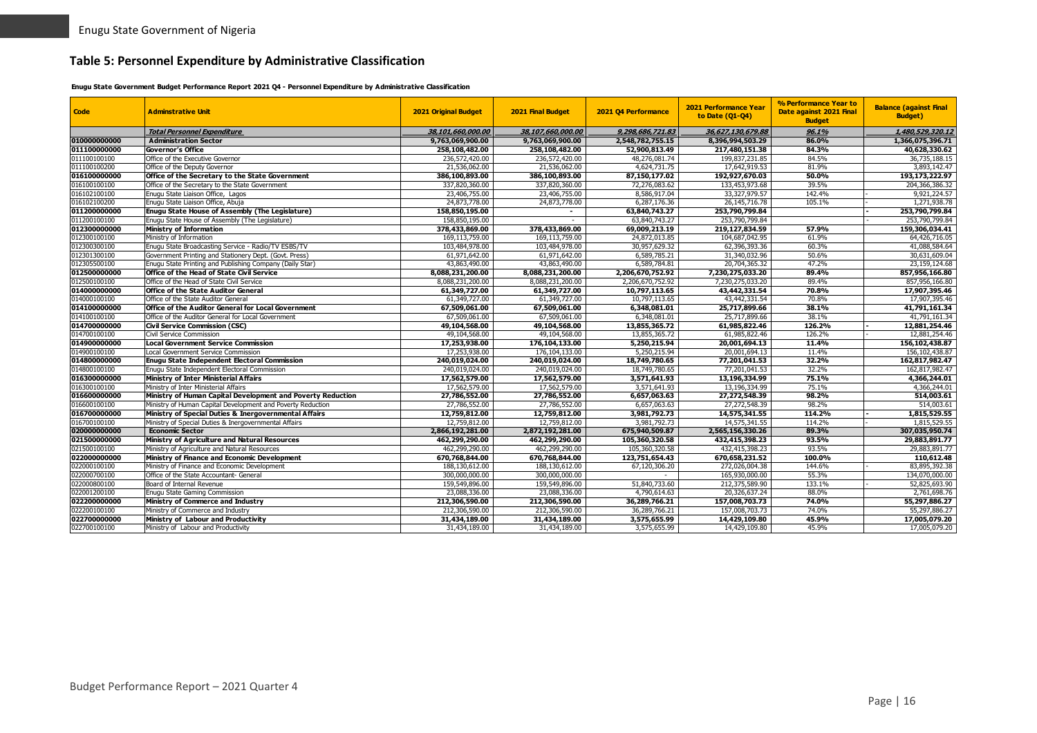## Table 5: Personnel Expenditure by Administrative Classification

**Enugu State Government Budget Performance Report 2021 Q4 - Personnel Expenditure by Administrative Classification**

| Code | Adminstrative Unit | 2021 Original Budget | 2021 Final Budget | 2021 Q4 Performance | 2021 Performance Year to Date (Q1-Q4) | % Performance Year to Date against 2021 Final Budget | Balance (against Final Budget) |
|---|---|---|---|---|---|---|---|
| | ***Total Personnel Expenditure*** | ***38,101,660,000.00*** | ***38,107,660,000.00*** | ***9,298,686,721.83*** | ***36,627,130,679.88*** | ***96.1%*** | ***1,480,529,320.12*** |
| **010000000000** | **Administration Sector** | **9,763,069,900.00** | **9,763,069,900.00** | **2,548,782,755.15** | **8,396,994,503.29** | **86.0%** | **1,366,075,396.71** |
| **011100000000** | **Governor's Office** | **258,108,482.00** | **258,108,482.00** | **52,900,813.49** | **217,480,151.38** | **84.3%** | **40,628,330.62** |
| 011100100100 | Office of the Executive Governor | 236,572,420.00 | 236,572,420.00 | 48,276,081.74 | 199,837,231.85 | 84.5% | 36,735,188.15 |
| 011100100200 | Office of the Deputy Governor | 21,536,062.00 | 21,536,062.00 | 4,624,731.75 | 17,642,919.53 | 81.9% | 3,893,142.47 |
| **016100000000** | **Office of the Secretary to the State Government** | **386,100,893.00** | **386,100,893.00** | **87,150,177.02** | **192,927,670.03** | **50.0%** | **193,173,222.97** |
| 016100100100 | Office of the Secretary to the State Government | 337,820,360.00 | 337,820,360.00 | 72,276,083.62 | 133,453,973.68 | 39.5% | 204,366,386.32 |
| 016102100100 | Enugu State Liaison Office, Lagos | 23,406,755.00 | 23,406,755.00 | 8,586,917.04 | 33,327,979.57 | 142.4% | - 9,921,224.57 |
| 016102100200 | Enugu State Liaison Office, Abuja | 24,873,778.00 | 24,873,778.00 | 6,287,176.36 | 26,145,716.78 | 105.1% | - 1,271,938.78 |
| **011200000000** | **Enugu State House of Assembly (The Legislature)** | **158,850,195.00** | **-** | **63,840,743.27** | **253,790,799.84** | | **- 253,790,799.84** |
| 011200100100 | Enugu State House of Assembly (The Legislature) | 158,850,195.00 | - | 63,840,743.27 | 253,790,799.84 | | - 253,790,799.84 |
| **012300000000** | **Ministry of Information** | **378,433,869.00** | **378,433,869.00** | **69,009,213.19** | **219,127,834.59** | **57.9%** | **159,306,034.41** |
| 012300100100 | Ministry of Information | 169,113,759.00 | 169,113,759.00 | 24,872,013.85 | 104,687,042.95 | 61.9% | 64,426,716.05 |
| 012300300100 | Enugu State Broadcasting Service - Radio/TV ESBS/TV | 103,484,978.00 | 103,484,978.00 | 30,957,629.32 | 62,396,393.36 | 60.3% | 41,088,584.64 |
| 012301300100 | Government Printing and Stationery Dept. (Govt. Press) | 61,971,642.00 | 61,971,642.00 | 6,589,785.21 | 31,340,032.96 | 50.6% | 30,631,609.04 |
| 012305500100 | Enugu State Printing and Publishing Company (Daily Star) | 43,863,490.00 | 43,863,490.00 | 6,589,784.81 | 20,704,365.32 | 47.2% | 23,159,124.68 |
| **012500000000** | **Office of the Head of State Civil Service** | **8,088,231,200.00** | **8,088,231,200.00** | **2,206,670,752.92** | **7,230,275,033.20** | **89.4%** | **857,956,166.80** |
| 012500100100 | Office of the Head of State Civil Service | 8,088,231,200.00 | 8,088,231,200.00 | 2,206,670,752.92 | 7,230,275,033.20 | 89.4% | 857,956,166.80 |
| **014000000000** | **Office of the State Auditor General** | **61,349,727.00** | **61,349,727.00** | **10,797,113.65** | **43,442,331.54** | **70.8%** | **17,907,395.46** |
| 014000100100 | Office of the State Auditor General | 61,349,727.00 | 61,349,727.00 | 10,797,113.65 | 43,442,331.54 | 70.8% | 17,907,395.46 |
| **014100000000** | **Office of the Auditor General for Local Government** | **67,509,061.00** | **67,509,061.00** | **6,348,081.01** | **25,717,899.66** | **38.1%** | **41,791,161.34** |
| 014100100100 | Office of the Auditor General for Local Government | 67,509,061.00 | 67,509,061.00 | 6,348,081.01 | 25,717,899.66 | 38.1% | 41,791,161.34 |
| **014700000000** | **Civil Service Commission (CSC)** | **49,104,568.00** | **49,104,568.00** | **13,855,365.72** | **61,985,822.46** | **126.2%** | **- 12,881,254.46** |
| 014700100100 | Civil Service Commission | 49,104,568.00 | 49,104,568.00 | 13,855,365.72 | 61,985,822.46 | 126.2% | - 12,881,254.46 |
| **014900000000** | **Local Government Service Commission** | **17,253,938.00** | **176,104,133.00** | **5,250,215.94** | **20,001,694.13** | **11.4%** | **156,102,438.87** |
| 014900100100 | Local Government Service Commission | 17,253,938.00 | 176,104,133.00 | 5,250,215.94 | 20,001,694.13 | 11.4% | 156,102,438.87 |
| **014800000000** | **Enugu State Independent Electoral Commission** | **240,019,024.00** | **240,019,024.00** | **18,749,780.65** | **77,201,041.53** | **32.2%** | **162,817,982.47** |
| 014800100100 | Enugu State Independent Electoral Commission | 240,019,024.00 | 240,019,024.00 | 18,749,780.65 | 77,201,041.53 | 32.2% | 162,817,982.47 |
| **016300000000** | **Ministry of Inter Ministerial Affairs** | **17,562,579.00** | **17,562,579.00** | **3,571,641.93** | **13,196,334.99** | **75.1%** | **4,366,244.01** |
| 016300100100 | Ministry of Inter Ministerial Affairs | 17,562,579.00 | 17,562,579.00 | 3,571,641.93 | 13,196,334.99 | 75.1% | 4,366,244.01 |
| **016600000000** | **Ministry of Human Capital Development and Poverty Reduction** | **27,786,552.00** | **27,786,552.00** | **6,657,063.63** | **27,272,548.39** | **98.2%** | **514,003.61** |
| 016600100100 | Ministry of Human Capital Development and Poverty Reduction | 27,786,552.00 | 27,786,552.00 | 6,657,063.63 | 27,272,548.39 | 98.2% | 514,003.61 |
| **016700000000** | **Ministry of Special Duties & Inergovernmental Affairs** | **12,759,812.00** | **12,759,812.00** | **3,981,792.73** | **14,575,341.55** | **114.2%** | **- 1,815,529.55** |
| 016700100100 | Ministry of Special Duties & Inergovernmental Affairs | 12,759,812.00 | 12,759,812.00 | 3,981,792.73 | 14,575,341.55 | 114.2% | - 1,815,529.55 |
| **020000000000** | **Economic Sector** | **2,866,192,281.00** | **2,872,192,281.00** | **675,940,509.87** | **2,565,156,330.26** | **89.3%** | **307,035,950.74** |
| **021500000000** | **Ministry of Agriculture and Natural Resources** | **462,299,290.00** | **462,299,290.00** | **105,360,320.58** | **432,415,398.23** | **93.5%** | **29,883,891.77** |
| 021500100100 | Ministry of Agriculture and Natural Resources | 462,299,290.00 | 462,299,290.00 | 105,360,320.58 | 432,415,398.23 | 93.5% | 29,883,891.77 |
| **022000000000** | **Ministry of Finance and Economic Development** | **670,768,844.00** | **670,768,844.00** | **123,751,654.43** | **670,658,231.52** | **100.0%** | **110,612.48** |
| 022000100100 | Ministry of Finance and Economic Development | 188,130,612.00 | 188,130,612.00 | 67,120,306.20 | 272,026,004.38 | 144.6% | - 83,895,392.38 |
| 022000700100 | Office of the State Accountant- General | 300,000,000.00 | 300,000,000.00 | - | 165,930,000.00 | 55.3% | 134,070,000.00 |
| 022000800100 | Board of Internal Revenue | 159,549,896.00 | 159,549,896.00 | 51,840,733.60 | 212,375,589.90 | 133.1% | - 52,825,693.90 |
| 022001200100 | Enugu State Gaming Commission | 23,088,336.00 | 23,088,336.00 | 4,790,614.63 | 20,326,637.24 | 88.0% | 2,761,698.76 |
| **022200000000** | **Ministry of Commerce and Industry** | **212,306,590.00** | **212,306,590.00** | **36,289,766.21** | **157,008,703.73** | **74.0%** | **55,297,886.27** |
| 022200100100 | Ministry of Commerce and Industry | 212,306,590.00 | 212,306,590.00 | 36,289,766.21 | 157,008,703.73 | 74.0% | 55,297,886.27 |
| **022700000000** | **Ministry of Labour and Productivity** | **31,434,189.00** | **31,434,189.00** | **3,575,655.99** | **14,429,109.80** | **45.9%** | **17,005,079.20** |
| 022700100100 | Ministry of Labour and Productivity | 31,434,189.00 | 31,434,189.00 | 3,575,655.99 | 14,429,109.80 | 45.9% | 17,005,079.20 |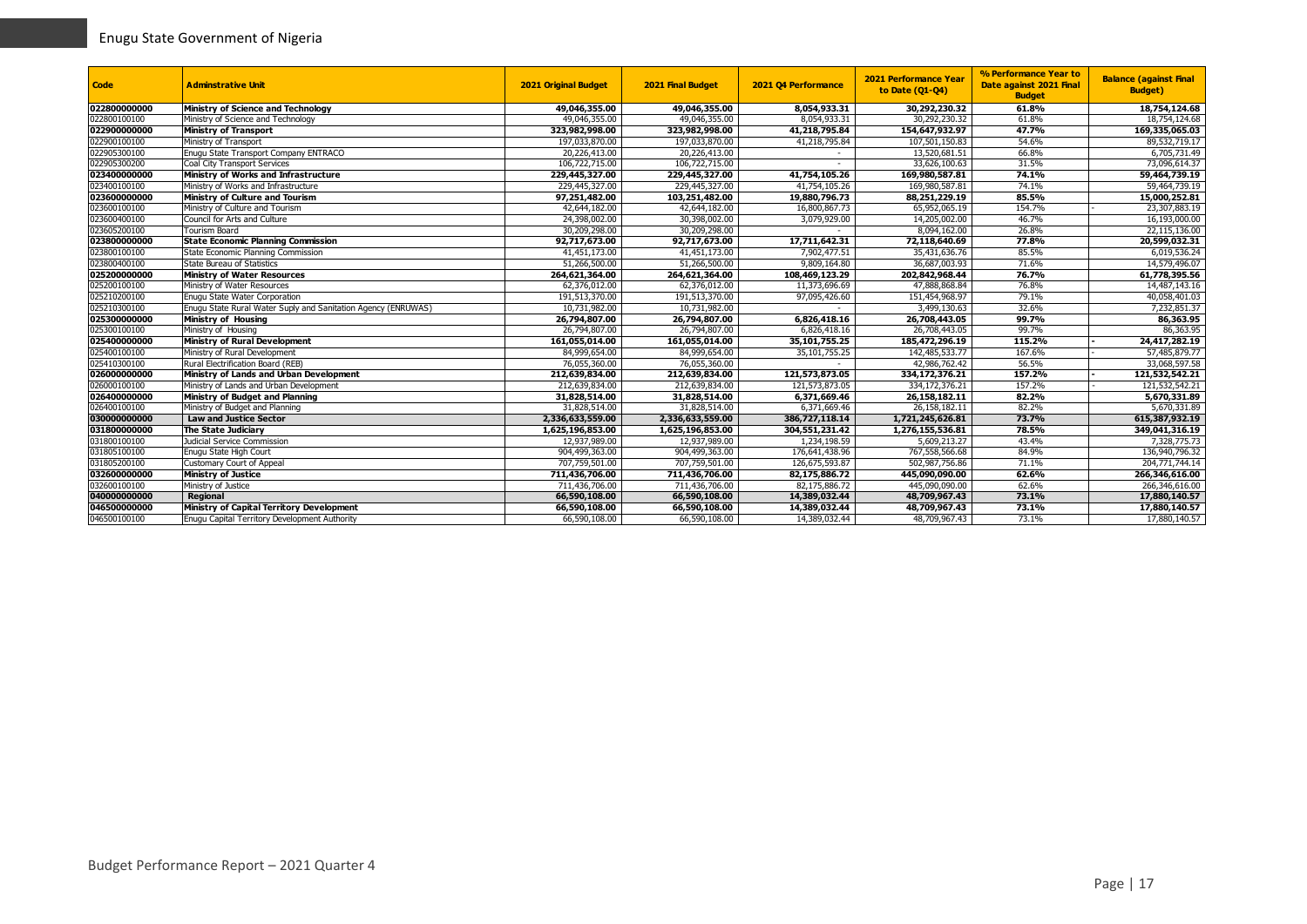| Code | Adminstrative Unit | 2021 Original Budget | 2021 Final Budget | 2021 Q4 Performance | 2021 Performance Year to Date (Q1-Q4) | % Performance Year to Date against 2021 Final Budget | Balance (against Final Budget) |
|---|---|---|---|---|---|---|---|
| **022800000000** | **Ministry of Science and Technology** | **49,046,355.00** | **49,046,355.00** | **8,054,933.31** | **30,292,230.32** | **61.8%** | **18,754,124.68** |
| 022800100100 | Ministry of Science and Technology | 49,046,355.00 | 49,046,355.00 | 8,054,933.31 | 30,292,230.32 | 61.8% | 18,754,124.68 |
| **022900000000** | **Ministry of Transport** | **323,982,998.00** | **323,982,998.00** | **41,218,795.84** | **154,647,932.97** | **47.7%** | **169,335,065.03** |
| 022900100100 | Ministry of Transport | 197,033,870.00 | 197,033,870.00 | 41,218,795.84 | 107,501,150.83 | 54.6% | 89,532,719.17 |
| 022905300100 | Enugu State Transport Company ENTRACO | 20,226,413.00 | 20,226,413.00 | - | 13,520,681.51 | 66.8% | 6,705,731.49 |
| 022905300200 | Coal City Transport Services | 106,722,715.00 | 106,722,715.00 | - | 33,626,100.63 | 31.5% | 73,096,614.37 |
| **023400000000** | **Ministry of Works and Infrastructure** | **229,445,327.00** | **229,445,327.00** | **41,754,105.26** | **169,980,587.81** | **74.1%** | **59,464,739.19** |
| 023400100100 | Ministry of Works and Infrastructure | 229,445,327.00 | 229,445,327.00 | 41,754,105.26 | 169,980,587.81 | 74.1% | 59,464,739.19 |
| **023600000000** | **Ministry of Culture and Tourism** | **97,251,482.00** | **103,251,482.00** | **19,880,796.73** | **88,251,229.19** | **85.5%** | **15,000,252.81** |
| 023600100100 | Ministry of Culture and Tourism | 42,644,182.00 | 42,644,182.00 | 16,800,867.73 | 65,952,065.19 | 154.7% | - 23,307,883.19 |
| 023600400100 | Council for Arts and Culture | 24,398,002.00 | 30,398,002.00 | 3,079,929.00 | 14,205,002.00 | 46.7% | 16,193,000.00 |
| 023605200100 | Tourism Board | 30,209,298.00 | 30,209,298.00 | - | 8,094,162.00 | 26.8% | 22,115,136.00 |
| **023800000000** | **State Economic Planning Commission** | **92,717,673.00** | **92,717,673.00** | **17,711,642.31** | **72,118,640.69** | **77.8%** | **20,599,032.31** |
| 023800100100 | State Economic Planning Commission | 41,451,173.00 | 41,451,173.00 | 7,902,477.51 | 35,431,636.76 | 85.5% | 6,019,536.24 |
| 023800400100 | State Bureau of Statistics | 51,266,500.00 | 51,266,500.00 | 9,809,164.80 | 36,687,003.93 | 71.6% | 14,579,496.07 |
| **025200000000** | **Ministry of Water Resources** | **264,621,364.00** | **264,621,364.00** | **108,469,123.29** | **202,842,968.44** | **76.7%** | **61,778,395.56** |
| 025200100100 | Ministry of Water Resources | 62,376,012.00 | 62,376,012.00 | 11,373,696.69 | 47,888,868.84 | 76.8% | 14,487,143.16 |
| 025210200100 | Enugu State Water Corporation | 191,513,370.00 | 191,513,370.00 | 97,095,426.60 | 151,454,968.97 | 79.1% | 40,058,401.03 |
| 025210300100 | Enugu State Rural Water Suply and Sanitation Agency (ENRUWAS) | 10,731,982.00 | 10,731,982.00 | - | 3,499,130.63 | 32.6% | 7,232,851.37 |
| **025300000000** | **Ministry of Housing** | **26,794,807.00** | **26,794,807.00** | **6,826,418.16** | **26,708,443.05** | **99.7%** | **86,363.95** |
| 025300100100 | Ministry of Housing | 26,794,807.00 | 26,794,807.00 | 6,826,418.16 | 26,708,443.05 | 99.7% | 86,363.95 |
| **025400000000** | **Ministry of Rural Development** | **161,055,014.00** | **161,055,014.00** | **35,101,755.25** | **185,472,296.19** | **115.2%** | **- 24,417,282.19** |
| 025400100100 | Ministry of Rural Development | 84,999,654.00 | 84,999,654.00 | 35,101,755.25 | 142,485,533.77 | 167.6% | - 57,485,879.77 |
| 025410300100 | Rural Electrification Board (REB) | 76,055,360.00 | 76,055,360.00 | - | 42,986,762.42 | 56.5% | 33,068,597.58 |
| **026000000000** | **Ministry of Lands and Urban Development** | **212,639,834.00** | **212,639,834.00** | **121,573,873.05** | **334,172,376.21** | **157.2%** | **- 121,532,542.21** |
| 026000100100 | Ministry of Lands and Urban Development | 212,639,834.00 | 212,639,834.00 | 121,573,873.05 | 334,172,376.21 | 157.2% | - 121,532,542.21 |
| **026400000000** | **Ministry of Budget and Planning** | **31,828,514.00** | **31,828,514.00** | **6,371,669.46** | **26,158,182.11** | **82.2%** | **5,670,331.89** |
| 026400100100 | Ministry of Budget and Planning | 31,828,514.00 | 31,828,514.00 | 6,371,669.46 | 26,158,182.11 | 82.2% | 5,670,331.89 |
| **030000000000** | **Law and Justice Sector** | **2,336,633,559.00** | **2,336,633,559.00** | **386,727,118.14** | **1,721,245,626.81** | **73.7%** | **615,387,932.19** |
| **031800000000** | **The State Judiciary** | **1,625,196,853.00** | **1,625,196,853.00** | **304,551,231.42** | **1,276,155,536.81** | **78.5%** | **349,041,316.19** |
| 031800100100 | Judicial Service Commission | 12,937,989.00 | 12,937,989.00 | 1,234,198.59 | 5,609,213.27 | 43.4% | 7,328,775.73 |
| 031805100100 | Enugu State High Court | 904,499,363.00 | 904,499,363.00 | 176,641,438.96 | 767,558,566.68 | 84.9% | 136,940,796.32 |
| 031805200100 | Customary Court of Appeal | 707,759,501.00 | 707,759,501.00 | 126,675,593.87 | 502,987,756.86 | 71.1% | 204,771,744.14 |
| **032600000000** | **Ministry of Justice** | **711,436,706.00** | **711,436,706.00** | **82,175,886.72** | **445,090,090.00** | **62.6%** | **266,346,616.00** |
| 032600100100 | Ministry of Justice | 711,436,706.00 | 711,436,706.00 | 82,175,886.72 | 445,090,090.00 | 62.6% | 266,346,616.00 |
| **040000000000** | **Regional** | **66,590,108.00** | **66,590,108.00** | **14,389,032.44** | **48,709,967.43** | **73.1%** | **17,880,140.57** |
| **046500000000** | **Ministry of Capital Territory Development** | **66,590,108.00** | **66,590,108.00** | **14,389,032.44** | **48,709,967.43** | **73.1%** | **17,880,140.57** |
| 046500100100 | Enugu Capital Territory Development Authority | 66,590,108.00 | 66,590,108.00 | 14,389,032.44 | 48,709,967.43 | 73.1% | 17,880,140.57 |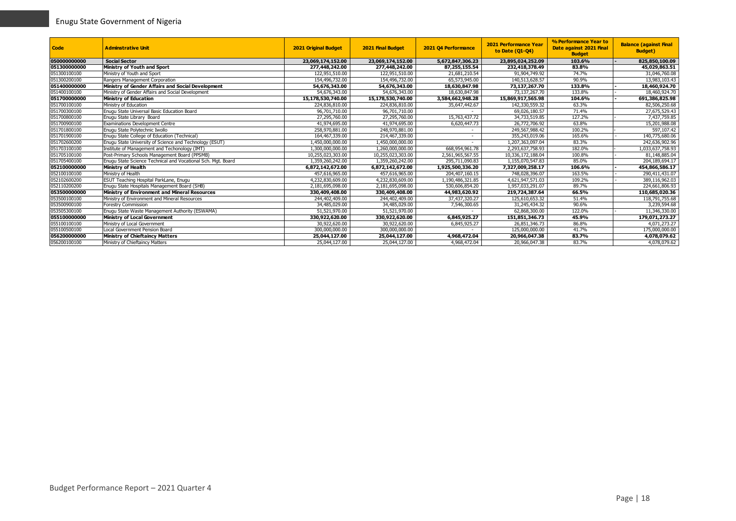| Code | Adminstrative Unit | 2021 Original Budget | 2021 Final Budget | 2021 Q4 Performance | 2021 Performance Year to Date (Q1-Q4) | % Performance Year to Date against 2021 Final Budget | Balance (against Final Budget) |
|---|---|---|---|---|---|---|---|
| **050000000000** | **Social Sector** | **23,069,174,152.00** | **23,069,174,152.00** | **5,672,847,306.23** | **23,895,024,252.09** | **103.6%** | **- 825,850,100.09** |
| **051300000000** | **Ministry of Youth and Sport** | **277,448,242.00** | **277,448,242.00** | **87,255,155.54** | **232,418,378.49** | **83.8%** | **45,029,863.51** |
| 051300100100 | Ministry of Youth and Sport | 122,951,510.00 | 122,951,510.00 | 21,681,210.54 | 91,904,749.92 | 74.7% | 31,046,760.08 |
| 051300200100 | Rangers Management Corporation | 154,496,732.00 | 154,496,732.00 | 65,573,945.00 | 140,513,628.57 | 90.9% | 13,983,103.43 |
| **051400000000** | **Ministry of Gender Affairs and Social Development** | **54,676,343.00** | **54,676,343.00** | **18,630,847.98** | **73,137,267.70** | **133.8%** | **- 18,460,924.70** |
| 051400100100 | Ministry of Gender Affairs and Social Development | 54,676,343.00 | 54,676,343.00 | 18,630,847.98 | 73,137,267.70 | 133.8% | - 18,460,924.70 |
| **051700000000** | **Ministry of Education** | **15,178,530,740.00** | **15,178,530,740.00** | **3,584,662,948.28** | **15,869,917,565.98** | **104.6%** | **- 691,386,825.98** |
| 051700100100 | Ministry of Education | 224,836,810.00 | 224,836,810.00 | 35,647,442.67 | 142,330,559.32 | 63.3% | 82,506,250.68 |
| 051700300100 | Enugu State Universal Basic Education Board | 96,701,710.00 | 96,701,710.00 | - | 69,026,180.57 | 71.4% | 27,675,529.43 |
| 051700800100 | Enugu State Library Board | 27,295,760.00 | 27,295,760.00 | 15,763,437.72 | 34,733,519.85 | 127.2% | - 7,437,759.85 |
| 051700900100 | Examinations Development Centre | 41,974,695.00 | 41,974,695.00 | 6,620,447.73 | 26,772,706.92 | 63.8% | 15,201,988.08 |
| 051701800100 | Enugu State Polytechnic Iwollo | 258,970,881.00 | 248,970,881.00 | - | 249,567,988.42 | 100.2% | - 597,107.42 |
| 051701900100 | Enugu State College of Education (Technical) | 164,467,339.00 | 214,467,339.00 | - | 355,243,019.06 | 165.6% | - 140,775,680.06 |
| 051702600200 | Enugu State University of Science and Technology (ESUT) | 1,450,000,000.00 | 1,450,000,000.00 | - | 1,207,363,097.04 | 83.3% | 242,636,902.96 |
| 051703100100 | Institute of Management and Techonology (IMT) | 1,300,000,000.00 | 1,260,000,000.00 | 668,954,961.78 | 2,293,637,758.93 | 182.0% | - 1,033,637,758.93 |
| 051705100100 | Post-Primary Schools Management Board (PPSMB) | 10,255,023,303.00 | 10,255,023,303.00 | 2,561,965,567.55 | 10,336,172,188.04 | 100.8% | - 81,148,885.04 |
| 051705400100 | Enugu State Science Technical and Vocational Sch. Mgt. Board | 1,359,260,242.00 | 1,359,260,242.00 | 295,711,090.83 | 1,155,070,547.83 | 85.0% | 204,189,694.17 |
| **052100000000** | **Ministry of Health** | **6,872,142,672.00** | **6,872,142,672.00** | **1,925,500,336.20** | **7,327,009,258.17** | **106.6%** | **- 454,866,586.17** |
| 052100100100 | Ministry of Health | 457,616,965.00 | 457,616,965.00 | 204,407,160.15 | 748,028,396.07 | 163.5% | - 290,411,431.07 |
| 052102600200 | ESUT Teaching Hospital ParkLane, Enugu | 4,232,830,609.00 | 4,232,830,609.00 | 1,190,486,321.85 | 4,621,947,571.03 | 109.2% | - 389,116,962.03 |
| 052110200200 | Enugu State Hospitals Management Board (SHB) | 2,181,695,098.00 | 2,181,695,098.00 | 530,606,854.20 | 1,957,033,291.07 | 89.7% | 224,661,806.93 |
| **053500000000** | **Ministry of Environment and Mineral Resources** | **330,409,408.00** | **330,409,408.00** | **44,983,620.92** | **219,724,387.64** | **66.5%** | **110,685,020.36** |
| 053500100100 | Ministry of Environment and Mineral Resources | 244,402,409.00 | 244,402,409.00 | 37,437,320.27 | 125,610,653.32 | 51.4% | 118,791,755.68 |
| 053500900100 | Forestry Commission | 34,485,029.00 | 34,485,029.00 | 7,546,300.65 | 31,245,434.32 | 90.6% | 3,239,594.68 |
| 053505300100 | Enugu State Waste Management Authority (ESWAMA) | 51,521,970.00 | 51,521,970.00 | - | 62,868,300.00 | 122.0% | - 11,346,330.00 |
| **055100000000** | **Ministry of Local Government** | **330,922,620.00** | **330,922,620.00** | **6,845,925.27** | **151,851,346.73** | **45.9%** | **179,071,273.27** |
| 055100100100 | Ministry of Local Government | 30,922,620.00 | 30,922,620.00 | 6,845,925.27 | 26,851,346.73 | 86.8% | 4,071,273.27 |
| 055100500100 | Local Government Pension Board | 300,000,000.00 | 300,000,000.00 | - | 125,000,000.00 | 41.7% | 175,000,000.00 |
| **056200000000** | **Ministry of Chieftaincy Matters** | **25,044,127.00** | **25,044,127.00** | **4,968,472.04** | **20,966,047.38** | **83.7%** | **4,078,079.62** |
| 056200100100 | Ministry of Chieftaincy Matters | 25,044,127.00 | 25,044,127.00 | 4,968,472.04 | 20,966,047.38 | 83.7% | 4,078,079.62 |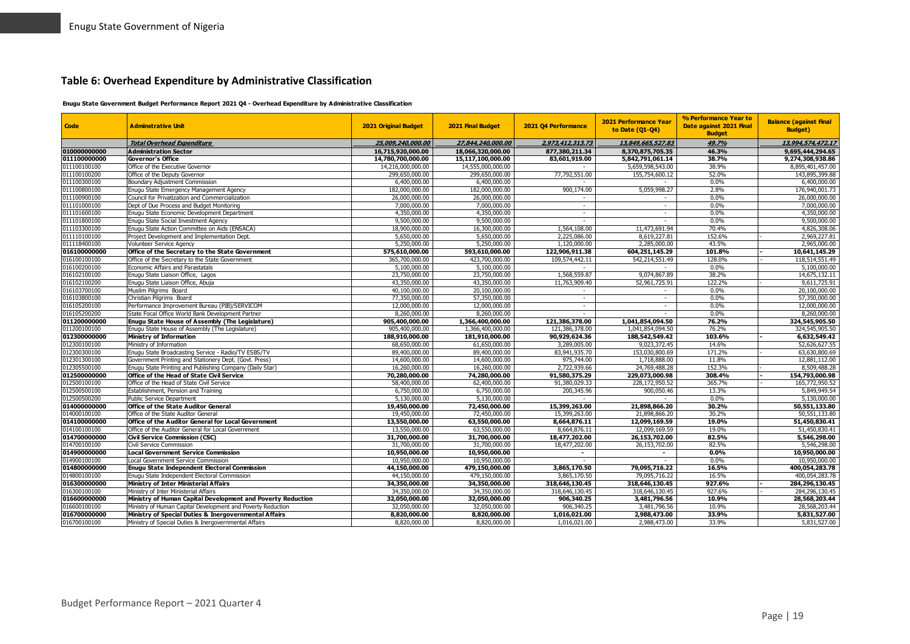## Table 6: Overhead Expenditure by Administrative Classification

**Enugu State Government Budget Performance Report 2021 Q4 - Overhead Expenditure by Administrative Classification**

| Code | Adminstrative Unit | 2021 Original Budget | 2021 Final Budget | 2021 Q4 Performance | 2021 Performance Year to Date (Q1-Q4) | % Performance Year to Date against 2021 Final Budget | Balance (against Final Budget) |
|---|---|---|---|---|---|---|---|
| | ***Total Overhead Expenditure*** | ***25,009,240,000.00*** | ***27,844,240,000.00*** | ***2,973,412,313.73*** | ***13,849,665,527.83*** | ***49.7%*** | ***13,994,574,472.17*** |
| **010000000000** | **Administration Sector** | **16,715,920,000.00** | **18,066,320,000.00** | **877,380,211.34** | **8,370,875,705.35** | **46.3%** | **9,695,444,294.65** |
| **011100000000** | **Governor's Office** | **14,780,700,000.00** | **15,117,100,000.00** | **83,601,919.00** | **5,842,791,061.14** | **38.7%** | **9,274,308,938.86** |
| 011100100100 | Office of the Executive Governor | 14,216,000,000.00 | 14,555,000,000.00 | - | 5,659,598,543.00 | 38.9% | 8,895,401,457.00 |
| 011100100200 | Office of the Deputy Governor | 299,650,000.00 | 299,650,000.00 | 77,792,551.00 | 155,754,600.12 | 52.0% | 143,895,399.88 |
| 011100300100 | Boundary Adjustment Commission | 6,400,000.00 | 6,400,000.00 | - | - | 0.0% | 6,400,000.00 |
| 011100800100 | Enugu State Emergency Management Agency | 182,000,000.00 | 182,000,000.00 | 900,174.00 | 5,059,998.27 | 2.8% | 176,940,001.73 |
| 011100900100 | Council for Privatization and Commercialization | 26,000,000.00 | 26,000,000.00 | - | - | 0.0% | 26,000,000.00 |
| 011101000100 | Dept of Due Process and Budget Monitoring | 7,000,000.00 | 7,000,000.00 | - | - | 0.0% | 7,000,000.00 |
| 011101600100 | Enugu State Economic Development Department | 4,350,000.00 | 4,350,000.00 | - | - | 0.0% | 4,350,000.00 |
| 011101800100 | Enugu State Social Investment Agency | 9,500,000.00 | 9,500,000.00 | - | - | 0.0% | 9,500,000.00 |
| 011103300100 | Enugu State Action Committee on Aids (ENSACA) | 18,900,000.00 | 16,300,000.00 | 1,564,108.00 | 11,473,691.94 | 70.4% | 4,826,308.06 |
| 011110100100 | Project Development and Implementation Dept. | 5,650,000.00 | 5,650,000.00 | 2,225,086.00 | 8,619,227.81 | 152.6% | - 2,969,227.81 |
| 011118400100 | Volunteer Service Agency | 5,250,000.00 | 5,250,000.00 | 1,120,000.00 | 2,285,000.00 | 43.5% | 2,965,000.00 |
| **016100000000** | **Office of the Secretary to the State Government** | **575,610,000.00** | **593,610,000.00** | **122,906,911.38** | **604,251,145.29** | **101.8%** | **- 10,641,145.29** |
| 016100100100 | Office of the Secretary to the State Government | 365,700,000.00 | 423,700,000.00 | 109,574,442.11 | 542,214,551.49 | 128.0% | - 118,514,551.49 |
| 016100200100 | Economic Affairs and Parastatals | 5,100,000.00 | 5,100,000.00 | - | - | 0.0% | 5,100,000.00 |
| 016102100100 | Enugu State Liaison Office, Lagos | 23,750,000.00 | 23,750,000.00 | 1,568,559.87 | 9,074,867.89 | 38.2% | 14,675,132.11 |
| 016102100200 | Enugu State Liaison Office, Abuja | 43,350,000.00 | 43,350,000.00 | 11,763,909.40 | 52,961,725.91 | 122.2% | - 9,611,725.91 |
| 016103700100 | Muslim Pilgrims Board | 40,100,000.00 | 20,100,000.00 | - | - | 0.0% | 20,100,000.00 |
| 016103800100 | Christian Pilgrims Board | 77,350,000.00 | 57,350,000.00 | - | - | 0.0% | 57,350,000.00 |
| 016105200100 | Performance Improvement Bureau (PIB)/SERVICOM | 12,000,000.00 | 12,000,000.00 | - | - | 0.0% | 12,000,000.00 |
| 016105200200 | State Focal Office World Bank Development Partner | 8,260,000.00 | 8,260,000.00 | - | - | 0.0% | 8,260,000.00 |
| **011200000000** | **Enugu State House of Assembly (The Legislature)** | **905,400,000.00** | **1,366,400,000.00** | **121,386,378.00** | **1,041,854,094.50** | **76.2%** | **324,545,905.50** |
| 011200100100 | Enugu State House of Assembly (The Legislature) | 905,400,000.00 | 1,366,400,000.00 | 121,386,378.00 | 1,041,854,094.50 | 76.2% | 324,545,905.50 |
| **012300000000** | **Ministry of Information** | **188,910,000.00** | **181,910,000.00** | **90,929,624.36** | **188,542,549.42** | **103.6%** | **- 6,632,549.42** |
| 012300100100 | Ministry of Information | 68,650,000.00 | 61,650,000.00 | 3,289,005.00 | 9,023,372.45 | 14.6% | 52,626,627.55 |
| 012300300100 | Enugu State Broadcasting Service - Radio/TV ESBS/TV | 89,400,000.00 | 89,400,000.00 | 83,941,935.70 | 153,030,800.69 | 171.2% | - 63,630,800.69 |
| 012301300100 | Government Printing and Stationery Dept. (Govt. Press) | 14,600,000.00 | 14,600,000.00 | 975,744.00 | 1,718,888.00 | 11.8% | 12,881,112.00 |
| 012305500100 | Enugu State Printing and Publishing Company (Daily Star) | 16,260,000.00 | 16,260,000.00 | 2,722,939.66 | 24,769,488.28 | 152.3% | - 8,509,488.28 |
| **012500000000** | **Office of the Head of State Civil Service** | **70,280,000.00** | **74,280,000.00** | **91,580,375.29** | **229,073,000.98** | **308.4%** | **- 154,793,000.98** |
| 012500100100 | Office of the Head of State Civil Service | 58,400,000.00 | 62,400,000.00 | 91,380,029.33 | 228,172,950.52 | 365.7% | - 165,772,950.52 |
| 012500500100 | Establishment, Pension and Training | 6,750,000.00 | 6,750,000.00 | 200,345.96 | 900,050.46 | 13.3% | 5,849,949.54 |
| 012500500200 | Public Service Department | 5,130,000.00 | 5,130,000.00 | - | - | 0.0% | 5,130,000.00 |
| **014000000000** | **Office of the State Auditor General** | **19,450,000.00** | **72,450,000.00** | **15,399,263.00** | **21,898,866.20** | **30.2%** | **50,551,133.80** |
| 014000100100 | Office of the State Auditor General | 19,450,000.00 | 72,450,000.00 | 15,399,263.00 | 21,898,866.20 | 30.2% | 50,551,133.80 |
| **014100000000** | **Office of the Auditor General for Local Government** | **13,550,000.00** | **63,550,000.00** | **8,664,876.11** | **12,099,169.59** | **19.0%** | **51,450,830.41** |
| 014100100100 | Office of the Auditor General for Local Government | 13,550,000.00 | 63,550,000.00 | 8,664,876.11 | 12,099,169.59 | 19.0% | 51,450,830.41 |
| **014700000000** | **Civil Service Commission (CSC)** | **31,700,000.00** | **31,700,000.00** | **18,477,202.00** | **26,153,702.00** | **82.5%** | **5,546,298.00** |
| 014700100100 | Civil Service Commission | 31,700,000.00 | 31,700,000.00 | 18,477,202.00 | 26,153,702.00 | 82.5% | 5,546,298.00 |
| **014900000000** | **Local Government Service Commission** | **10,950,000.00** | **10,950,000.00** | **-** | **-** | **0.0%** | **10,950,000.00** |
| 014900100100 | Local Government Service Commission | 10,950,000.00 | 10,950,000.00 | - | - | 0.0% | 10,950,000.00 |
| **014800000000** | **Enugu State Independent Electoral Commission** | **44,150,000.00** | **479,150,000.00** | **3,865,170.50** | **79,095,716.22** | **16.5%** | **400,054,283.78** |
| 014800100100 | Enugu State Independent Electoral Commission | 44,150,000.00 | 479,150,000.00 | 3,865,170.50 | 79,095,716.22 | 16.5% | 400,054,283.78 |
| **016300000000** | **Ministry of Inter Ministerial Affairs** | **34,350,000.00** | **34,350,000.00** | **318,646,130.45** | **318,646,130.45** | **927.6%** | **- 284,296,130.45** |
| 016300100100 | Ministry of Inter Ministerial Affairs | 34,350,000.00 | 34,350,000.00 | 318,646,130.45 | 318,646,130.45 | 927.6% | - 284,296,130.45 |
| **016600000000** | **Ministry of Human Capital Development and Poverty Reduction** | **32,050,000.00** | **32,050,000.00** | **906,340.25** | **3,481,796.56** | **10.9%** | **28,568,203.44** |
| 016600100100 | Ministry of Human Capital Development and Poverty Reduction | 32,050,000.00 | 32,050,000.00 | 906,340.25 | 3,481,796.56 | 10.9% | 28,568,203.44 |
| **016700000000** | **Ministry of Special Duties & Inergovernmental Affairs** | **8,820,000.00** | **8,820,000.00** | **1,016,021.00** | **2,988,473.00** | **33.9%** | **5,831,527.00** |
| 016700100100 | Ministry of Special Duties & Inergovernmental Affairs | 8,820,000.00 | 8,820,000.00 | 1,016,021.00 | 2,988,473.00 | 33.9% | 5,831,527.00 |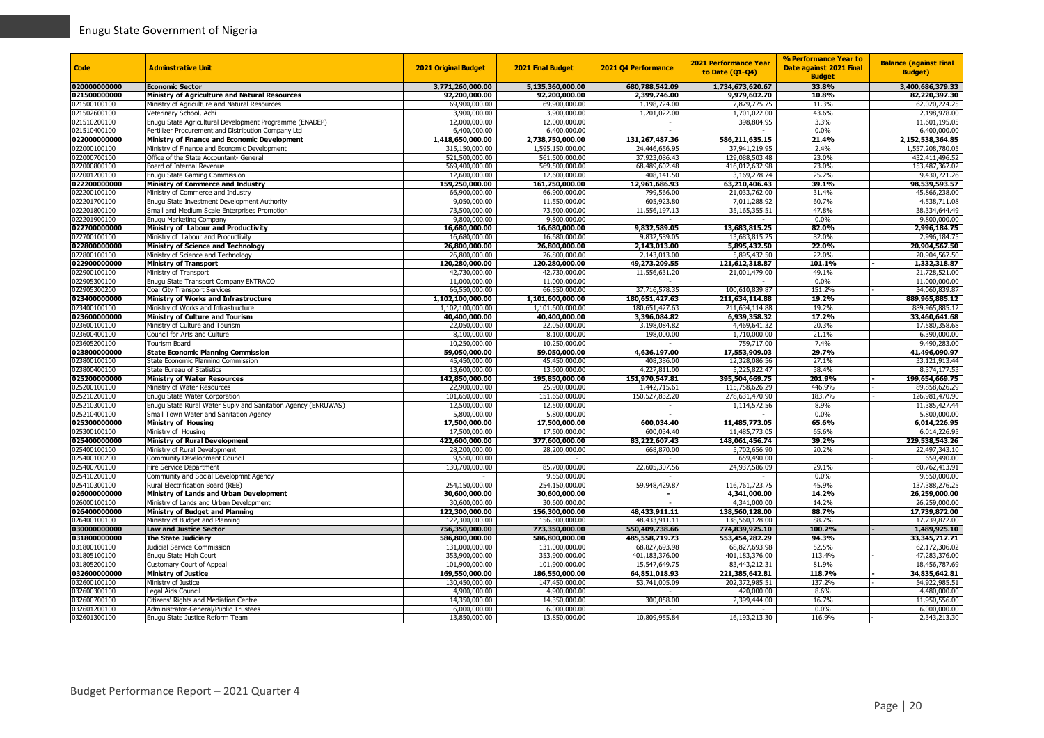| Code | Adminstrative Unit | 2021 Original Budget | 2021 Final Budget | 2021 Q4 Performance | 2021 Performance Year to Date (Q1-Q4) | % Performance Year to Date against 2021 Final Budget | Balance (against Final Budget) |
|---|---|---|---|---|---|---|---|
| **020000000000** | **Economic Sector** | **3,771,260,000.00** | **5,135,360,000.00** | **680,788,542.09** | **1,734,673,620.67** | **33.8%** | **3,400,686,379.33** |
| **021500000000** | **Ministry of Agriculture and Natural Resources** | **92,200,000.00** | **92,200,000.00** | **2,399,746.00** | **9,979,602.70** | **10.8%** | **82,220,397.30** |
| 021500100100 | Ministry of Agriculture and Natural Resources | 69,900,000.00 | 69,900,000.00 | 1,198,724.00 | 7,879,775.75 | 11.3% | 62,020,224.25 |
| 021502600100 | Veterinary School, Achi | 3,900,000.00 | 3,900,000.00 | 1,201,022.00 | 1,701,022.00 | 43.6% | 2,198,978.00 |
| 021510200100 | Enugu State Agricultural Development Programme (ENADEP) | 12,000,000.00 | 12,000,000.00 | - | 398,804.95 | 3.3% | 11,601,195.05 |
| 021510400100 | Fertilizer Procurement and Distribution Company Ltd | 6,400,000.00 | 6,400,000.00 | - | - | 0.0% | 6,400,000.00 |
| **022000000000** | **Ministry of Finance and Economic Development** | **1,418,650,000.00** | **2,738,750,000.00** | **131,267,487.36** | **586,211,635.15** | **21.4%** | **2,152,538,364.85** |
| 022000100100 | Ministry of Finance and Economic Development | 315,150,000.00 | 1,595,150,000.00 | 24,446,656.95 | 37,941,219.95 | 2.4% | 1,557,208,780.05 |
| 022000700100 | Office of the State Accountant- General | 521,500,000.00 | 561,500,000.00 | 37,923,086.43 | 129,088,503.48 | 23.0% | 432,411,496.52 |
| 022000800100 | Board of Internal Revenue | 569,400,000.00 | 569,500,000.00 | 68,489,602.48 | 416,012,632.98 | 73.0% | 153,487,367.02 |
| 022001200100 | Enugu State Gaming Commission | 12,600,000.00 | 12,600,000.00 | 408,141.50 | 3,169,278.74 | 25.2% | 9,430,721.26 |
| **022200000000** | **Ministry of Commerce and Industry** | **159,250,000.00** | **161,750,000.00** | **12,961,686.93** | **63,210,406.43** | **39.1%** | **98,539,593.57** |
| 022200100100 | Ministry of Commerce and Industry | 66,900,000.00 | 66,900,000.00 | 799,566.00 | 21,033,762.00 | 31.4% | 45,866,238.00 |
| 022201700100 | Enugu State Investment Development Authority | 9,050,000.00 | 11,550,000.00 | 605,923.80 | 7,011,288.92 | 60.7% | 4,538,711.08 |
| 022201800100 | Small and Medium Scale Enterprises Promotion | 73,500,000.00 | 73,500,000.00 | 11,556,197.13 | 35,165,355.51 | 47.8% | 38,334,644.49 |
| 022201900100 | Enugu Marketing Company | 9,800,000.00 | 9,800,000.00 | - | - | 0.0% | 9,800,000.00 |
| **022700000000** | **Ministry of Labour and Productivity** | **16,680,000.00** | **16,680,000.00** | **9,832,589.05** | **13,683,815.25** | **82.0%** | **2,996,184.75** |
| 022700100100 | Ministry of Labour and Productivity | 16,680,000.00 | 16,680,000.00 | 9,832,589.05 | 13,683,815.25 | 82.0% | 2,996,184.75 |
| **022800000000** | **Ministry of Science and Technology** | **26,800,000.00** | **26,800,000.00** | **2,143,013.00** | **5,895,432.50** | **22.0%** | **20,904,567.50** |
| 022800100100 | Ministry of Science and Technology | 26,800,000.00 | 26,800,000.00 | 2,143,013.00 | 5,895,432.50 | 22.0% | 20,904,567.50 |
| **022900000000** | **Ministry of Transport** | **120,280,000.00** | **120,280,000.00** | **49,273,209.55** | **121,612,318.87** | **101.1%** | **- 1,332,318.87** |
| 022900100100 | Ministry of Transport | 42,730,000.00 | 42,730,000.00 | 11,556,631.20 | 21,001,479.00 | 49.1% | 21,728,521.00 |
| 022905300100 | Enugu State Transport Company ENTRACO | 11,000,000.00 | 11,000,000.00 | - | - | 0.0% | 11,000,000.00 |
| 022905300200 | Coal City Transport Services | 66,550,000.00 | 66,550,000.00 | 37,716,578.35 | 100,610,839.87 | 151.2% | - 34,060,839.87 |
| **023400000000** | **Ministry of Works and Infrastructure** | **1,102,100,000.00** | **1,101,600,000.00** | **180,651,427.63** | **211,634,114.88** | **19.2%** | **889,965,885.12** |
| 023400100100 | Ministry of Works and Infrastructure | 1,102,100,000.00 | 1,101,600,000.00 | 180,651,427.63 | 211,634,114.88 | 19.2% | 889,965,885.12 |
| **023600000000** | **Ministry of Culture and Tourism** | **40,400,000.00** | **40,400,000.00** | **3,396,084.82** | **6,939,358.32** | **17.2%** | **33,460,641.68** |
| 023600100100 | Ministry of Culture and Tourism | 22,050,000.00 | 22,050,000.00 | 3,198,084.82 | 4,469,641.32 | 20.3% | 17,580,358.68 |
| 023600400100 | Council for Arts and Culture | 8,100,000.00 | 8,100,000.00 | 198,000.00 | 1,710,000.00 | 21.1% | 6,390,000.00 |
| 023605200100 | Tourism Board | 10,250,000.00 | 10,250,000.00 | - | 759,717.00 | 7.4% | 9,490,283.00 |
| **023800000000** | **State Economic Planning Commission** | **59,050,000.00** | **59,050,000.00** | **4,636,197.00** | **17,553,909.03** | **29.7%** | **41,496,090.97** |
| 023800100100 | State Economic Planning Commission | 45,450,000.00 | 45,450,000.00 | 408,386.00 | 12,328,086.56 | 27.1% | 33,121,913.44 |
| 023800400100 | State Bureau of Statistics | 13,600,000.00 | 13,600,000.00 | 4,227,811.00 | 5,225,822.47 | 38.4% | 8,374,177.53 |
| **025200000000** | **Ministry of Water Resources** | **142,850,000.00** | **195,850,000.00** | **151,970,547.81** | **395,504,669.75** | **201.9%** | **- 199,654,669.75** |
| 025200100100 | Ministry of Water Resources | 22,900,000.00 | 25,900,000.00 | 1,442,715.61 | 115,758,626.29 | 446.9% | - 89,858,626.29 |
| 025210200100 | Enugu State Water Corporation | 101,650,000.00 | 151,650,000.00 | 150,527,832.20 | 278,631,470.90 | 183.7% | - 126,981,470.90 |
| 025210300100 | Enugu State Rural Water Suply and Sanitation Agency (ENRUWAS) | 12,500,000.00 | 12,500,000.00 | - | 1,114,572.56 | 8.9% | 11,385,427.44 |
| 025210400100 | Small Town Water and Sanitation Agency | 5,800,000.00 | 5,800,000.00 | - | - | 0.0% | 5,800,000.00 |
| **025300000000** | **Ministry of Housing** | **17,500,000.00** | **17,500,000.00** | **600,034.40** | **11,485,773.05** | **65.6%** | **6,014,226.95** |
| 025300100100 | Ministry of Housing | 17,500,000.00 | 17,500,000.00 | 600,034.40 | 11,485,773.05 | 65.6% | 6,014,226.95 |
| **025400000000** | **Ministry of Rural Development** | **422,600,000.00** | **377,600,000.00** | **83,222,607.43** | **148,061,456.74** | **39.2%** | **229,538,543.26** |
| 025400100100 | Ministry of Rural Development | 28,200,000.00 | 28,200,000.00 | 668,870.00 | 5,702,656.90 | 20.2% | 22,497,343.10 |
| 025400100200 | Community Development Council | 9,550,000.00 | - | - | 659,490.00 | | - 659,490.00 |
| 025400700100 | Fire Service Department | 130,700,000.00 | 85,700,000.00 | 22,605,307.56 | 24,937,586.09 | 29.1% | 60,762,413.91 |
| 025410200100 | Community and Social Developmnt Agency | - | 9,550,000.00 | - | - | 0.0% | 9,550,000.00 |
| 025410300100 | Rural Electrification Board (REB) | 254,150,000.00 | 254,150,000.00 | 59,948,429.87 | 116,761,723.75 | 45.9% | 137,388,276.25 |
| **026000000000** | **Ministry of Lands and Urban Development** | **30,600,000.00** | **30,600,000.00** | **-** | **4,341,000.00** | **14.2%** | **26,259,000.00** |
| 026000100100 | Ministry of Lands and Urban Development | 30,600,000.00 | 30,600,000.00 | - | 4,341,000.00 | 14.2% | 26,259,000.00 |
| **026400000000** | **Ministry of Budget and Planning** | **122,300,000.00** | **156,300,000.00** | **48,433,911.11** | **138,560,128.00** | **88.7%** | **17,739,872.00** |
| 026400100100 | Ministry of Budget and Planning | 122,300,000.00 | 156,300,000.00 | 48,433,911.11 | 138,560,128.00 | 88.7% | 17,739,872.00 |
| **030000000000** | **Law and Justice Sector** | **756,350,000.00** | **773,350,000.00** | **550,409,738.66** | **774,839,925.10** | **100.2%** | **- 1,489,925.10** |
| **031800000000** | **The State Judiciary** | **586,800,000.00** | **586,800,000.00** | **485,558,719.73** | **553,454,282.29** | **94.3%** | **33,345,717.71** |
| 031800100100 | Judicial Service Commission | 131,000,000.00 | 131,000,000.00 | 68,827,693.98 | 68,827,693.98 | 52.5% | 62,172,306.02 |
| 031805100100 | Enugu State High Court | 353,900,000.00 | 353,900,000.00 | 401,183,376.00 | 401,183,376.00 | 113.4% | - 47,283,376.00 |
| 031805200100 | Customary Court of Appeal | 101,900,000.00 | 101,900,000.00 | 15,547,649.75 | 83,443,212.31 | 81.9% | 18,456,787.69 |
| **032600000000** | **Ministry of Justice** | **169,550,000.00** | **186,550,000.00** | **64,851,018.93** | **221,385,642.81** | **118.7%** | **- 34,835,642.81** |
| 032600100100 | Ministry of Justice | 130,450,000.00 | 147,450,000.00 | 53,741,005.09 | 202,372,985.51 | 137.2% | - 54,922,985.51 |
| 032600300100 | Legal Aids Council | 4,900,000.00 | 4,900,000.00 | - | 420,000.00 | 8.6% | 4,480,000.00 |
| 032600700100 | Citizens' Rights and Mediation Centre | 14,350,000.00 | 14,350,000.00 | 300,058.00 | 2,399,444.00 | 16.7% | 11,950,556.00 |
| 032601200100 | Administrator-General/Public Trustees | 6,000,000.00 | 6,000,000.00 | - | - | 0.0% | 6,000,000.00 |
| 032601300100 | Enugu State Justice Reform Team | 13,850,000.00 | 13,850,000.00 | 10,809,955.84 | 16,193,213.30 | 116.9% | - 2,343,213.30 |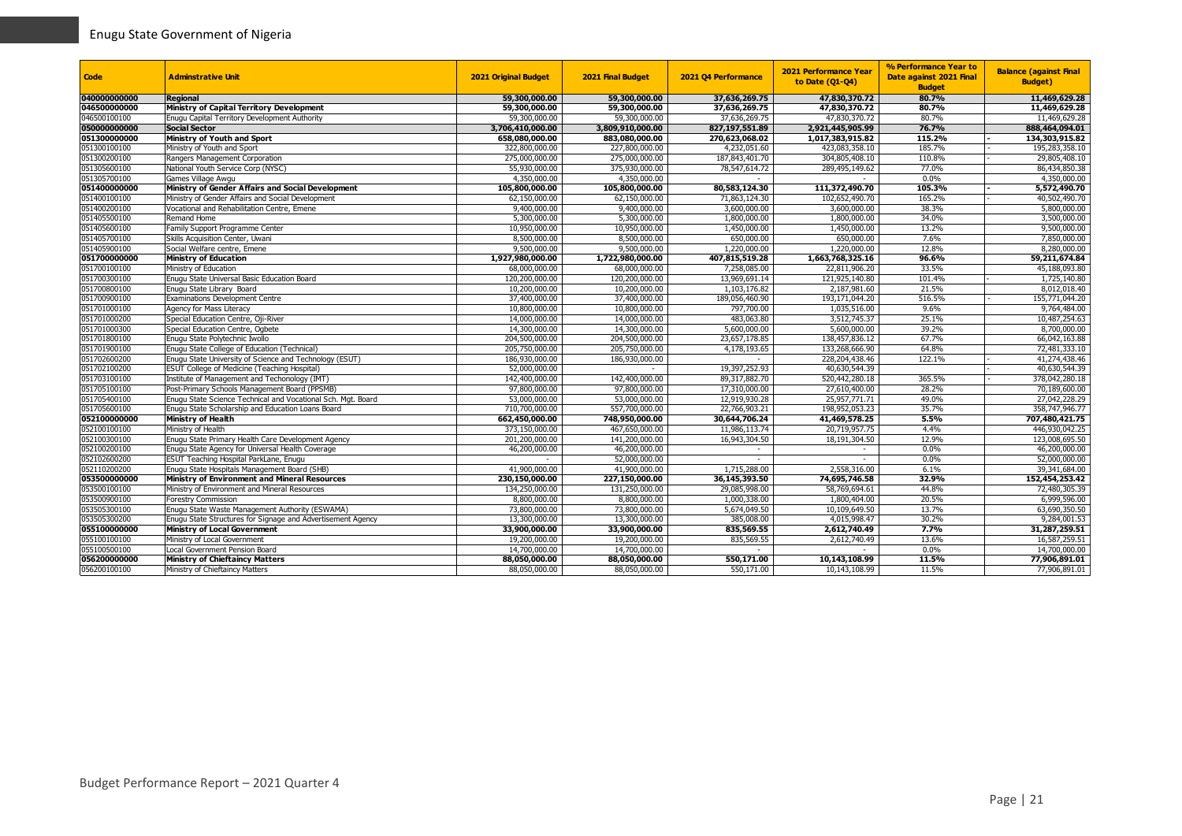| Code | Adminstrative Unit | 2021 Original Budget | 2021 Final Budget | 2021 Q4 Performance | 2021 Performance Year to Date (Q1-Q4) | % Performance Year to Date against 2021 Final Budget | Balance (against Final Budget) |
|---|---|---|---|---|---|---|---|
| **040000000000** | **Regional** | **59,300,000.00** | **59,300,000.00** | **37,636,269.75** | **47,830,370.72** | **80.7%** | **11,469,629.28** |
| **046500000000** | **Ministry of Capital Territory Development** | **59,300,000.00** | **59,300,000.00** | **37,636,269.75** | **47,830,370.72** | **80.7%** | **11,469,629.28** |
| 046500100100 | Enugu Capital Territory Development Authority | 59,300,000.00 | 59,300,000.00 | 37,636,269.75 | 47,830,370.72 | 80.7% | 11,469,629.28 |
| **050000000000** | **Social Sector** | **3,706,410,000.00** | **3,809,910,000.00** | **827,197,551.89** | **2,921,445,905.99** | **76.7%** | **888,464,094.01** |
| **051300000000** | **Ministry of Youth and Sport** | **658,080,000.00** | **883,080,000.00** | **270,623,068.02** | **1,017,383,915.82** | **115.2%** | **- 134,303,915.82** |
| 051300100100 | Ministry of Youth and Sport | 322,800,000.00 | 227,800,000.00 | 4,232,051.60 | 423,083,358.10 | 185.7% | - 195,283,358.10 |
| 051300200100 | Rangers Management Corporation | 275,000,000.00 | 275,000,000.00 | 187,843,401.70 | 304,805,408.10 | 110.8% | - 29,805,408.10 |
| 051305600100 | National Youth Service Corp (NYSC) | 55,930,000.00 | 375,930,000.00 | 78,547,614.72 | 289,495,149.62 | 77.0% | 86,434,850.38 |
| 051305700100 | Games Village Awgu | 4,350,000.00 | 4,350,000.00 | - | - | 0.0% | 4,350,000.00 |
| **051400000000** | **Ministry of Gender Affairs and Social Development** | **105,800,000.00** | **105,800,000.00** | **80,583,124.30** | **111,372,490.70** | **105.3%** | **- 5,572,490.70** |
| 051400100100 | Ministry of Gender Affairs and Social Development | 62,150,000.00 | 62,150,000.00 | 71,863,124.30 | 102,652,490.70 | 165.2% | - 40,502,490.70 |
| 051400200100 | Vocational and Rehabilitation Centre, Emene | 9,400,000.00 | 9,400,000.00 | 3,600,000.00 | 3,600,000.00 | 38.3% | 5,800,000.00 |
| 051405500100 | Remand Home | 5,300,000.00 | 5,300,000.00 | 1,800,000.00 | 1,800,000.00 | 34.0% | 3,500,000.00 |
| 051405600100 | Family Support Programme Center | 10,950,000.00 | 10,950,000.00 | 1,450,000.00 | 1,450,000.00 | 13.2% | 9,500,000.00 |
| 051405700100 | Skills Acquisition Center, Uwani | 8,500,000.00 | 8,500,000.00 | 650,000.00 | 650,000.00 | 7.6% | 7,850,000.00 |
| 051405900100 | Social Welfare centre, Emene | 9,500,000.00 | 9,500,000.00 | 1,220,000.00 | 1,220,000.00 | 12.8% | 8,280,000.00 |
| **051700000000** | **Ministry of Education** | **1,927,980,000.00** | **1,722,980,000.00** | **407,815,519.28** | **1,663,768,325.16** | **96.6%** | **59,211,674.84** |
| 051700100100 | Ministry of Education | 68,000,000.00 | 68,000,000.00 | 7,258,085.00 | 22,811,906.20 | 33.5% | 45,188,093.80 |
| 051700300100 | Enugu State Universal Basic Education Board | 120,200,000.00 | 120,200,000.00 | 13,969,691.14 | 121,925,140.80 | 101.4% | - 1,725,140.80 |
| 051700800100 | Enugu State Library Board | 10,200,000.00 | 10,200,000.00 | 1,103,176.82 | 2,187,981.60 | 21.5% | 8,012,018.40 |
| 051700900100 | Examinations Development Centre | 37,400,000.00 | 37,400,000.00 | 189,056,460.90 | 193,171,044.20 | 516.5% | - 155,771,044.20 |
| 051701000100 | Agency for Mass Literacy | 10,800,000.00 | 10,800,000.00 | 797,700.00 | 1,035,516.00 | 9.6% | 9,764,484.00 |
| 051701000200 | Special Education Centre, Oji-River | 14,000,000.00 | 14,000,000.00 | 483,063.80 | 3,512,745.37 | 25.1% | 10,487,254.63 |
| 051701000300 | Special Education Centre, Ogbete | 14,300,000.00 | 14,300,000.00 | 5,600,000.00 | 5,600,000.00 | 39.2% | 8,700,000.00 |
| 051701800100 | Enugu State Polytechnic Iwollo | 204,500,000.00 | 204,500,000.00 | 23,657,178.85 | 138,457,836.12 | 67.7% | 66,042,163.88 |
| 051701900100 | Enugu State College of Education (Technical) | 205,750,000.00 | 205,750,000.00 | 4,178,193.65 | 133,268,666.90 | 64.8% | 72,481,333.10 |
| 051702600200 | Enugu State University of Science and Technology (ESUT) | 186,930,000.00 | 186,930,000.00 | - | 228,204,438.46 | 122.1% | - 41,274,438.46 |
| 051702100200 | ESUT College of Medicine (Teaching Hospital) | 52,000,000.00 | - | 19,397,252.93 | 40,630,544.39 | | - 40,630,544.39 |
| 051703100100 | Institute of Management and Techonology (IMT) | 142,400,000.00 | 142,400,000.00 | 89,317,882.70 | 520,442,280.18 | 365.5% | - 378,042,280.18 |
| 051705100100 | Post-Primary Schools Management Board (PPSMB) | 97,800,000.00 | 97,800,000.00 | 17,310,000.00 | 27,610,400.00 | 28.2% | 70,189,600.00 |
| 051705400100 | Enugu State Science Technical and Vocational Sch. Mgt. Board | 53,000,000.00 | 53,000,000.00 | 12,919,930.28 | 25,957,771.71 | 49.0% | 27,042,228.29 |
| 051705600100 | Enugu State Scholarship and Education Loans Board | 710,700,000.00 | 557,700,000.00 | 22,766,903.21 | 198,952,053.23 | 35.7% | 358,747,946.77 |
| **052100000000** | **Ministry of Health** | **662,450,000.00** | **748,950,000.00** | **30,644,706.24** | **41,469,578.25** | **5.5%** | **707,480,421.75** |
| 052100100100 | Ministry of Health | 373,150,000.00 | 467,650,000.00 | 11,986,113.74 | 20,719,957.75 | 4.4% | 446,930,042.25 |
| 052100300100 | Enugu State Primary Health Care Development Agency | 201,200,000.00 | 141,200,000.00 | 16,943,304.50 | 18,191,304.50 | 12.9% | 123,008,695.50 |
| 052100200100 | Enugu State Agency for Universal Health Coverage | 46,200,000.00 | 46,200,000.00 | - | - | 0.0% | 46,200,000.00 |
| 052102600200 | ESUT Teaching Hospital ParkLane, Enugu | - | 52,000,000.00 | - | - | 0.0% | 52,000,000.00 |
| 052110200200 | Enugu State Hospitals Management Board (SHB) | 41,900,000.00 | 41,900,000.00 | 1,715,288.00 | 2,558,316.00 | 6.1% | 39,341,684.00 |
| **053500000000** | **Ministry of Environment and Mineral Resources** | **230,150,000.00** | **227,150,000.00** | **36,145,393.50** | **74,695,746.58** | **32.9%** | **152,454,253.42** |
| 053500100100 | Ministry of Environment and Mineral Resources | 134,250,000.00 | 131,250,000.00 | 29,085,998.00 | 58,769,694.61 | 44.8% | 72,480,305.39 |
| 053500900100 | Forestry Commission | 8,800,000.00 | 8,800,000.00 | 1,000,338.00 | 1,800,404.00 | 20.5% | 6,999,596.00 |
| 053505300100 | Enugu State Waste Management Authority (ESWAMA) | 73,800,000.00 | 73,800,000.00 | 5,674,049.50 | 10,109,649.50 | 13.7% | 63,690,350.50 |
| 053505300200 | Enugu State Structures for Signage and Advertisement Agency | 13,300,000.00 | 13,300,000.00 | 385,008.00 | 4,015,998.47 | 30.2% | 9,284,001.53 |
| **055100000000** | **Ministry of Local Government** | **33,900,000.00** | **33,900,000.00** | **835,569.55** | **2,612,740.49** | **7.7%** | **31,287,259.51** |
| 055100100100 | Ministry of Local Government | 19,200,000.00 | 19,200,000.00 | 835,569.55 | 2,612,740.49 | 13.6% | 16,587,259.51 |
| 055100500100 | Local Government Pension Board | 14,700,000.00 | 14,700,000.00 | - | - | 0.0% | 14,700,000.00 |
| **056200000000** | **Ministry of Chieftaincy Matters** | **88,050,000.00** | **88,050,000.00** | **550,171.00** | **10,143,108.99** | **11.5%** | **77,906,891.01** |
| 056200100100 | Ministry of Chieftaincy Matters | 88,050,000.00 | 88,050,000.00 | 550,171.00 | 10,143,108.99 | 11.5% | 77,906,891.01 |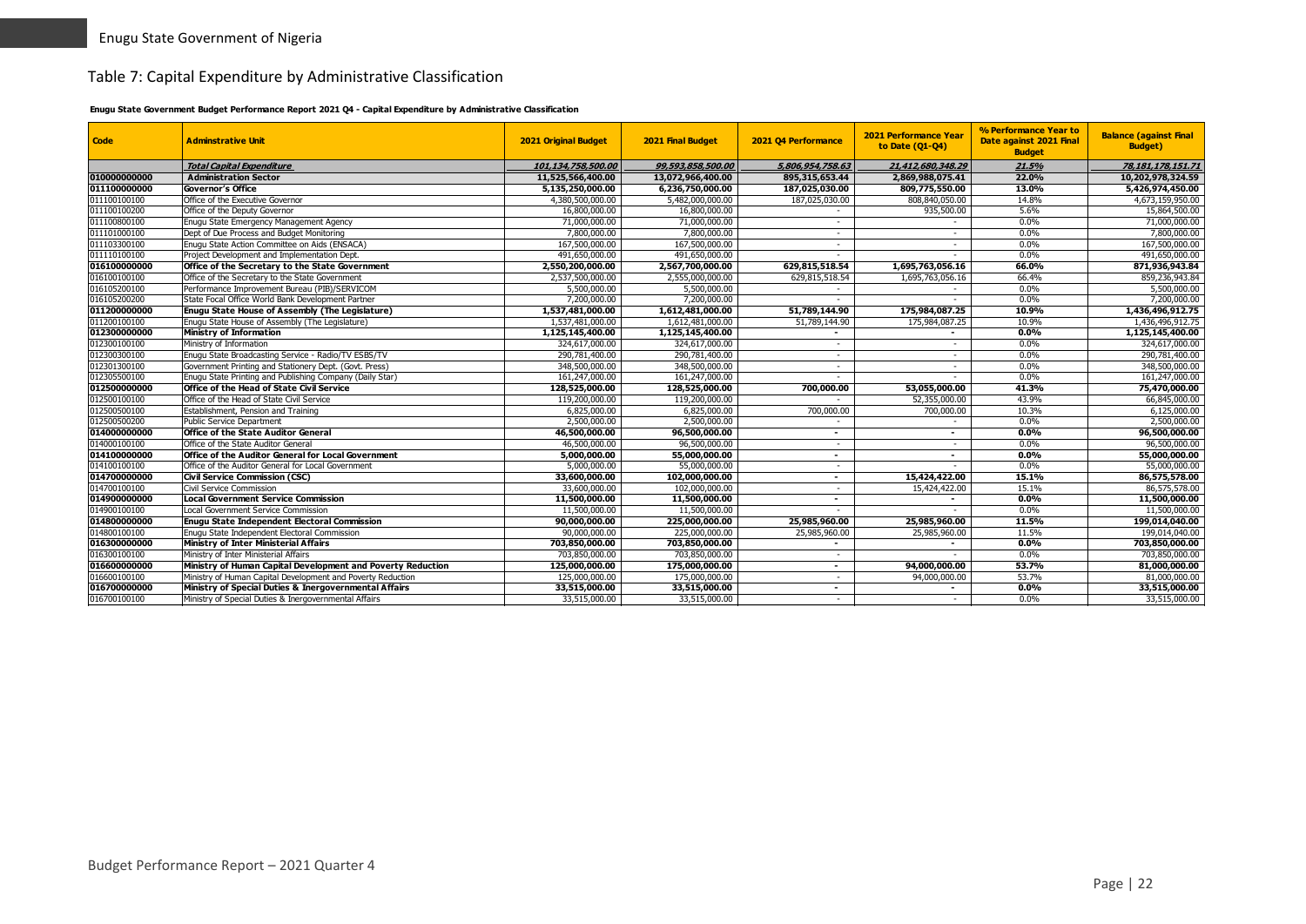## Table 7: Capital Expenditure by Administrative Classification

**Enugu State Government Budget Performance Report 2021 Q4 - Capital Expenditure by Administrative Classification**

| Code | Adminstrative Unit | 2021 Original Budget | 2021 Final Budget | 2021 Q4 Performance | 2021 Performance Year to Date (Q1-Q4) | % Performance Year to Date against 2021 Final Budget | Balance (against Final Budget) |
|---|---|---|---|---|---|---|---|
| | ***Total Capital Expenditure*** | ***101,134,758,500.00*** | ***99,593,858,500.00*** | ***5,806,954,758.63*** | ***21,412,680,348.29*** | ***21.5%*** | ***78,181,178,151.71*** |
| **010000000000** | **Administration Sector** | **11,525,566,400.00** | **13,072,966,400.00** | **895,315,653.44** | **2,869,988,075.41** | **22.0%** | **10,202,978,324.59** |
| **011100000000** | **Governor's Office** | **5,135,250,000.00** | **6,236,750,000.00** | **187,025,030.00** | **809,775,550.00** | **13.0%** | **5,426,974,450.00** |
| 011100100100 | Office of the Executive Governor | 4,380,500,000.00 | 5,482,000,000.00 | 187,025,030.00 | 808,840,050.00 | 14.8% | 4,673,159,950.00 |
| 011100100200 | Office of the Deputy Governor | 16,800,000.00 | 16,800,000.00 | - | 935,500.00 | 5.6% | 15,864,500.00 |
| 011100800100 | Enugu State Emergency Management Agency | 71,000,000.00 | 71,000,000.00 | - | - | 0.0% | 71,000,000.00 |
| 011101000100 | Dept of Due Process and Budget Monitoring | 7,800,000.00 | 7,800,000.00 | - | - | 0.0% | 7,800,000.00 |
| 011103300100 | Enugu State Action Committee on Aids (ENSACA) | 167,500,000.00 | 167,500,000.00 | - | - | 0.0% | 167,500,000.00 |
| 011110100100 | Project Development and Implementation Dept. | 491,650,000.00 | 491,650,000.00 | - | - | 0.0% | 491,650,000.00 |
| **016100000000** | **Office of the Secretary to the State Government** | **2,550,200,000.00** | **2,567,700,000.00** | **629,815,518.54** | **1,695,763,056.16** | **66.0%** | **871,936,943.84** |
| 016100100100 | Office of the Secretary to the State Government | 2,537,500,000.00 | 2,555,000,000.00 | 629,815,518.54 | 1,695,763,056.16 | 66.4% | 859,236,943.84 |
| 016105200100 | Performance Improvement Bureau (PIB)/SERVICOM | 5,500,000.00 | 5,500,000.00 | - | - | 0.0% | 5,500,000.00 |
| 016105200200 | State Focal Office World Bank Development Partner | 7,200,000.00 | 7,200,000.00 | - | - | 0.0% | 7,200,000.00 |
| **011200000000** | **Enugu State House of Assembly (The Legislature)** | **1,537,481,000.00** | **1,612,481,000.00** | **51,789,144.90** | **175,984,087.25** | **10.9%** | **1,436,496,912.75** |
| 011200100100 | Enugu State House of Assembly (The Legislature) | 1,537,481,000.00 | 1,612,481,000.00 | 51,789,144.90 | 175,984,087.25 | 10.9% | 1,436,496,912.75 |
| **012300000000** | **Ministry of Information** | **1,125,145,400.00** | **1,125,145,400.00** | **-** | **-** | **0.0%** | **1,125,145,400.00** |
| 012300100100 | Ministry of Information | 324,617,000.00 | 324,617,000.00 | - | - | 0.0% | 324,617,000.00 |
| 012300300100 | Enugu State Broadcasting Service - Radio/TV ESBS/TV | 290,781,400.00 | 290,781,400.00 | - | - | 0.0% | 290,781,400.00 |
| 012301300100 | Government Printing and Stationery Dept. (Govt. Press) | 348,500,000.00 | 348,500,000.00 | - | - | 0.0% | 348,500,000.00 |
| 012305500100 | Enugu State Printing and Publishing Company (Daily Star) | 161,247,000.00 | 161,247,000.00 | - | - | 0.0% | 161,247,000.00 |
| **012500000000** | **Office of the Head of State Civil Service** | **128,525,000.00** | **128,525,000.00** | **700,000.00** | **53,055,000.00** | **41.3%** | **75,470,000.00** |
| 012500100100 | Office of the Head of State Civil Service | 119,200,000.00 | 119,200,000.00 | - | 52,355,000.00 | 43.9% | 66,845,000.00 |
| 012500500100 | Establishment, Pension and Training | 6,825,000.00 | 6,825,000.00 | 700,000.00 | 700,000.00 | 10.3% | 6,125,000.00 |
| 012500500200 | Public Service Department | 2,500,000.00 | 2,500,000.00 | - | - | 0.0% | 2,500,000.00 |
| **014000000000** | **Office of the State Auditor General** | **46,500,000.00** | **96,500,000.00** | **-** | **-** | **0.0%** | **96,500,000.00** |
| 014000100100 | Office of the State Auditor General | 46,500,000.00 | 96,500,000.00 | - | - | 0.0% | 96,500,000.00 |
| **014100000000** | **Office of the Auditor General for Local Government** | **5,000,000.00** | **55,000,000.00** | **-** | **-** | **0.0%** | **55,000,000.00** |
| 014100100100 | Office of the Auditor General for Local Government | 5,000,000.00 | 55,000,000.00 | - | - | 0.0% | 55,000,000.00 |
| **014700000000** | **Civil Service Commission (CSC)** | **33,600,000.00** | **102,000,000.00** | **-** | **15,424,422.00** | **15.1%** | **86,575,578.00** |
| 014700100100 | Civil Service Commission | 33,600,000.00 | 102,000,000.00 | - | 15,424,422.00 | 15.1% | 86,575,578.00 |
| **014900000000** | **Local Government Service Commission** | **11,500,000.00** | **11,500,000.00** | **-** | **-** | **0.0%** | **11,500,000.00** |
| 014900100100 | Local Government Service Commission | 11,500,000.00 | 11,500,000.00 | - | - | 0.0% | 11,500,000.00 |
| **014800000000** | **Enugu State Independent Electoral Commission** | **90,000,000.00** | **225,000,000.00** | **25,985,960.00** | **25,985,960.00** | **11.5%** | **199,014,040.00** |
| 014800100100 | Enugu State Independent Electoral Commission | 90,000,000.00 | 225,000,000.00 | 25,985,960.00 | 25,985,960.00 | 11.5% | 199,014,040.00 |
| **016300000000** | **Ministry of Inter Ministerial Affairs** | **703,850,000.00** | **703,850,000.00** | **-** | **-** | **0.0%** | **703,850,000.00** |
| 016300100100 | Ministry of Inter Ministerial Affairs | 703,850,000.00 | 703,850,000.00 | - | - | 0.0% | 703,850,000.00 |
| **016600000000** | **Ministry of Human Capital Development and Poverty Reduction** | **125,000,000.00** | **175,000,000.00** | **-** | **94,000,000.00** | **53.7%** | **81,000,000.00** |
| 016600100100 | Ministry of Human Capital Development and Poverty Reduction | 125,000,000.00 | 175,000,000.00 | - | 94,000,000.00 | 53.7% | 81,000,000.00 |
| **016700000000** | **Ministry of Special Duties & Inergovernmental Affairs** | **33,515,000.00** | **33,515,000.00** | **-** | **-** | **0.0%** | **33,515,000.00** |
| 016700100100 | Ministry of Special Duties & Inergovernmental Affairs | 33,515,000.00 | 33,515,000.00 | - | - | 0.0% | 33,515,000.00 |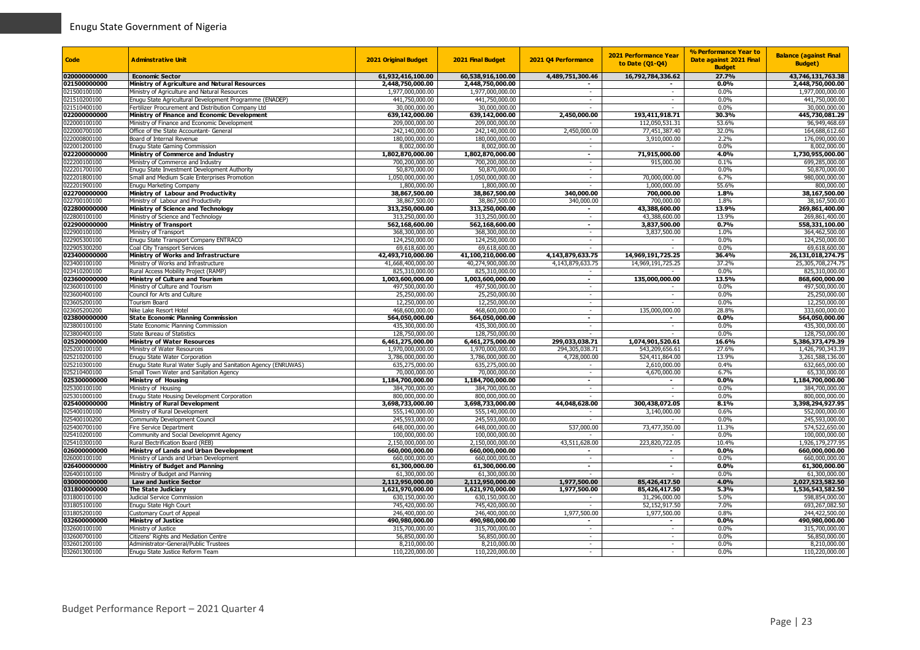| Code | Adminstrative Unit | 2021 Original Budget | 2021 Final Budget | 2021 Q4 Performance | 2021 Performance Year to Date (Q1-Q4) | % Performance Year to Date against 2021 Final Budget | Balance (against Final Budget) |
|---|---|---|---|---|---|---|---|
| **020000000000** | **Economic Sector** | **61,932,416,100.00** | **60,538,916,100.00** | **4,489,751,300.46** | **16,792,784,336.62** | **27.7%** | **43,746,131,763.38** |
| **021500000000** | **Ministry of Agriculture and Natural Resources** | **2,448,750,000.00** | **2,448,750,000.00** | **-** | **-** | **0.0%** | **2,448,750,000.00** |
| 021500100100 | Ministry of Agriculture and Natural Resources | 1,977,000,000.00 | 1,977,000,000.00 | - | - | 0.0% | 1,977,000,000.00 |
| 021510200100 | Enugu State Agricultural Development Programme (ENADEP) | 441,750,000.00 | 441,750,000.00 | - | - | 0.0% | 441,750,000.00 |
| 021510400100 | Fertilizer Procurement and Distribution Company Ltd | 30,000,000.00 | 30,000,000.00 | - | - | 0.0% | 30,000,000.00 |
| **022000000000** | **Ministry of Finance and Economic Development** | **639,142,000.00** | **639,142,000.00** | **2,450,000.00** | **193,411,918.71** | **30.3%** | **445,730,081.29** |
| 022000100100 | Ministry of Finance and Economic Development | 209,000,000.00 | 209,000,000.00 | - | 112,050,531.31 | 53.6% | 96,949,468.69 |
| 022000700100 | Office of the State Accountant- General | 242,140,000.00 | 242,140,000.00 | 2,450,000.00 | 77,451,387.40 | 32.0% | 164,688,612.60 |
| 022000800100 | Board of Internal Revenue | 180,000,000.00 | 180,000,000.00 | - | 3,910,000.00 | 2.2% | 176,090,000.00 |
| 022001200100 | Enugu State Gaming Commission | 8,002,000.00 | 8,002,000.00 | - | - | 0.0% | 8,002,000.00 |
| **022200000000** | **Ministry of Commerce and Industry** | **1,802,870,000.00** | **1,802,870,000.00** | **-** | **71,915,000.00** | **4.0%** | **1,730,955,000.00** |
| 022200100100 | Ministry of Commerce and Industry | 700,200,000.00 | 700,200,000.00 | - | 915,000.00 | 0.1% | 699,285,000.00 |
| 022201700100 | Enugu State Investment Development Authority | 50,870,000.00 | 50,870,000.00 | - | - | 0.0% | 50,870,000.00 |
| 022201800100 | Small and Medium Scale Enterprises Promotion | 1,050,000,000.00 | 1,050,000,000.00 | - | 70,000,000.00 | 6.7% | 980,000,000.00 |
| 022201900100 | Enugu Marketing Company | 1,800,000.00 | 1,800,000.00 | - | 1,000,000.00 | 55.6% | 800,000.00 |
| **022700000000** | **Ministry of Labour and Productivity** | **38,867,500.00** | **38,867,500.00** | **340,000.00** | **700,000.00** | **1.8%** | **38,167,500.00** |
| 022700100100 | Ministry of Labour and Productivity | 38,867,500.00 | 38,867,500.00 | 340,000.00 | 700,000.00 | 1.8% | 38,167,500.00 |
| **022800000000** | **Ministry of Science and Technology** | **313,250,000.00** | **313,250,000.00** | **-** | **43,388,600.00** | **13.9%** | **269,861,400.00** |
| 022800100100 | Ministry of Science and Technology | 313,250,000.00 | 313,250,000.00 | - | 43,388,600.00 | 13.9% | 269,861,400.00 |
| **022900000000** | **Ministry of Transport** | **562,168,600.00** | **562,168,600.00** | **-** | **3,837,500.00** | **0.7%** | **558,331,100.00** |
| 022900100100 | Ministry of Transport | 368,300,000.00 | 368,300,000.00 | - | 3,837,500.00 | 1.0% | 364,462,500.00 |
| 022905300100 | Enugu State Transport Company ENTRACO | 124,250,000.00 | 124,250,000.00 | - | - | 0.0% | 124,250,000.00 |
| 022905300200 | Coal City Transport Services | 69,618,600.00 | 69,618,600.00 | - | - | 0.0% | 69,618,600.00 |
| **023400000000** | **Ministry of Works and Infrastructure** | **42,493,710,000.00** | **41,100,210,000.00** | **4,143,879,633.75** | **14,969,191,725.25** | **36.4%** | **26,131,018,274.75** |
| 023400100100 | Ministry of Works and Infrastructure | 41,668,400,000.00 | 40,274,900,000.00 | 4,143,879,633.75 | 14,969,191,725.25 | 37.2% | 25,305,708,274.75 |
| 023410200100 | Rural Access Mobility Project (RAMP) | 825,310,000.00 | 825,310,000.00 | - | - | 0.0% | 825,310,000.00 |
| **023600000000** | **Ministry of Culture and Tourism** | **1,003,600,000.00** | **1,003,600,000.00** | **-** | **135,000,000.00** | **13.5%** | **868,600,000.00** |
| 023600100100 | Ministry of Culture and Tourism | 497,500,000.00 | 497,500,000.00 | - | - | 0.0% | 497,500,000.00 |
| 023600400100 | Council for Arts and Culture | 25,250,000.00 | 25,250,000.00 | - | - | 0.0% | 25,250,000.00 |
| 023605200100 | Tourism Board | 12,250,000.00 | 12,250,000.00 | - | - | 0.0% | 12,250,000.00 |
| 023605200200 | Nike Lake Resort Hotel | 468,600,000.00 | 468,600,000.00 | - | 135,000,000.00 | 28.8% | 333,600,000.00 |
| **023800000000** | **State Economic Planning Commission** | **564,050,000.00** | **564,050,000.00** | **-** | **-** | **0.0%** | **564,050,000.00** |
| 023800100100 | State Economic Planning Commission | 435,300,000.00 | 435,300,000.00 | - | - | 0.0% | 435,300,000.00 |
| 023800400100 | State Bureau of Statistics | 128,750,000.00 | 128,750,000.00 | - | - | 0.0% | 128,750,000.00 |
| **025200000000** | **Ministry of Water Resources** | **6,461,275,000.00** | **6,461,275,000.00** | **299,033,038.71** | **1,074,901,520.61** | **16.6%** | **5,386,373,479.39** |
| 025200100100 | Ministry of Water Resources | 1,970,000,000.00 | 1,970,000,000.00 | 294,305,038.71 | 543,209,656.61 | 27.6% | 1,426,790,343.39 |
| 025210200100 | Enugu State Water Corporation | 3,786,000,000.00 | 3,786,000,000.00 | 4,728,000.00 | 524,411,864.00 | 13.9% | 3,261,588,136.00 |
| 025210300100 | Enugu State Rural Water Suply and Sanitation Agency (ENRUWAS) | 635,275,000.00 | 635,275,000.00 | - | 2,610,000.00 | 0.4% | 632,665,000.00 |
| 025210400100 | Small Town Water and Sanitation Agency | 70,000,000.00 | 70,000,000.00 | - | 4,670,000.00 | 6.7% | 65,330,000.00 |
| **025300000000** | **Ministry of Housing** | **1,184,700,000.00** | **1,184,700,000.00** | **-** | **-** | **0.0%** | **1,184,700,000.00** |
| 025300100100 | Ministry of Housing | 384,700,000.00 | 384,700,000.00 | - | - | 0.0% | 384,700,000.00 |
| 025301000100 | Enugu State Housing Development Corporation | 800,000,000.00 | 800,000,000.00 | - | - | 0.0% | 800,000,000.00 |
| **025400000000** | **Ministry of Rural Development** | **3,698,733,000.00** | **3,698,733,000.00** | **44,048,628.00** | **300,438,072.05** | **8.1%** | **3,398,294,927.95** |
| 025400100100 | Ministry of Rural Development | 555,140,000.00 | 555,140,000.00 | - | 3,140,000.00 | 0.6% | 552,000,000.00 |
| 025400100200 | Community Development Council | 245,593,000.00 | 245,593,000.00 | - | - | 0.0% | 245,593,000.00 |
| 025400700100 | Fire Service Department | 648,000,000.00 | 648,000,000.00 | 537,000.00 | 73,477,350.00 | 11.3% | 574,522,650.00 |
| 025410200100 | Community and Social Developmnt Agency | 100,000,000.00 | 100,000,000.00 | - | - | 0.0% | 100,000,000.00 |
| 025410300100 | Rural Electrification Board (REB) | 2,150,000,000.00 | 2,150,000,000.00 | 43,511,628.00 | 223,820,722.05 | 10.4% | 1,926,179,277.95 |
| **026000000000** | **Ministry of Lands and Urban Development** | **660,000,000.00** | **660,000,000.00** | **-** | **-** | **0.0%** | **660,000,000.00** |
| 026000100100 | Ministry of Lands and Urban Development | 660,000,000.00 | 660,000,000.00 | - | - | 0.0% | 660,000,000.00 |
| **026400000000** | **Ministry of Budget and Planning** | **61,300,000.00** | **61,300,000.00** | **-** | **-** | **0.0%** | **61,300,000.00** |
| 026400100100 | Ministry of Budget and Planning | 61,300,000.00 | 61,300,000.00 | - | - | 0.0% | 61,300,000.00 |
| **030000000000** | **Law and Justice Sector** | **2,112,950,000.00** | **2,112,950,000.00** | **1,977,500.00** | **85,426,417.50** | **4.0%** | **2,027,523,582.50** |
| **031800000000** | **The State Judiciary** | **1,621,970,000.00** | **1,621,970,000.00** | **1,977,500.00** | **85,426,417.50** | **5.3%** | **1,536,543,582.50** |
| 031800100100 | Judicial Service Commission | 630,150,000.00 | 630,150,000.00 | - | 31,296,000.00 | 5.0% | 598,854,000.00 |
| 031805100100 | Enugu State High Court | 745,420,000.00 | 745,420,000.00 | - | 52,152,917.50 | 7.0% | 693,267,082.50 |
| 031805200100 | Customary Court of Appeal | 246,400,000.00 | 246,400,000.00 | 1,977,500.00 | 1,977,500.00 | 0.8% | 244,422,500.00 |
| **032600000000** | **Ministry of Justice** | **490,980,000.00** | **490,980,000.00** | **-** | **-** | **0.0%** | **490,980,000.00** |
| 032600100100 | Ministry of Justice | 315,700,000.00 | 315,700,000.00 | - | - | 0.0% | 315,700,000.00 |
| 032600700100 | Citizens' Rights and Mediation Centre | 56,850,000.00 | 56,850,000.00 | - | - | 0.0% | 56,850,000.00 |
| 032601200100 | Administrator-General/Public Trustees | 8,210,000.00 | 8,210,000.00 | - | - | 0.0% | 8,210,000.00 |
| 032601300100 | Enugu State Justice Reform Team | 110,220,000.00 | 110,220,000.00 | - | - | 0.0% | 110,220,000.00 |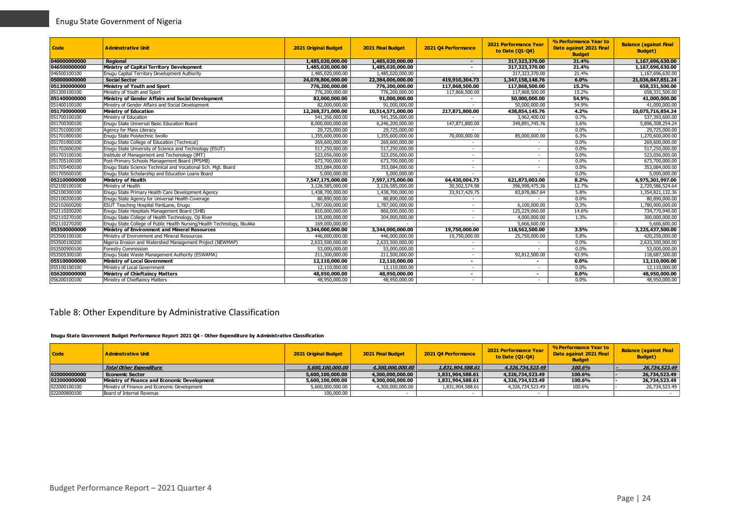| Code | Adminstrative Unit | 2021 Original Budget | 2021 Final Budget | 2021 Q4 Performance | 2021 Performance Year to Date (Q1-Q4) | % Performance Year to Date against 2021 Final Budget | Balance (against Final Budget) |
|---|---|---|---|---|---|---|---|
| **040000000000** | **Regional** | **1,485,020,000.00** | **1,485,020,000.00** | **-** | **317,323,370.00** | **21.4%** | **1,167,696,630.00** |
| **046500000000** | **Ministry of Capital Territory Development** | **1,485,020,000.00** | **1,485,020,000.00** | **-** | **317,323,370.00** | **21.4%** | **1,167,696,630.00** |
| 046500100100 | Enugu Capital Territory Development Authority | 1,485,020,000.00 | 1,485,020,000.00 | - | 317,323,370.00 | 21.4% | 1,167,696,630.00 |
| **050000000000** | **Social Sector** | **24,078,806,000.00** | **22,384,006,000.00** | **419,910,304.73** | **1,347,158,148.76** | **6.0%** | **21,036,847,851.24** |
| **051300000000** | **Ministry of Youth and Sport** | **776,200,000.00** | **776,200,000.00** | **117,868,500.00** | **117,868,500.00** | **15.2%** | **658,331,500.00** |
| 051300100100 | Ministry of Youth and Sport | 776,200,000.00 | 776,200,000.00 | 117,868,500.00 | 117,868,500.00 | 15.2% | 658,331,500.00 |
| **051400000000** | **Ministry of Gender Affairs and Social Development** | **82,000,000.00** | **91,000,000.00** | **-** | **50,000,000.00** | **54.9%** | **41,000,000.00** |
| 051400100100 | Ministry of Gender Affairs and Social Development | 82,000,000.00 | 91,000,000.00 | - | 50,000,000.00 | 54.9% | 41,000,000.00 |
| **051700000000** | **Ministry of Education** | **12,268,371,000.00** | **10,514,571,000.00** | **217,871,800.00** | **438,854,145.76** | **4.2%** | **10,075,716,854.24** |
| 051700100100 | Ministry of Education | 541,356,000.00 | 541,356,000.00 | - | 3,962,400.00 | 0.7% | 537,393,600.00 |
| 051700300100 | Enugu State Universal Basic Education Board | 8,000,000,000.00 | 6,246,200,000.00 | 147,871,800.00 | 349,891,745.76 | 5.6% | 5,896,308,254.24 |
| 051701000100 | Agency for Mass Literacy | 29,725,000.00 | 29,725,000.00 | - | - | 0.0% | 29,725,000.00 |
| 051701800100 | Enugu State Polytechnic Iwollo | 1,355,600,000.00 | 1,355,600,000.00 | 70,000,000.00 | 85,000,000.00 | 6.3% | 1,270,600,000.00 |
| 051701900100 | Enugu State College of Education (Technical) | 269,600,000.00 | 269,600,000.00 | - | - | 0.0% | 269,600,000.00 |
| 051702600200 | Enugu State University of Science and Technology (ESUT) | 517,250,000.00 | 517,250,000.00 | - | - | 0.0% | 517,250,000.00 |
| 051703100100 | Institute of Management and Techonology (IMT) | 523,056,000.00 | 523,056,000.00 | - | - | 0.0% | 523,056,000.00 |
| 051705100100 | Post-Primary Schools Management Board (PPSMB) | 673,700,000.00 | 673,700,000.00 | - | - | 0.0% | 673,700,000.00 |
| 051705400100 | Enugu State Science Technical and Vocational Sch. Mgt. Board | 353,084,000.00 | 353,084,000.00 | - | - | 0.0% | 353,084,000.00 |
| 051705600100 | Enugu State Scholarship and Education Loans Board | 5,000,000.00 | 5,000,000.00 | - | - | 0.0% | 5,000,000.00 |
| **052100000000** | **Ministry of Health** | **7,547,175,000.00** | **7,597,175,000.00** | **64,420,004.73** | **621,873,003.00** | **8.2%** | **6,975,301,997.00** |
| 052100100100 | Ministry of Health | 3,126,585,000.00 | 3,126,585,000.00 | 30,502,574.98 | 396,998,475.36 | 12.7% | 2,729,586,524.64 |
| 052100300100 | Enugu State Primary Health Care Development Agency | 1,438,700,000.00 | 1,438,700,000.00 | 33,917,429.75 | 83,878,867.64 | 5.8% | 1,354,821,132.36 |
| 052100200100 | Enugu State Agency for Universal Health Coverage | 80,890,000.00 | 80,890,000.00 | - | - | 0.0% | 80,890,000.00 |
| 052102600200 | ESUT Teaching Hospital ParkLane, Enugu | 1,787,000,000.00 | 1,787,000,000.00 | - | 6,100,000.00 | 0.3% | 1,780,900,000.00 |
| 052110200200 | Enugu State Hospitals Management Board (SHB) | 810,000,000.00 | 860,000,000.00 | - | 125,229,060.00 | 14.6% | 734,770,940.00 |
| 052110270100 | Enugu State College of Health Technology, Oji River | 135,000,000.00 | 304,000,000.00 | - | 4,000,000.00 | 1.3% | 300,000,000.00 |
| 052110270200 | Enugu State College of Public Health Nursing/Health Technology, Nsukka | 169,000,000.00 | - | - | 5,666,600.00 | | - 5,666,600.00 |
| **053500000000** | **Ministry of Environment and Mineral Resources** | **3,344,000,000.00** | **3,344,000,000.00** | **19,750,000.00** | **118,562,500.00** | **3.5%** | **3,225,437,500.00** |
| 053500100100 | Ministry of Environment and Mineral Resources | 446,000,000.00 | 446,000,000.00 | 19,750,000.00 | 25,750,000.00 | 5.8% | 420,250,000.00 |
| 053500100200 | Nigeria Erosion and Watershed Management Project (NEWMAP) | 2,633,500,000.00 | 2,633,500,000.00 | - | - | 0.0% | 2,633,500,000.00 |
| 053500900100 | Forestry Commission | 53,000,000.00 | 53,000,000.00 | - | - | 0.0% | 53,000,000.00 |
| 053505300100 | Enugu State Waste Management Authority (ESWAMA) | 211,500,000.00 | 211,500,000.00 | - | 92,812,500.00 | 43.9% | 118,687,500.00 |
| **055100000000** | **Ministry of Local Government** | **12,110,000.00** | **12,110,000.00** | **-** | **-** | **0.0%** | **12,110,000.00** |
| 055100100100 | Ministry of Local Government | 12,110,000.00 | 12,110,000.00 | - | - | 0.0% | 12,110,000.00 |
| **056200000000** | **Ministry of Chieftaincy Matters** | **48,950,000.00** | **48,950,000.00** | **-** | **-** | **0.0%** | **48,950,000.00** |
| 056200100100 | Ministry of Chieftaincy Matters | 48,950,000.00 | 48,950,000.00 | - | - | 0.0% | 48,950,000.00 |

## Table 8: Other Expenditure by Administrative Classification

**Enugu State Government Budget Performance Report 2021 Q4 - Other Expenditure by Administrative Classification**

| Code | Adminstrative Unit | 2021 Original Budget | 2021 Final Budget | 2021 Q4 Performance | 2021 Performance Year to Date (Q1-Q4) | % Performance Year to Date against 2021 Final Budget | Balance (against Final Budget) |
|---|---|---|---|---|---|---|---|
| | ***Total Other Expenditure*** | ***5,600,100,000.00*** | ***4,300,000,000.00*** | ***1,831,904,588.61*** | ***4,326,734,523.49*** | ***100.6%*** | ***- 26,734,523.49*** |
| **020000000000** | **Economic Sector** | **5,600,100,000.00** | **4,300,000,000.00** | **1,831,904,588.61** | **4,326,734,523.49** | **100.6%** | **- 26,734,523.49** |
| **022000000000** | **Ministry of Finance and Economic Development** | **5,600,100,000.00** | **4,300,000,000.00** | **1,831,904,588.61** | **4,326,734,523.49** | **100.6%** | **- 26,734,523.49** |
| 022000100100 | Ministry of Finance and Economic Development | 5,600,000,000.00 | 4,300,000,000.00 | 1,831,904,588.61 | 4,326,734,523.49 | 100.6% | - 26,734,523.49 |
| 022000800100 | Board of Internal Revenue | 100,000.00 | - | - | - | | - |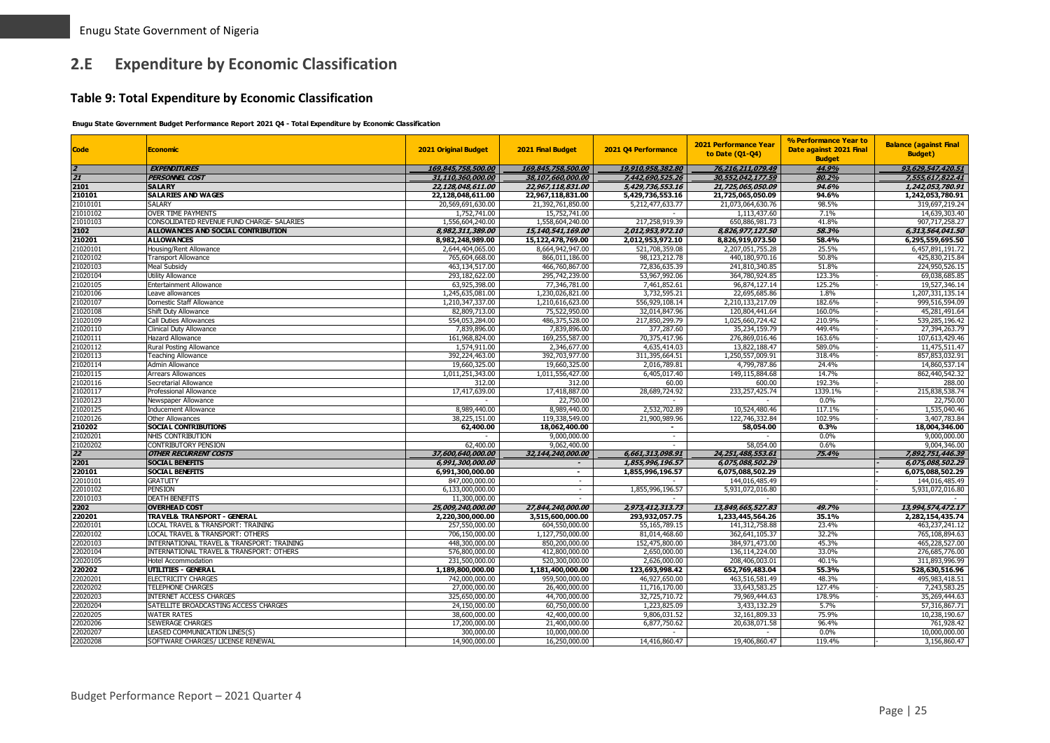## 2.E Expenditure by Economic Classification

### Table 9: Total Expenditure by Economic Classification

**Enugu State Government Budget Performance Report 2021 Q4 - Total Expenditure by Economic Classification**

| Code | Economic | 2021 Original Budget | 2021 Final Budget | 2021 Q4 Performance | 2021 Performance Year to Date (Q1-Q4) | % Performance Year to Date against 2021 Final Budget | Balance (against Final Budget) |
|---|---|---|---|---|---|---|---|
| 2 | EXPENDITURES | 169,845,758,500.00 | 169,845,758,500.00 | 19,910,958,382.80 | 76,216,211,079.49 | 44.9% | 93,629,547,420.51 |
| 21 | PERSONNEL COST | 31,110,360,000.00 | 38,107,660,000.00 | 7,442,690,525.26 | 30,552,042,177.59 | 80.2% | 7,555,617,822.41 |
| 2101 | SALARY | 22,128,048,611.00 | 22,967,118,831.00 | 5,429,736,553.16 | 21,725,065,050.09 | 94.6% | 1,242,053,780.91 |
| 210101 | SALARIES AND WAGES | 22,128,048,611.00 | 22,967,118,831.00 | 5,429,736,553.16 | 21,725,065,050.09 | 94.6% | 1,242,053,780.91 |
| 21010101 | SALARY | 20,569,691,630.00 | 21,392,761,850.00 | 5,212,477,633.77 | 21,073,064,630.76 | 98.5% | 319,697,219.24 |
| 21010102 | OVER TIME PAYMENTS | 1,752,741.00 | 15,752,741.00 | - | 1,113,437.60 | 7.1% | 14,639,303.40 |
| 21010103 | CONSOLIDATED REVENUE FUND CHARGE- SALARIES | 1,556,604,240.00 | 1,558,604,240.00 | 217,258,919.39 | 650,886,981.73 | 41.8% | 907,717,258.27 |
| 2102 | ALLOWANCES AND SOCIAL CONTRIBUTION | 8,982,311,389.00 | 15,140,541,169.00 | 2,012,953,972.10 | 8,826,977,127.50 | 58.3% | 6,313,564,041.50 |
| 210201 | ALLOWANCES | 8,982,248,989.00 | 15,122,478,769.00 | 2,012,953,972.10 | 8,826,919,073.50 | 58.4% | 6,295,559,695.50 |
| 21020101 | Housing/Rent Allowance | 2,644,404,065.00 | 8,664,942,947.00 | 521,708,359.08 | 2,207,051,755.28 | 25.5% | 6,457,891,191.72 |
| 21020102 | Transport Allowance | 765,604,668.00 | 866,011,186.00 | 98,123,212.78 | 440,180,970.16 | 50.8% | 425,830,215.84 |
| 21020103 | Meal Subsidy | 463,134,517.00 | 466,760,867.00 | 72,836,635.39 | 241,810,340.85 | 51.8% | 224,950,526.15 |
| 21020104 | Utility Allowance | 293,182,622.00 | 295,742,239.00 | 53,967,992.06 | 364,780,924.85 | 123.3% | - 69,038,685.85 |
| 21020105 | Entertainment Allowance | 63,925,398.00 | 77,346,781.00 | 7,461,852.61 | 96,874,127.14 | 125.2% | - 19,527,346.14 |
| 21020106 | Leave allowances | 1,245,635,081.00 | 1,230,026,821.00 | 3,732,595.21 | 22,695,685.86 | 1.8% | 1,207,331,135.14 |
| 21020107 | Domestic Staff Allowance | 1,210,347,337.00 | 1,210,616,623.00 | 556,929,108.14 | 2,210,133,217.09 | 182.6% | - 999,516,594.09 |
| 21020108 | Shift Duty Allowance | 82,809,713.00 | 75,522,950.00 | 32,014,847.96 | 120,804,441.64 | 160.0% | - 45,281,491.64 |
| 21020109 | Call Duties Allowances | 554,053,284.00 | 486,375,528.00 | 217,850,299.79 | 1,025,660,724.42 | 210.9% | - 539,285,196.42 |
| 21020110 | Clinical Duty Allowance | 7,839,896.00 | 7,839,896.00 | 377,287.60 | 35,234,159.79 | 449.4% | - 27,394,263.79 |
| 21020111 | Hazard Allowance | 161,968,824.00 | 169,255,587.00 | 70,375,417.96 | 276,869,016.46 | 163.6% | - 107,613,429.46 |
| 21020112 | Rural Posting Allowance | 1,574,911.00 | 2,346,677.00 | 4,635,414.03 | 13,822,188.47 | 589.0% | - 11,475,511.47 |
| 21020113 | Teaching Allowance | 392,224,463.00 | 392,703,977.00 | 311,395,664.51 | 1,250,557,009.91 | 318.4% | - 857,853,032.91 |
| 21020114 | Admin Allowance | 19,660,325.00 | 19,660,325.00 | 2,016,789.81 | 4,799,787.86 | 24.4% | 14,860,537.14 |
| 21020115 | Arrears Allowances | 1,011,251,343.00 | 1,011,556,427.00 | 6,405,017.40 | 149,115,884.68 | 14.7% | 862,440,542.32 |
| 21020116 | Secretarial Allowance | 312.00 | 312.00 | 60.00 | 600.00 | 192.3% | - 288.00 |
| 21020117 | Professional Allowance | 17,417,639.00 | 17,418,887.00 | 28,689,724.92 | 233,257,425.74 | 1339.1% | - 215,838,538.74 |
| 21020123 | Newspaper Allowance | - | 22,750.00 | - | - | 0.0% | 22,750.00 |
| 21020125 | Inducement Allowance | 8,989,440.00 | 8,989,440.00 | 2,532,702.89 | 10,524,480.46 | 117.1% | - 1,535,040.46 |
| 21020126 | Other Allowances | 38,225,151.00 | 119,338,549.00 | 21,900,989.96 | 122,746,332.84 | 102.9% | - 3,407,783.84 |
| 210202 | SOCIAL CONTRIBUTIONS | 62,400.00 | 18,062,400.00 | - | 58,054.00 | 0.3% | 18,004,346.00 |
| 21020201 | NHIS CONTRIBUTION | - | 9,000,000.00 | - | - | 0.0% | 9,000,000.00 |
| 21020202 | CONTRIBUTORY PENSION | 62,400.00 | 9,062,400.00 | - | 58,054.00 | 0.6% | 9,004,346.00 |
| 22 | OTHER RECURRENT COSTS | 37,600,640,000.00 | 32,144,240,000.00 | 6,661,313,098.91 | 24,251,488,553.61 | 75.4% | 7,892,751,446.39 |
| 2201 | SOCIAL BENEFITS | 6,991,300,000.00 | - | 1,855,996,196.57 | 6,075,088,502.29 | | - 6,075,088,502.29 |
| 220101 | SOCIAL BENEFITS | 6,991,300,000.00 | - | 1,855,996,196.57 | 6,075,088,502.29 | | - 6,075,088,502.29 |
| 22010101 | GRATUITY | 847,000,000.00 | - | - | 144,016,485.49 | | - 144,016,485.49 |
| 22010102 | PENSION | 6,133,000,000.00 | - | 1,855,996,196.57 | 5,931,072,016.80 | | - 5,931,072,016.80 |
| 22010103 | DEATH BENEFITS | 11,300,000.00 | - | - | - | | - |
| 2202 | OVERHEAD COST | 25,009,240,000.00 | 27,844,240,000.00 | 2,973,412,313.73 | 13,849,665,527.83 | 49.7% | 13,994,574,472.17 |
| 220201 | TRAVEL& TRANSPORT - GENERAL | 2,220,300,000.00 | 3,515,600,000.00 | 293,932,057.75 | 1,233,445,564.26 | 35.1% | 2,282,154,435.74 |
| 22020101 | LOCAL TRAVEL & TRANSPORT: TRAINING | 257,550,000.00 | 604,550,000.00 | 55,165,789.15 | 141,312,758.88 | 23.4% | 463,237,241.12 |
| 22020102 | LOCAL TRAVEL & TRANSPORT: OTHERS | 706,150,000.00 | 1,127,750,000.00 | 81,014,468.60 | 362,641,105.37 | 32.2% | 765,108,894.63 |
| 22020103 | INTERNATIONAL TRAVEL & TRANSPORT: TRAINING | 448,300,000.00 | 850,200,000.00 | 152,475,800.00 | 384,971,473.00 | 45.3% | 465,228,527.00 |
| 22020104 | INTERNATIONAL TRAVEL & TRANSPORT: OTHERS | 576,800,000.00 | 412,800,000.00 | 2,650,000.00 | 136,114,224.00 | 33.0% | 276,685,776.00 |
| 22020105 | Hotel Accommodation | 231,500,000.00 | 520,300,000.00 | 2,626,000.00 | 208,406,003.01 | 40.1% | 311,893,996.99 |
| 220202 | UTILITIES - GENERAL | 1,189,800,000.00 | 1,181,400,000.00 | 123,693,998.42 | 652,769,483.04 | 55.3% | 528,630,516.96 |
| 22020201 | ELECTRICITY CHARGES | 742,000,000.00 | 959,500,000.00 | 46,927,650.00 | 463,516,581.49 | 48.3% | 495,983,418.51 |
| 22020202 | TELEPHONE CHARGES | 27,000,000.00 | 26,400,000.00 | 11,716,170.00 | 33,643,583.25 | 127.4% | - 7,243,583.25 |
| 22020203 | INTERNET ACCESS CHARGES | 325,650,000.00 | 44,700,000.00 | 32,725,710.72 | 79,969,444.63 | 178.9% | - 35,269,444.63 |
| 22020204 | SATELLITE BROADCASTING ACCESS CHARGES | 24,150,000.00 | 60,750,000.00 | 1,223,825.09 | 3,433,132.29 | 5.7% | 57,316,867.71 |
| 22020205 | WATER RATES | 38,600,000.00 | 42,400,000.00 | 9,806,031.52 | 32,161,809.33 | 75.9% | 10,238,190.67 |
| 22020206 | SEWERAGE CHARGES | 17,200,000.00 | 21,400,000.00 | 6,877,750.62 | 20,638,071.58 | 96.4% | 761,928.42 |
| 22020207 | LEASED COMMUNICATION LINES(S) | 300,000.00 | 10,000,000.00 | - | - | 0.0% | 10,000,000.00 |
| 22020208 | SOFTWARE CHARGES/ LICENSE RENEWAL | 14,900,000.00 | 16,250,000.00 | 14,416,860.47 | 19,406,860.47 | 119.4% | - 3,156,860.47 |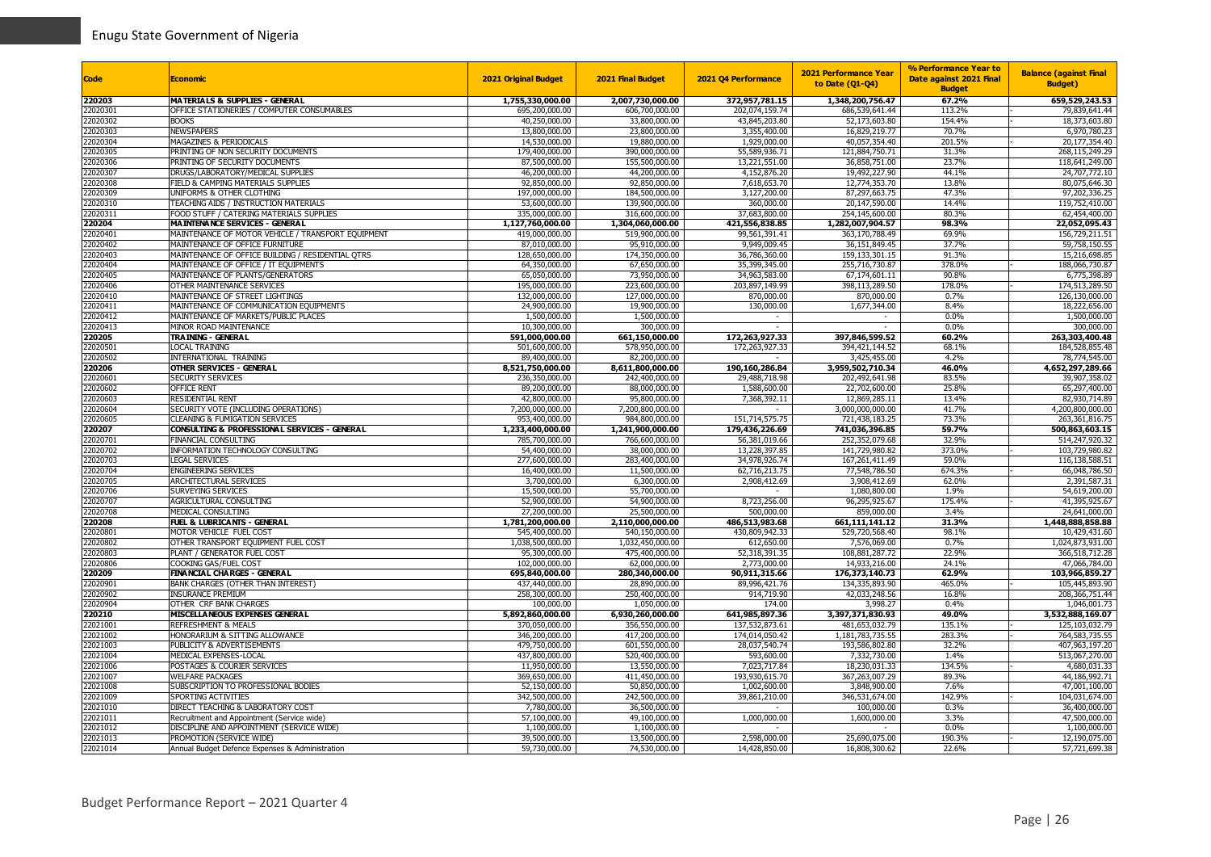| Code | Economic | 2021 Original Budget | 2021 Final Budget | 2021 Q4 Performance | 2021 Performance Year to Date (Q1-Q4) | % Performance Year to Date against 2021 Final Budget | Balance (against Final Budget) |
|---|---|---|---|---|---|---|---|
| **220203** | **MATERIALS & SUPPLIES - GENERAL** | **1,755,330,000.00** | **2,007,730,000.00** | **372,957,781.15** | **1,348,200,756.47** | **67.2%** | **659,529,243.53** |
| 22020301 | OFFICE STATIONERIES / COMPUTER CONSUMABLES | 695,200,000.00 | 606,700,000.00 | 202,074,159.74 | 686,539,641.44 | 113.2% | - 79,839,641.44 |
| 22020302 | BOOKS | 40,250,000.00 | 33,800,000.00 | 43,845,203.80 | 52,173,603.80 | 154.4% | - 18,373,603.80 |
| 22020303 | NEWSPAPERS | 13,800,000.00 | 23,800,000.00 | 3,355,400.00 | 16,829,219.77 | 70.7% | 6,970,780.23 |
| 22020304 | MAGAZINES & PERIODICALS | 14,530,000.00 | 19,880,000.00 | 1,929,000.00 | 40,057,354.40 | 201.5% | - 20,177,354.40 |
| 22020305 | PRINTING OF NON SECURITY DOCUMENTS | 179,400,000.00 | 390,000,000.00 | 55,589,936.71 | 121,884,750.71 | 31.3% | 268,115,249.29 |
| 22020306 | PRINTING OF SECURITY DOCUMENTS | 87,500,000.00 | 155,500,000.00 | 13,221,551.00 | 36,858,751.00 | 23.7% | 118,641,249.00 |
| 22020307 | DRUGS/LABORATORY/MEDICAL SUPPLIES | 46,200,000.00 | 44,200,000.00 | 4,152,876.20 | 19,492,227.90 | 44.1% | 24,707,772.10 |
| 22020308 | FIELD & CAMPING MATERIALS SUPPLIES | 92,850,000.00 | 92,850,000.00 | 7,618,653.70 | 12,774,353.70 | 13.8% | 80,075,646.30 |
| 22020309 | UNIFORMS & OTHER CLOTHING | 197,000,000.00 | 184,500,000.00 | 3,127,200.00 | 87,297,663.75 | 47.3% | 97,202,336.25 |
| 22020310 | TEACHING AIDS / INSTRUCTION MATERIALS | 53,600,000.00 | 139,900,000.00 | 360,000.00 | 20,147,590.00 | 14.4% | 119,752,410.00 |
| 22020311 | FOOD STUFF / CATERING MATERIALS SUPPLIES | 335,000,000.00 | 316,600,000.00 | 37,683,800.00 | 254,145,600.00 | 80.3% | 62,454,400.00 |
| **220204** | **MAINTENANCE SERVICES - GENERAL** | **1,127,760,000.00** | **1,304,060,000.00** | **421,556,838.85** | **1,282,007,904.57** | **98.3%** | **22,052,095.43** |
| 22020401 | MAINTENANCE OF MOTOR VEHICLE / TRANSPORT EQUIPMENT | 419,000,000.00 | 519,900,000.00 | 99,561,391.41 | 363,170,788.49 | 69.9% | 156,729,211.51 |
| 22020402 | MAINTENANCE OF OFFICE FURNITURE | 87,010,000.00 | 95,910,000.00 | 9,949,009.45 | 36,151,849.45 | 37.7% | 59,758,150.55 |
| 22020403 | MAINTENANCE OF OFFICE BUILDING / RESIDENTIAL QTRS | 128,650,000.00 | 174,350,000.00 | 36,786,360.00 | 159,133,301.15 | 91.3% | 15,216,698.85 |
| 22020404 | MAINTENANCE OF OFFICE / IT EQUIPMENTS | 64,350,000.00 | 67,650,000.00 | 35,399,345.00 | 255,716,730.87 | 378.0% | - 188,066,730.87 |
| 22020405 | MAINTENANCE OF PLANTS/GENERATORS | 65,050,000.00 | 73,950,000.00 | 34,963,583.00 | 67,174,601.11 | 90.8% | 6,775,398.89 |
| 22020406 | OTHER MAINTENANCE SERVICES | 195,000,000.00 | 223,600,000.00 | 203,897,149.99 | 398,113,289.50 | 178.0% | - 174,513,289.50 |
| 22020410 | MAINTENANCE OF STREET LIGHTINGS | 132,000,000.00 | 127,000,000.00 | 870,000.00 | 870,000.00 | 0.7% | 126,130,000.00 |
| 22020411 | MAINTENANCE OF COMMUNICATION EQUIPMENTS | 24,900,000.00 | 19,900,000.00 | 130,000.00 | 1,677,344.00 | 8.4% | 18,222,656.00 |
| 22020412 | MAINTENANCE OF MARKETS/PUBLIC PLACES | 1,500,000.00 | 1,500,000.00 | - | - | 0.0% | 1,500,000.00 |
| 22020413 | MINOR ROAD MAINTENANCE | 10,300,000.00 | 300,000.00 | - | - | 0.0% | 300,000.00 |
| **220205** | **TRAINING - GENERAL** | **591,000,000.00** | **661,150,000.00** | **172,263,927.33** | **397,846,599.52** | **60.2%** | **263,303,400.48** |
| 22020501 | LOCAL TRAINING | 501,600,000.00 | 578,950,000.00 | 172,263,927.33 | 394,421,144.52 | 68.1% | 184,528,855.48 |
| 22020502 | INTERNATIONAL TRAINING | 89,400,000.00 | 82,200,000.00 | - | 3,425,455.00 | 4.2% | 78,774,545.00 |
| **220206** | **OTHER SERVICES - GENERAL** | **8,521,750,000.00** | **8,611,800,000.00** | **190,160,286.84** | **3,959,502,710.34** | **46.0%** | **4,652,297,289.66** |
| 22020601 | SECURITY SERVICES | 236,350,000.00 | 242,400,000.00 | 29,488,718.98 | 202,492,641.98 | 83.5% | 39,907,358.02 |
| 22020602 | OFFICE RENT | 89,200,000.00 | 88,000,000.00 | 1,588,600.00 | 22,702,600.00 | 25.8% | 65,297,400.00 |
| 22020603 | RESIDENTIAL RENT | 42,800,000.00 | 95,800,000.00 | 7,368,392.11 | 12,869,285.11 | 13.4% | 82,930,714.89 |
| 22020604 | SECURITY VOTE (INCLUDING OPERATIONS) | 7,200,000,000.00 | 7,200,000,000.00 | - | 3,000,000,000.00 | 41.7% | 4,200,000,000.00 |
| 22020605 | CLEANING & FUMIGATION SERVICES | 953,400,000.00 | 984,800,000.00 | 151,714,575.75 | 721,438,183.25 | 73.3% | 263,361,816.75 |
| **220207** | **CONSULTING & PROFESSIONAL SERVICES - GENERAL** | **1,233,400,000.00** | **1,241,900,000.00** | **179,436,226.69** | **741,036,396.85** | **59.7%** | **500,863,603.15** |
| 22020701 | FINANCIAL CONSULTING | 785,700,000.00 | 766,600,000.00 | 56,381,019.66 | 252,352,079.68 | 32.9% | 514,247,920.32 |
| 22020702 | INFORMATION TECHNOLOGY CONSULTING | 54,400,000.00 | 38,000,000.00 | 13,228,397.85 | 141,729,980.82 | 373.0% | - 103,729,980.82 |
| 22020703 | LEGAL SERVICES | 277,600,000.00 | 283,400,000.00 | 34,978,926.74 | 167,261,411.49 | 59.0% | 116,138,588.51 |
| 22020704 | ENGINEERING SERVICES | 16,400,000.00 | 11,500,000.00 | 62,716,213.75 | 77,548,786.50 | 674.3% | - 66,048,786.50 |
| 22020705 | ARCHITECTURAL SERVICES | 3,700,000.00 | 6,300,000.00 | 2,908,412.69 | 3,908,412.69 | 62.0% | 2,391,587.31 |
| 22020706 | SURVEYING SERVICES | 15,500,000.00 | 55,700,000.00 | - | 1,080,800.00 | 1.9% | 54,619,200.00 |
| 22020707 | AGRICULTURAL CONSULTING | 52,900,000.00 | 54,900,000.00 | 8,723,256.00 | 96,295,925.67 | 175.4% | - 41,395,925.67 |
| 22020708 | MEDICAL CONSULTING | 27,200,000.00 | 25,500,000.00 | 500,000.00 | 859,000.00 | 3.4% | 24,641,000.00 |
| **220208** | **FUEL & LUBRICANTS - GENERAL** | **1,781,200,000.00** | **2,110,000,000.00** | **486,513,983.68** | **661,111,141.12** | **31.3%** | **1,448,888,858.88** |
| 22020801 | MOTOR VEHICLE FUEL COST | 545,400,000.00 | 540,150,000.00 | 430,809,942.33 | 529,720,568.40 | 98.1% | 10,429,431.60 |
| 22020802 | OTHER TRANSPORT EQUIPMENT FUEL COST | 1,038,500,000.00 | 1,032,450,000.00 | 612,650.00 | 7,576,069.00 | 0.7% | 1,024,873,931.00 |
| 22020803 | PLANT / GENERATOR FUEL COST | 95,300,000.00 | 475,400,000.00 | 52,318,391.35 | 108,881,287.72 | 22.9% | 366,518,712.28 |
| 22020806 | COOKING GAS/FUEL COST | 102,000,000.00 | 62,000,000.00 | 2,773,000.00 | 14,933,216.00 | 24.1% | 47,066,784.00 |
| **220209** | **FINANCIAL CHARGES - GENERAL** | **695,840,000.00** | **280,340,000.00** | **90,911,315.66** | **176,373,140.73** | **62.9%** | **103,966,859.27** |
| 22020901 | BANK CHARGES (OTHER THAN INTEREST) | 437,440,000.00 | 28,890,000.00 | 89,996,421.76 | 134,335,893.90 | 465.0% | - 105,445,893.90 |
| 22020902 | INSURANCE PREMIUM | 258,300,000.00 | 250,400,000.00 | 914,719.90 | 42,033,248.56 | 16.8% | 208,366,751.44 |
| 22020904 | OTHER CRF BANK CHARGES | 100,000.00 | 1,050,000.00 | 174.00 | 3,998.27 | 0.4% | 1,046,001.73 |
| **220210** | **MISCELLANEOUS EXPENSES GENERAL** | **5,892,860,000.00** | **6,930,260,000.00** | **641,985,897.36** | **3,397,371,830.93** | **49.0%** | **3,532,888,169.07** |
| 22021001 | REFRESHMENT & MEALS | 370,050,000.00 | 356,550,000.00 | 137,532,873.61 | 481,653,032.79 | 135.1% | - 125,103,032.79 |
| 22021002 | HONORARIUM & SITTING ALLOWANCE | 346,200,000.00 | 417,200,000.00 | 174,014,050.42 | 1,181,783,735.55 | 283.3% | - 764,583,735.55 |
| 22021003 | PUBLICITY & ADVERTISEMENTS | 479,750,000.00 | 601,550,000.00 | 28,037,540.74 | 193,586,802.80 | 32.2% | 407,963,197.20 |
| 22021004 | MEDICAL EXPENSES-LOCAL | 437,800,000.00 | 520,400,000.00 | 593,600.00 | 7,332,730.00 | 1.4% | 513,067,270.00 |
| 22021006 | POSTAGES & COURIER SERVICES | 11,950,000.00 | 13,550,000.00 | 7,023,717.84 | 18,230,031.33 | 134.5% | - 4,680,031.33 |
| 22021007 | WELFARE PACKAGES | 369,650,000.00 | 411,450,000.00 | 193,930,615.70 | 367,263,007.29 | 89.3% | 44,186,992.71 |
| 22021008 | SUBSCRIPTION TO PROFESSIONAL BODIES | 52,150,000.00 | 50,850,000.00 | 1,002,600.00 | 3,848,900.00 | 7.6% | 47,001,100.00 |
| 22021009 | SPORTING ACTIVITIES | 342,500,000.00 | 242,500,000.00 | 39,861,210.00 | 346,531,674.00 | 142.9% | - 104,031,674.00 |
| 22021010 | DIRECT TEACHING & LABORATORY COST | 7,780,000.00 | 36,500,000.00 | - | 100,000.00 | 0.3% | 36,400,000.00 |
| 22021011 | Recruitment and Appointment (Service wide) | 57,100,000.00 | 49,100,000.00 | 1,000,000.00 | 1,600,000.00 | 3.3% | 47,500,000.00 |
| 22021012 | DISCIPLINE AND APPOINTMENT (SERVICE WIDE) | 1,100,000.00 | 1,100,000.00 | - | - | 0.0% | 1,100,000.00 |
| 22021013 | PROMOTION (SERVICE WIDE) | 39,500,000.00 | 13,500,000.00 | 2,598,000.00 | 25,690,075.00 | 190.3% | - 12,190,075.00 |
| 22021014 | Annual Budget Defence Expenses & Administration | 59,730,000.00 | 74,530,000.00 | 14,428,850.00 | 16,808,300.62 | 22.6% | 57,721,699.38 |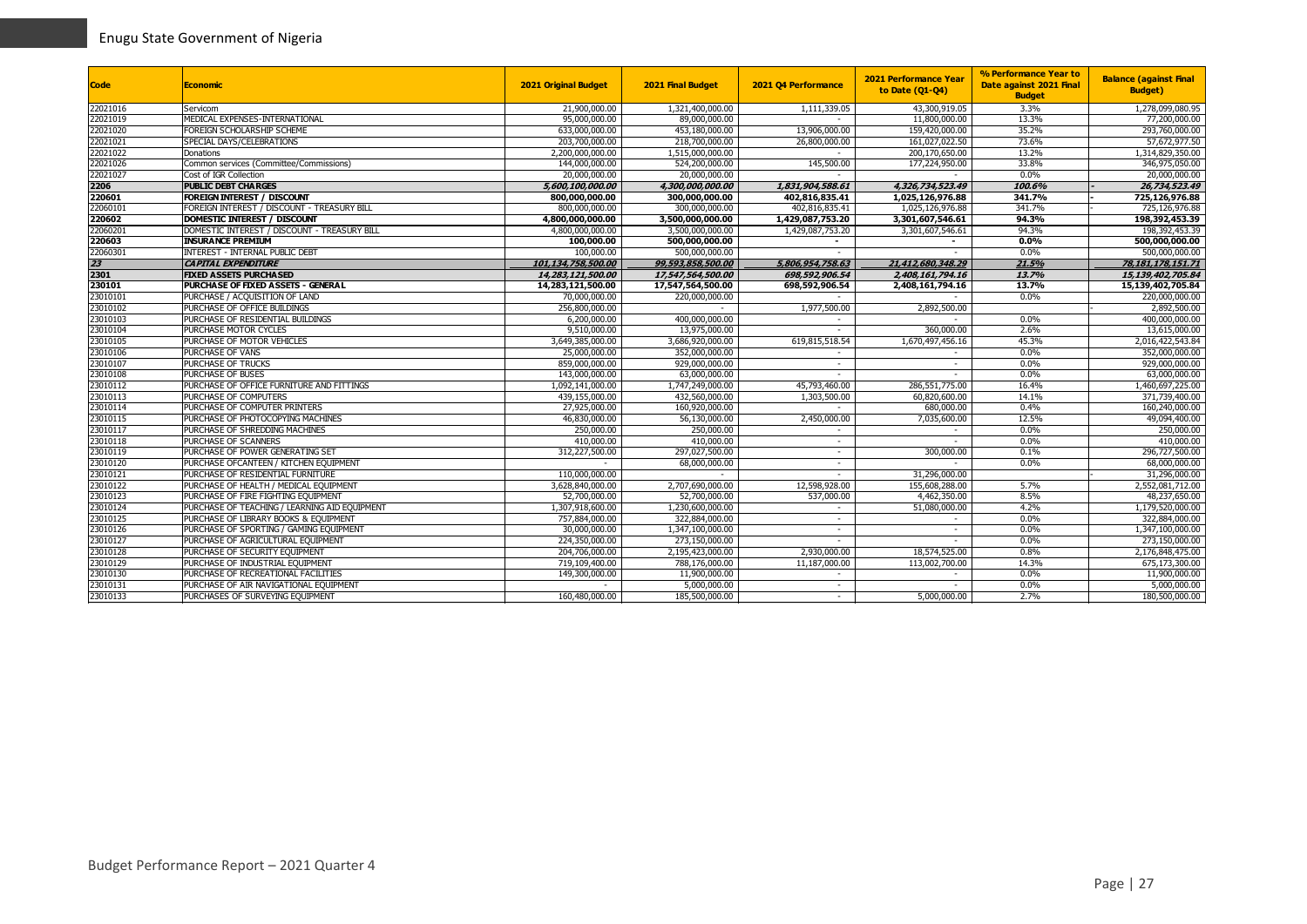| Code | Economic | 2021 Original Budget | 2021 Final Budget | 2021 Q4 Performance | 2021 Performance Year to Date (Q1-Q4) | % Performance Year to Date against 2021 Final Budget | Balance (against Final Budget) |
|---|---|---|---|---|---|---|---|
| 22021016 | Servicom | 21,900,000.00 | 1,321,400,000.00 | 1,111,339.05 | 43,300,919.05 | 3.3% | 1,278,099,080.95 |
| 22021019 | MEDICAL EXPENSES-INTERNATIONAL | 95,000,000.00 | 89,000,000.00 | - | 11,800,000.00 | 13.3% | 77,200,000.00 |
| 22021020 | FOREIGN SCHOLARSHIP SCHEME | 633,000,000.00 | 453,180,000.00 | 13,906,000.00 | 159,420,000.00 | 35.2% | 293,760,000.00 |
| 22021021 | SPECIAL DAYS/CELEBRATIONS | 203,700,000.00 | 218,700,000.00 | 26,800,000.00 | 161,027,022.50 | 73.6% | 57,672,977.50 |
| 22021022 | Donations | 2,200,000,000.00 | 1,515,000,000.00 | - | 200,170,650.00 | 13.2% | 1,314,829,350.00 |
| 22021026 | Common services (Committee/Commissions) | 144,000,000.00 | 524,200,000.00 | 145,500.00 | 177,224,950.00 | 33.8% | 346,975,050.00 |
| 22021027 | Cost of IGR Collection | 20,000,000.00 | 20,000,000.00 | - | - | 0.0% | 20,000,000.00 |
| **2206** | **PUBLIC DEBT CHARGES** | ***5,600,100,000.00*** | ***4,300,000,000.00*** | ***1,831,904,588.61*** | ***4,326,734,523.49*** | ***100.6%*** | ***- 26,734,523.49*** |
| **220601** | **FOREIGN INTEREST / DISCOUNT** | **800,000,000.00** | **300,000,000.00** | **402,816,835.41** | **1,025,126,976.88** | **341.7%** | **- 725,126,976.88** |
| 22060101 | FOREIGN INTEREST / DISCOUNT - TREASURY BILL | 800,000,000.00 | 300,000,000.00 | 402,816,835.41 | 1,025,126,976.88 | 341.7% | - 725,126,976.88 |
| **220602** | **DOMESTIC INTEREST / DISCOUNT** | **4,800,000,000.00** | **3,500,000,000.00** | **1,429,087,753.20** | **3,301,607,546.61** | **94.3%** | **198,392,453.39** |
| 22060201 | DOMESTIC INTEREST / DISCOUNT - TREASURY BILL | 4,800,000,000.00 | 3,500,000,000.00 | 1,429,087,753.20 | 3,301,607,546.61 | 94.3% | 198,392,453.39 |
| **220603** | **INSURANCE PREMIUM** | **100,000.00** | **500,000,000.00** | **-** | **-** | **0.0%** | **500,000,000.00** |
| 22060301 | INTEREST - INTERNAL PUBLIC DEBT | 100,000.00 | 500,000,000.00 | - | - | 0.0% | 500,000,000.00 |
| ***23*** | ***CAPITAL EXPENDITURE*** | ***101,134,758,500.00*** | ***99,593,858,500.00*** | ***5,806,954,758.63*** | ***21,412,680,348.29*** | ***21.5%*** | ***78,181,178,151.71*** |
| **2301** | **FIXED ASSETS PURCHASED** | ***14,283,121,500.00*** | ***17,547,564,500.00*** | ***698,592,906.54*** | ***2,408,161,794.16*** | ***13.7%*** | ***15,139,402,705.84*** |
| **230101** | **PURCHASE OF FIXED ASSETS - GENERAL** | **14,283,121,500.00** | **17,547,564,500.00** | **698,592,906.54** | **2,408,161,794.16** | **13.7%** | **15,139,402,705.84** |
| 23010101 | PURCHASE / ACQUISITION OF LAND | 70,000,000.00 | 220,000,000.00 | - | - | 0.0% | 220,000,000.00 |
| 23010102 | PURCHASE OF OFFICE BUILDINGS | 256,800,000.00 | - | 1,977,500.00 | 2,892,500.00 | | - 2,892,500.00 |
| 23010103 | PURCHASE OF RESIDENTIAL BUILDINGS | 6,200,000.00 | 400,000,000.00 | - | - | 0.0% | 400,000,000.00 |
| 23010104 | PURCHASE MOTOR CYCLES | 9,510,000.00 | 13,975,000.00 | - | 360,000.00 | 2.6% | 13,615,000.00 |
| 23010105 | PURCHASE OF MOTOR VEHICLES | 3,649,385,000.00 | 3,686,920,000.00 | 619,815,518.54 | 1,670,497,456.16 | 45.3% | 2,016,422,543.84 |
| 23010106 | PURCHASE OF VANS | 25,000,000.00 | 352,000,000.00 | - | - | 0.0% | 352,000,000.00 |
| 23010107 | PURCHASE OF TRUCKS | 859,000,000.00 | 929,000,000.00 | - | - | 0.0% | 929,000,000.00 |
| 23010108 | PURCHASE OF BUSES | 143,000,000.00 | 63,000,000.00 | - | - | 0.0% | 63,000,000.00 |
| 23010112 | PURCHASE OF OFFICE FURNITURE AND FITTINGS | 1,092,141,000.00 | 1,747,249,000.00 | 45,793,460.00 | 286,551,775.00 | 16.4% | 1,460,697,225.00 |
| 23010113 | PURCHASE OF COMPUTERS | 439,155,000.00 | 432,560,000.00 | 1,303,500.00 | 60,820,600.00 | 14.1% | 371,739,400.00 |
| 23010114 | PURCHASE OF COMPUTER PRINTERS | 27,925,000.00 | 160,920,000.00 | - | 680,000.00 | 0.4% | 160,240,000.00 |
| 23010115 | PURCHASE OF PHOTOCOPYING MACHINES | 46,830,000.00 | 56,130,000.00 | 2,450,000.00 | 7,035,600.00 | 12.5% | 49,094,400.00 |
| 23010117 | PURCHASE OF SHREDDING MACHINES | 250,000.00 | 250,000.00 | - | - | 0.0% | 250,000.00 |
| 23010118 | PURCHASE OF SCANNERS | 410,000.00 | 410,000.00 | - | - | 0.0% | 410,000.00 |
| 23010119 | PURCHASE OF POWER GENERATING SET | 312,227,500.00 | 297,027,500.00 | - | 300,000.00 | 0.1% | 296,727,500.00 |
| 23010120 | PURCHASE OFCANTEEN / KITCHEN EQUIPMENT | - | 68,000,000.00 | - | - | 0.0% | 68,000,000.00 |
| 23010121 | PURCHASE OF RESIDENTIAL FURNITURE | 110,000,000.00 | - | - | 31,296,000.00 | | - 31,296,000.00 |
| 23010122 | PURCHASE OF HEALTH / MEDICAL EQUIPMENT | 3,628,840,000.00 | 2,707,690,000.00 | 12,598,928.00 | 155,608,288.00 | 5.7% | 2,552,081,712.00 |
| 23010123 | PURCHASE OF FIRE FIGHTING EQUIPMENT | 52,700,000.00 | 52,700,000.00 | 537,000.00 | 4,462,350.00 | 8.5% | 48,237,650.00 |
| 23010124 | PURCHASE OF TEACHING / LEARNING AID EQUIPMENT | 1,307,918,600.00 | 1,230,600,000.00 | - | 51,080,000.00 | 4.2% | 1,179,520,000.00 |
| 23010125 | PURCHASE OF LIBRARY BOOKS & EQUIPMENT | 757,884,000.00 | 322,884,000.00 | - | - | 0.0% | 322,884,000.00 |
| 23010126 | PURCHASE OF SPORTING / GAMING EQUIPMENT | 30,000,000.00 | 1,347,100,000.00 | - | - | 0.0% | 1,347,100,000.00 |
| 23010127 | PURCHASE OF AGRICULTURAL EQUIPMENT | 224,350,000.00 | 273,150,000.00 | - | - | 0.0% | 273,150,000.00 |
| 23010128 | PURCHASE OF SECURITY EQUIPMENT | 204,706,000.00 | 2,195,423,000.00 | 2,930,000.00 | 18,574,525.00 | 0.8% | 2,176,848,475.00 |
| 23010129 | PURCHASE OF INDUSTRIAL EQUIPMENT | 719,109,400.00 | 788,176,000.00 | 11,187,000.00 | 113,002,700.00 | 14.3% | 675,173,300.00 |
| 23010130 | PURCHASE OF RECREATIONAL FACILITIES | 149,300,000.00 | 11,900,000.00 | - | - | 0.0% | 11,900,000.00 |
| 23010131 | PURCHASE OF AIR NAVIGATIONAL EQUIPMENT | - | 5,000,000.00 | - | - | 0.0% | 5,000,000.00 |
| 23010133 | PURCHASES OF SURVEYING EQUIPMENT | 160,480,000.00 | 185,500,000.00 | - | 5,000,000.00 | 2.7% | 180,500,000.00 |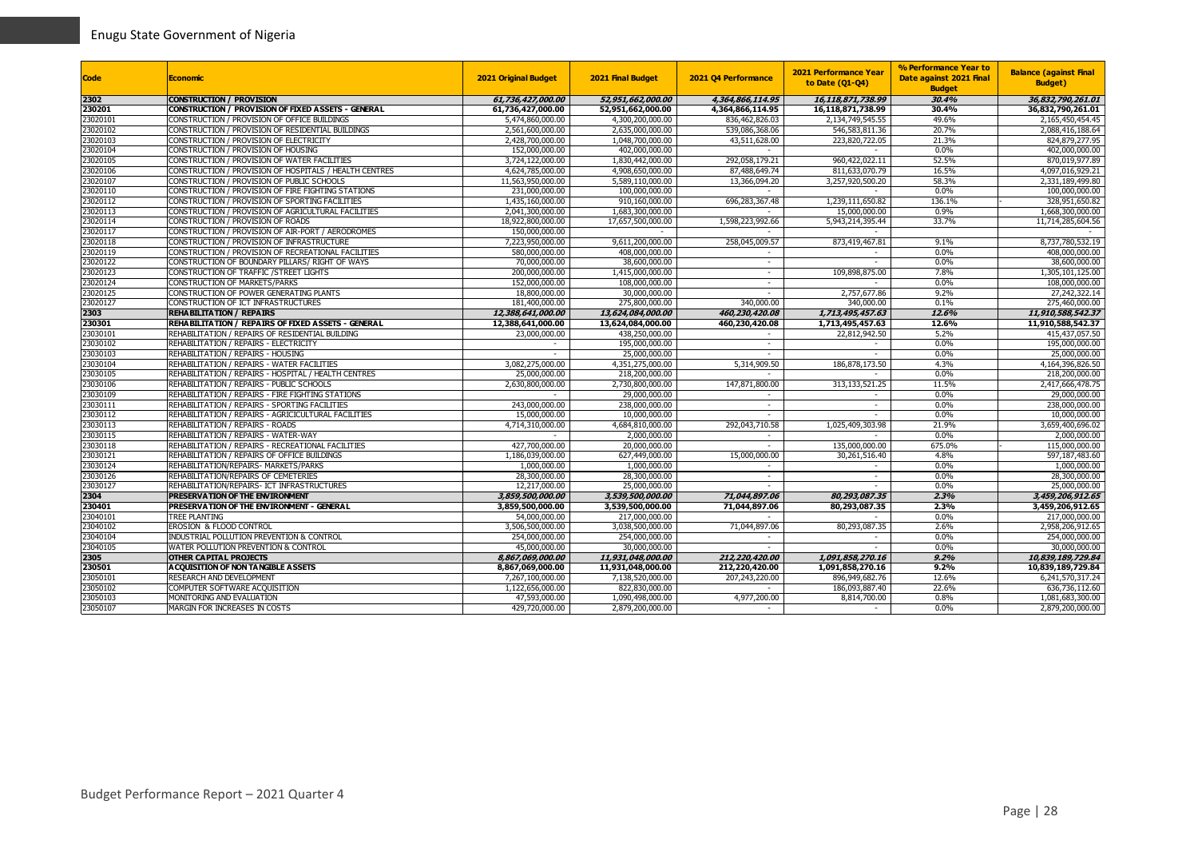| Code | Economic | 2021 Original Budget | 2021 Final Budget | 2021 Q4 Performance | 2021 Performance Year to Date (Q1-Q4) | % Performance Year to Date against 2021 Final Budget | Balance (against Final Budget) |
|---|---|---|---|---|---|---|---|
| **2302** | **CONSTRUCTION / PROVISION** | ***61,736,427,000.00*** | ***52,951,662,000.00*** | ***4,364,866,114.95*** | ***16,118,871,738.99*** | ***30.4%*** | ***36,832,790,261.01*** |
| **230201** | **CONSTRUCTION / PROVISION OF FIXED ASSETS - GENERAL** | **61,736,427,000.00** | **52,951,662,000.00** | **4,364,866,114.95** | **16,118,871,738.99** | **30.4%** | **36,832,790,261.01** |
| 23020101 | CONSTRUCTION / PROVISION OF OFFICE BUILDINGS | 5,474,860,000.00 | 4,300,200,000.00 | 836,462,826.03 | 2,134,749,545.55 | 49.6% | 2,165,450,454.45 |
| 23020102 | CONSTRUCTION / PROVISION OF RESIDENTIAL BUILDINGS | 2,561,600,000.00 | 2,635,000,000.00 | 539,086,368.06 | 546,583,811.36 | 20.7% | 2,088,416,188.64 |
| 23020103 | CONSTRUCTION / PROVISION OF ELECTRICITY | 2,428,700,000.00 | 1,048,700,000.00 | 43,511,628.00 | 223,820,722.05 | 21.3% | 824,879,277.95 |
| 23020104 | CONSTRUCTION / PROVISION OF HOUSING | 152,000,000.00 | 402,000,000.00 | - | - | 0.0% | 402,000,000.00 |
| 23020105 | CONSTRUCTION / PROVISION OF WATER FACILITIES | 3,724,122,000.00 | 1,830,442,000.00 | 292,058,179.21 | 960,422,022.11 | 52.5% | 870,019,977.89 |
| 23020106 | CONSTRUCTION / PROVISION OF HOSPITALS / HEALTH CENTRES | 4,624,785,000.00 | 4,908,650,000.00 | 87,488,649.74 | 811,633,070.79 | 16.5% | 4,097,016,929.21 |
| 23020107 | CONSTRUCTION / PROVISION OF PUBLIC SCHOOLS | 11,563,950,000.00 | 5,589,110,000.00 | 13,366,094.20 | 3,257,920,500.20 | 58.3% | 2,331,189,499.80 |
| 23020110 | CONSTRUCTION / PROVISION OF FIRE FIGHTING STATIONS | 231,000,000.00 | 100,000,000.00 | - | - | 0.0% | 100,000,000.00 |
| 23020112 | CONSTRUCTION / PROVISION OF SPORTING FACILITIES | 1,435,160,000.00 | 910,160,000.00 | 696,283,367.48 | 1,239,111,650.82 | 136.1% | - 328,951,650.82 |
| 23020113 | CONSTRUCTION / PROVISION OF AGRICULTURAL FACILITIES | 2,041,300,000.00 | 1,683,300,000.00 | - | 15,000,000.00 | 0.9% | 1,668,300,000.00 |
| 23020114 | CONSTRUCTION / PROVISION OF ROADS | 18,922,800,000.00 | 17,657,500,000.00 | 1,598,223,992.66 | 5,943,214,395.44 | 33.7% | 11,714,285,604.56 |
| 23020117 | CONSTRUCTION / PROVISION OF AIR-PORT / AERODROMES | 150,000,000.00 | - | - | - | | - |
| 23020118 | CONSTRUCTION / PROVISION OF INFRASTRUCTURE | 7,223,950,000.00 | 9,611,200,000.00 | 258,045,009.57 | 873,419,467.81 | 9.1% | 8,737,780,532.19 |
| 23020119 | CONSTRUCTION / PROVISION OF RECREATIONAL FACILITIES | 580,000,000.00 | 408,000,000.00 | - | - | 0.0% | 408,000,000.00 |
| 23020122 | CONSTRUCTION OF BOUNDARY PILLARS/ RIGHT OF WAYS | 70,000,000.00 | 38,600,000.00 | - | - | 0.0% | 38,600,000.00 |
| 23020123 | CONSTRUCTION OF TRAFFIC /STREET LIGHTS | 200,000,000.00 | 1,415,000,000.00 | - | 109,898,875.00 | 7.8% | 1,305,101,125.00 |
| 23020124 | CONSTRUCTION OF MARKETS/PARKS | 152,000,000.00 | 108,000,000.00 | - | - | 0.0% | 108,000,000.00 |
| 23020125 | CONSTRUCTION OF POWER GENERATING PLANTS | 18,800,000.00 | 30,000,000.00 | - | 2,757,677.86 | 9.2% | 27,242,322.14 |
| 23020127 | CONSTRUCTION OF ICT INFRASTRUCTURES | 181,400,000.00 | 275,800,000.00 | 340,000.00 | 340,000.00 | 0.1% | 275,460,000.00 |
| **2303** | **REHABILITATION / REPAIRS** | ***12,388,641,000.00*** | ***13,624,084,000.00*** | ***460,230,420.08*** | ***1,713,495,457.63*** | ***12.6%*** | ***11,910,588,542.37*** |
| **230301** | **REHABILITATION / REPAIRS OF FIXED ASSETS - GENERAL** | **12,388,641,000.00** | **13,624,084,000.00** | **460,230,420.08** | **1,713,495,457.63** | **12.6%** | **11,910,588,542.37** |
| 23030101 | REHABILITATION / REPAIRS OF RESIDENTIAL BUILDING | 23,000,000.00 | 438,250,000.00 | - | 22,812,942.50 | 5.2% | 415,437,057.50 |
| 23030102 | REHABILITATION / REPAIRS - ELECTRICITY | - | 195,000,000.00 | - | - | 0.0% | 195,000,000.00 |
| 23030103 | REHABILITATION / REPAIRS - HOUSING | - | 25,000,000.00 | - | - | 0.0% | 25,000,000.00 |
| 23030104 | REHABILITATION / REPAIRS - WATER FACILITIES | 3,082,275,000.00 | 4,351,275,000.00 | 5,314,909.50 | 186,878,173.50 | 4.3% | 4,164,396,826.50 |
| 23030105 | REHABILITATION / REPAIRS - HOSPITAL / HEALTH CENTRES | 25,000,000.00 | 218,200,000.00 | - | - | 0.0% | 218,200,000.00 |
| 23030106 | REHABILITATION / REPAIRS - PUBLIC SCHOOLS | 2,630,800,000.00 | 2,730,800,000.00 | 147,871,800.00 | 313,133,521.25 | 11.5% | 2,417,666,478.75 |
| 23030109 | REHABILITATION / REPAIRS - FIRE FIGHTING STATIONS | - | 29,000,000.00 | - | - | 0.0% | 29,000,000.00 |
| 23030111 | REHABILITATION / REPAIRS - SPORTING FACILITIES | 243,000,000.00 | 238,000,000.00 | - | - | 0.0% | 238,000,000.00 |
| 23030112 | REHABILITATION / REPAIRS - AGRICULTURAL FACILITIES | 15,000,000.00 | 10,000,000.00 | - | - | 0.0% | 10,000,000.00 |
| 23030113 | REHABILITATION / REPAIRS - ROADS | 4,714,310,000.00 | 4,684,810,000.00 | 292,043,710.58 | 1,025,409,303.98 | 21.9% | 3,659,400,696.02 |
| 23030115 | REHABILITATION / REPAIRS - WATER-WAY | - | 2,000,000.00 | - | - | 0.0% | 2,000,000.00 |
| 23030118 | REHABILITATION / REPAIRS - RECREATIONAL FACILITIES | 427,700,000.00 | 20,000,000.00 | - | 135,000,000.00 | 675.0% | - 115,000,000.00 |
| 23030121 | REHABILITATION / REPAIRS OF OFFICE BUILDINGS | 1,186,039,000.00 | 627,449,000.00 | 15,000,000.00 | 30,261,516.40 | 4.8% | 597,187,483.60 |
| 23030124 | REHABILITATION/REPAIRS- MARKETS/PARKS | 1,000,000.00 | 1,000,000.00 | - | - | 0.0% | 1,000,000.00 |
| 23030126 | REHABILITATION/REPAIRS OF CEMETERIES | 28,300,000.00 | 28,300,000.00 | - | - | 0.0% | 28,300,000.00 |
| 23030127 | REHABILITATION/REPAIRS- ICT INFRASTRUCTURES | 12,217,000.00 | 25,000,000.00 | - | - | 0.0% | 25,000,000.00 |
| **2304** | **PRESERVATION OF THE ENVIRONMENT** | ***3,859,500,000.00*** | ***3,539,500,000.00*** | ***71,044,897.06*** | ***80,293,087.35*** | ***2.3%*** | ***3,459,206,912.65*** |
| **230401** | **PRESERVATION OF THE ENVIRONMENT - GENERAL** | **3,859,500,000.00** | **3,539,500,000.00** | **71,044,897.06** | **80,293,087.35** | **2.3%** | **3,459,206,912.65** |
| 23040101 | TREE PLANTING | 54,000,000.00 | 217,000,000.00 | - | - | 0.0% | 217,000,000.00 |
| 23040102 | EROSION & FLOOD CONTROL | 3,506,500,000.00 | 3,038,500,000.00 | 71,044,897.06 | 80,293,087.35 | 2.6% | 2,958,206,912.65 |
| 23040104 | INDUSTRIAL POLLUTION PREVENTION & CONTROL | 254,000,000.00 | 254,000,000.00 | - | - | 0.0% | 254,000,000.00 |
| 23040105 | WATER POLLUTION PREVENTION & CONTROL | 45,000,000.00 | 30,000,000.00 | - | - | 0.0% | 30,000,000.00 |
| **2305** | **OTHER CAPITAL PROJECTS** | ***8,867,069,000.00*** | ***11,931,048,000.00*** | ***212,220,420.00*** | ***1,091,858,270.16*** | ***9.2%*** | ***10,839,189,729.84*** |
| **230501** | **ACQUISITION OF NON TANGIBLE ASSETS** | **8,867,069,000.00** | **11,931,048,000.00** | **212,220,420.00** | **1,091,858,270.16** | **9.2%** | **10,839,189,729.84** |
| 23050101 | RESEARCH AND DEVELOPMENT | 7,267,100,000.00 | 7,138,520,000.00 | 207,243,220.00 | 896,949,682.76 | 12.6% | 6,241,570,317.24 |
| 23050102 | COMPUTER SOFTWARE ACQUISITION | 1,122,656,000.00 | 822,830,000.00 | - | 186,093,887.40 | 22.6% | 636,736,112.60 |
| 23050103 | MONITORING AND EVALUATION | 47,593,000.00 | 1,090,498,000.00 | 4,977,200.00 | 8,814,700.00 | 0.8% | 1,081,683,300.00 |
| 23050107 | MARGIN FOR INCREASES IN COSTS | 429,720,000.00 | 2,879,200,000.00 | - | - | 0.0% | 2,879,200,000.00 |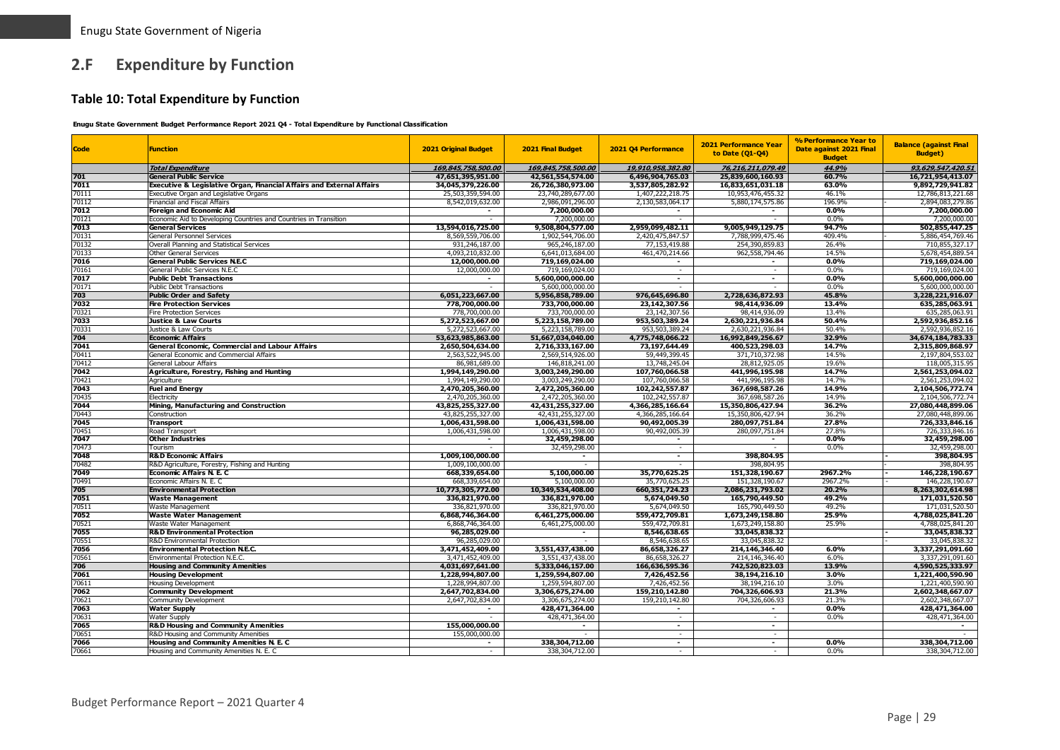## 2.F Expenditure by Function

### Table 10: Total Expenditure by Function

**Enugu State Government Budget Performance Report 2021 Q4 - Total Expenditure by Functional Classification**

| Code | Function | 2021 Original Budget | 2021 Final Budget | 2021 Q4 Performance | 2021 Performance Year to Date (Q1-Q4) | % Performance Year to Date against 2021 Final Budget | Balance (against Final Budget) |
|---|---|---|---|---|---|---|---|
| | ***Total Expenditure*** | ***169,845,758,500.00*** | ***169,845,758,500.00*** | ***19,910,958,382.80*** | ***76,216,211,079.49*** | ***44.9%*** | ***93,629,547,420.51*** |
| **701** | **General Public Service** | **47,651,395,951.00** | **42,561,554,574.00** | **6,496,904,765.03** | **25,839,600,160.93** | **60.7%** | **16,721,954,413.07** |
| **7011** | **Executive & Legislative Organ, Financial Affairs and External Affairs** | **34,045,379,226.00** | **26,726,380,973.00** | **3,537,805,282.92** | **16,833,651,031.18** | **63.0%** | **9,892,729,941.82** |
| 70111 | Executive Organ and Legislative Organs | 25,503,359,594.00 | 23,740,289,677.00 | 1,407,222,218.75 | 10,953,476,455.32 | 46.1% | 12,786,813,221.68 |
| 70112 | Financial and Fiscal Affairs | 8,542,019,632.00 | 2,986,091,296.00 | 2,130,583,064.17 | 5,880,174,575.86 | 196.9% | - 2,894,083,279.86 |
| **7012** | **Foreign and Economic Aid** | **-** | **7,200,000.00** | **-** | **-** | **0.0%** | **7,200,000.00** |
| 70121 | Economic Aid to Developing Countries and Countries in Transition | - | 7,200,000.00 | - | - | 0.0% | 7,200,000.00 |
| **7013** | **General Services** | **13,594,016,725.00** | **9,508,804,577.00** | **2,959,099,482.11** | **9,005,949,129.75** | **94.7%** | **502,855,447.25** |
| 70131 | General Personnel Services | 8,569,559,706.00 | 1,902,544,706.00 | 2,420,475,847.57 | 7,788,999,475.46 | 409.4% | - 5,886,454,769.46 |
| 70132 | Overall Planning and Statistical Services | 931,246,187.00 | 965,246,187.00 | 77,153,419.88 | 254,390,859.83 | 26.4% | 710,855,327.17 |
| 70133 | Other General Services | 4,093,210,832.00 | 6,641,013,684.00 | 461,470,214.66 | 962,558,794.46 | 14.5% | 5,678,454,889.54 |
| **7016** | **General Public Services N.E.C** | **12,000,000.00** | **719,169,024.00** | **-** | **-** | **0.0%** | **719,169,024.00** |
| 70161 | General Public Services N.E.C | 12,000,000.00 | 719,169,024.00 | - | - | 0.0% | 719,169,024.00 |
| **7017** | **Public Debt Transactions** | **-** | **5,600,000,000.00** | **-** | **-** | **0.0%** | **5,600,000,000.00** |
| 70171 | Public Debt Transactions | - | 5,600,000,000.00 | - | - | 0.0% | 5,600,000,000.00 |
| **703** | **Public Order and Safety** | **6,051,223,667.00** | **5,956,858,789.00** | **976,645,696.80** | **2,728,636,872.93** | **45.8%** | **3,228,221,916.07** |
| **7032** | **Fire Protection Services** | **778,700,000.00** | **733,700,000.00** | **23,142,307.56** | **98,414,936.09** | **13.4%** | **635,285,063.91** |
| 70321 | Fire Protection Services | 778,700,000.00 | 733,700,000.00 | 23,142,307.56 | 98,414,936.09 | 13.4% | 635,285,063.91 |
| **7033** | **Justice & Law Courts** | **5,272,523,667.00** | **5,223,158,789.00** | **953,503,389.24** | **2,630,221,936.84** | **50.4%** | **2,592,936,852.16** |
| 70331 | Justice & Law Courts | 5,272,523,667.00 | 5,223,158,789.00 | 953,503,389.24 | 2,630,221,936.84 | 50.4% | 2,592,936,852.16 |
| **704** | **Economic Affairs** | **53,623,985,863.00** | **51,667,034,040.00** | **4,775,748,066.22** | **16,992,849,256.67** | **32.9%** | **34,674,184,783.33** |
| **7041** | **General Economic, Commercial and Labour Affairs** | **2,650,504,634.00** | **2,716,333,167.00** | **73,197,644.49** | **400,523,298.03** | **14.7%** | **2,315,809,868.97** |
| 70411 | General Economic and Commercial Affairs | 2,563,522,945.00 | 2,569,514,926.00 | 59,449,399.45 | 371,710,372.98 | 14.5% | 2,197,804,553.02 |
| 70412 | General Labour Affairs | 86,981,689.00 | 146,818,241.00 | 13,748,245.04 | 28,812,925.05 | 19.6% | 118,005,315.95 |
| **7042** | **Agriculture, Forestry, Fishing and Hunting** | **1,994,149,290.00** | **3,003,249,290.00** | **107,760,066.58** | **441,996,195.98** | **14.7%** | **2,561,253,094.02** |
| 70421 | Agriculture | 1,994,149,290.00 | 3,003,249,290.00 | 107,760,066.58 | 441,996,195.98 | 14.7% | 2,561,253,094.02 |
| **7043** | **Fuel and Energy** | **2,470,205,360.00** | **2,472,205,360.00** | **102,242,557.87** | **367,698,587.26** | **14.9%** | **2,104,506,772.74** |
| 70435 | Electricity | 2,470,205,360.00 | 2,472,205,360.00 | 102,242,557.87 | 367,698,587.26 | 14.9% | 2,104,506,772.74 |
| **7044** | **Mining, Manufacturing and Construction** | **43,825,255,327.00** | **42,431,255,327.00** | **4,366,285,166.64** | **15,350,806,427.94** | **36.2%** | **27,080,448,899.06** |
| 70443 | Construction | 43,825,255,327.00 | 42,431,255,327.00 | 4,366,285,166.64 | 15,350,806,427.94 | 36.2% | 27,080,448,899.06 |
| **7045** | **Transport** | **1,006,431,598.00** | **1,006,431,598.00** | **90,492,005.39** | **280,097,751.84** | **27.8%** | **726,333,846.16** |
| 70451 | Road Transport | 1,006,431,598.00 | 1,006,431,598.00 | 90,492,005.39 | 280,097,751.84 | 27.8% | 726,333,846.16 |
| **7047** | **Other Industries** | **-** | **32,459,298.00** | **-** | **-** | **0.0%** | **32,459,298.00** |
| 70473 | Tourism | - | 32,459,298.00 | - | - | 0.0% | 32,459,298.00 |
| **7048** | **R&D Economic Affairs** | **1,009,100,000.00** | **-** | **-** | **398,804.95** | | **- 398,804.95** |
| 70482 | R&D Agriculture, Forestry, Fishing and Hunting | 1,009,100,000.00 | - | - | 398,804.95 | | - 398,804.95 |
| **7049** | **Economic Affairs N. E. C** | **668,339,654.00** | **5,100,000.00** | **35,770,625.25** | **151,328,190.67** | **2967.2%** | **- 146,228,190.67** |
| 70491 | Economic Affairs N. E. C | 668,339,654.00 | 5,100,000.00 | 35,770,625.25 | 151,328,190.67 | 2967.2% | - 146,228,190.67 |
| **705** | **Environmental Protection** | **10,773,305,772.00** | **10,349,534,408.00** | **660,351,724.23** | **2,086,231,793.02** | **20.2%** | **8,263,302,614.98** |
| **7051** | **Waste Management** | **336,821,970.00** | **336,821,970.00** | **5,674,049.50** | **165,790,449.50** | **49.2%** | **171,031,520.50** |
| 70511 | Waste Management | 336,821,970.00 | 336,821,970.00 | 5,674,049.50 | 165,790,449.50 | 49.2% | 171,031,520.50 |
| **7052** | **Waste Water Management** | **6,868,746,364.00** | **6,461,275,000.00** | **559,472,709.81** | **1,673,249,158.80** | **25.9%** | **4,788,025,841.20** |
| 70521 | Waste Water Management | 6,868,746,364.00 | 6,461,275,000.00 | 559,472,709.81 | 1,673,249,158.80 | 25.9% | 4,788,025,841.20 |
| **7055** | **R&D Environmental Protection** | **96,285,029.00** | **-** | **8,546,638.65** | **33,045,838.32** | | **- 33,045,838.32** |
| 70551 | R&D Environmental Protection | 96,285,029.00 | - | 8,546,638.65 | 33,045,838.32 | | - 33,045,838.32 |
| **7056** | **Environmental Protection N.E.C.** | **3,471,452,409.00** | **3,551,437,438.00** | **86,658,326.27** | **214,146,346.40** | **6.0%** | **3,337,291,091.60** |
| 70561 | Environmental Protection N.E.C. | 3,471,452,409.00 | 3,551,437,438.00 | 86,658,326.27 | 214,146,346.40 | 6.0% | 3,337,291,091.60 |
| **706** | **Housing and Community Amenities** | **4,031,697,641.00** | **5,333,046,157.00** | **166,636,595.36** | **742,520,823.03** | **13.9%** | **4,590,525,333.97** |
| **7061** | **Housing Development** | **1,228,994,807.00** | **1,259,594,807.00** | **7,426,452.56** | **38,194,216.10** | **3.0%** | **1,221,400,590.90** |
| 70611 | Housing Development | 1,228,994,807.00 | 1,259,594,807.00 | 7,426,452.56 | 38,194,216.10 | 3.0% | 1,221,400,590.90 |
| **7062** | **Community Development** | **2,647,702,834.00** | **3,306,675,274.00** | **159,210,142.80** | **704,326,606.93** | **21.3%** | **2,602,348,667.07** |
| 70621 | Community Development | 2,647,702,834.00 | 3,306,675,274.00 | 159,210,142.80 | 704,326,606.93 | 21.3% | 2,602,348,667.07 |
| **7063** | **Water Supply** | **-** | **428,471,364.00** | **-** | **-** | **0.0%** | **428,471,364.00** |
| 70631 | Water Supply | - | 428,471,364.00 | - | - | 0.0% | 428,471,364.00 |
| **7065** | **R&D Housing and Community Amenities** | **155,000,000.00** | **-** | **-** | **-** | | **-** |
| 70651 | R&D Housing and Community Amenities | 155,000,000.00 | - | - | - | | |
| **7066** | **Housing and Community Amenities N. E. C** | **-** | **338,304,712.00** | **-** | **-** | **0.0%** | **338,304,712.00** |
| 70661 | Housing and Community Amenities N. E. C | - | 338,304,712.00 | - | - | 0.0% | 338,304,712.00 |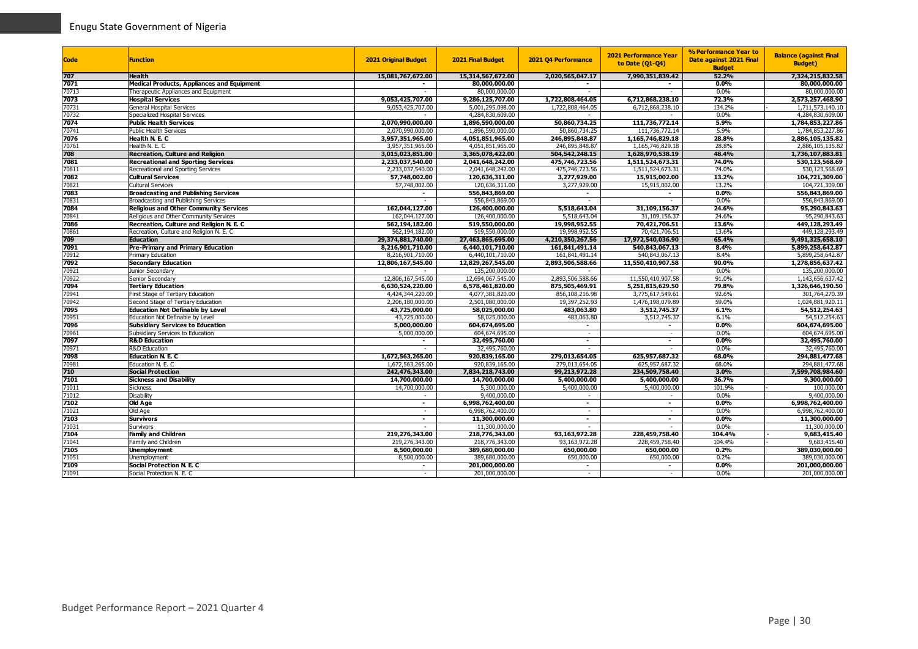| Code | Function | 2021 Original Budget | 2021 Final Budget | 2021 Q4 Performance | 2021 Performance Year to Date (Q1-Q4) | % Performance Year to Date against 2021 Final Budget | Balance (against Final Budget) |
|---|---|---|---|---|---|---|---|
| **707** | **Health** | **15,081,767,672.00** | **15,314,567,672.00** | **2,020,565,047.17** | **7,990,351,839.42** | **52.2%** | **7,324,215,832.58** |
| **7071** | **Medical Products, Appliances and Equipment** | **-** | **80,000,000.00** | **-** | **-** | **0.0%** | **80,000,000.00** |
| 70713 | Therapeutic Appliances and Equipment | - | 80,000,000.00 | - | - | 0.0% | 80,000,000.00 |
| **7073** | **Hospital Services** | **9,053,425,707.00** | **9,286,125,707.00** | **1,722,808,464.05** | **6,712,868,238.10** | **72.3%** | **2,573,257,468.90** |
| 70731 | General Hospital Services | 9,053,425,707.00 | 5,001,295,098.00 | 1,722,808,464.05 | 6,712,868,238.10 | 134.2% | - 1,711,573,140.10 |
| 70732 | Specialized Hospital Services | - | 4,284,830,609.00 | - | - | 0.0% | 4,284,830,609.00 |
| **7074** | **Public Health Services** | **2,070,990,000.00** | **1,896,590,000.00** | **50,860,734.25** | **111,736,772.14** | **5.9%** | **1,784,853,227.86** |
| 70741 | Public Health Services | 2,070,990,000.00 | 1,896,590,000.00 | 50,860,734.25 | 111,736,772.14 | 5.9% | 1,784,853,227.86 |
| **7076** | **Health N. E. C** | **3,957,351,965.00** | **4,051,851,965.00** | **246,895,848.87** | **1,165,746,829.18** | **28.8%** | **2,886,105,135.82** |
| 70761 | Health N. E. C | 3,957,351,965.00 | 4,051,851,965.00 | 246,895,848.87 | 1,165,746,829.18 | 28.8% | 2,886,105,135.82 |
| **708** | **Recreation, Culture and Religion** | **3,015,023,851.00** | **3,365,078,422.00** | **504,542,248.15** | **1,628,970,538.19** | **48.4%** | **1,736,107,883.81** |
| **7081** | **Recreational and Sporting Services** | **2,233,037,540.00** | **2,041,648,242.00** | **475,746,723.56** | **1,511,524,673.31** | **74.0%** | **530,123,568.69** |
| 70811 | Recreational and Sporting Services | 2,233,037,540.00 | 2,041,648,242.00 | 475,746,723.56 | 1,511,524,673.31 | 74.0% | 530,123,568.69 |
| **7082** | **Cultural Services** | **57,748,002.00** | **120,636,311.00** | **3,277,929.00** | **15,915,002.00** | **13.2%** | **104,721,309.00** |
| 70821 | Cultural Services | 57,748,002.00 | 120,636,311.00 | 3,277,929.00 | 15,915,002.00 | 13.2% | 104,721,309.00 |
| **7083** | **Broadcasting and Publishing Services** | **-** | **556,843,869.00** | **-** | **-** | **0.0%** | **556,843,869.00** |
| 70831 | Broadcasting and Publishing Services | - | 556,843,869.00 | - | - | 0.0% | 556,843,869.00 |
| **7084** | **Religious and Other Community Services** | **162,044,127.00** | **126,400,000.00** | **5,518,643.04** | **31,109,156.37** | **24.6%** | **95,290,843.63** |
| 70841 | Religious and Other Community Services | 162,044,127.00 | 126,400,000.00 | 5,518,643.04 | 31,109,156.37 | 24.6% | 95,290,843.63 |
| **7086** | **Recreation, Culture and Religion N. E. C** | **562,194,182.00** | **519,550,000.00** | **19,998,952.55** | **70,421,706.51** | **13.6%** | **449,128,293.49** |
| 70861 | Recreation, Culture and Religion N. E. C | 562,194,182.00 | 519,550,000.00 | 19,998,952.55 | 70,421,706.51 | 13.6% | 449,128,293.49 |
| **709** | **Education** | **29,374,881,740.00** | **27,463,865,695.00** | **4,210,350,267.56** | **17,972,540,036.90** | **65.4%** | **9,491,325,658.10** |
| **7091** | **Pre-Primary and Primary Education** | **8,216,901,710.00** | **6,440,101,710.00** | **161,841,491.14** | **540,843,067.13** | **8.4%** | **5,899,258,642.87** |
| 70912 | Primary Education | 8,216,901,710.00 | 6,440,101,710.00 | 161,841,491.14 | 540,843,067.13 | 8.4% | 5,899,258,642.87 |
| **7092** | **Secondary Education** | **12,806,167,545.00** | **12,829,267,545.00** | **2,893,506,588.66** | **11,550,410,907.58** | **90.0%** | **1,278,856,637.42** |
| 70921 | Junior Secondary | - | 135,200,000.00 | - | - | 0.0% | 135,200,000.00 |
| 70922 | Senior Secondary | 12,806,167,545.00 | 12,694,067,545.00 | 2,893,506,588.66 | 11,550,410,907.58 | 91.0% | 1,143,656,637.42 |
| **7094** | **Tertiary Education** | **6,630,524,220.00** | **6,578,461,820.00** | **875,505,469.91** | **5,251,815,629.50** | **79.8%** | **1,326,646,190.50** |
| 70941 | First Stage of Tertiary Education | 4,424,344,220.00 | 4,077,381,820.00 | 856,108,216.98 | 3,775,617,549.61 | 92.6% | 301,764,270.39 |
| 70942 | Second Stage of Tertiary Education | 2,206,180,000.00 | 2,501,080,000.00 | 19,397,252.93 | 1,476,198,079.89 | 59.0% | 1,024,881,920.11 |
| **7095** | **Education Not Definable by Level** | **43,725,000.00** | **58,025,000.00** | **483,063.80** | **3,512,745.37** | **6.1%** | **54,512,254.63** |
| 70951 | Education Not Definable by Level | 43,725,000.00 | 58,025,000.00 | 483,063.80 | 3,512,745.37 | 6.1% | 54,512,254.63 |
| **7096** | **Subsidiary Services to Education** | **5,000,000.00** | **604,674,695.00** | **-** | **-** | **0.0%** | **604,674,695.00** |
| 70961 | Subsidiary Services to Education | 5,000,000.00 | 604,674,695.00 | - | - | 0.0% | 604,674,695.00 |
| **7097** | **R&D Education** | **-** | **32,495,760.00** | **-** | **-** | **0.0%** | **32,495,760.00** |
| 70971 | R&D Education | - | 32,495,760.00 | - | - | 0.0% | 32,495,760.00 |
| **7098** | **Education N. E. C** | **1,672,563,265.00** | **920,839,165.00** | **279,013,654.05** | **625,957,687.32** | **68.0%** | **294,881,477.68** |
| 70981 | Education N. E. C | 1,672,563,265.00 | 920,839,165.00 | 279,013,654.05 | 625,957,687.32 | 68.0% | 294,881,477.68 |
| **710** | **Social Protection** | **242,476,343.00** | **7,834,218,743.00** | **99,213,972.28** | **234,509,758.40** | **3.0%** | **7,599,708,984.60** |
| **7101** | **Sickness and Disability** | **14,700,000.00** | **14,700,000.00** | **5,400,000.00** | **5,400,000.00** | **36.7%** | **9,300,000.00** |
| 71011 | Sickness | 14,700,000.00 | 5,300,000.00 | 5,400,000.00 | 5,400,000.00 | 101.9% | - 100,000.00 |
| 71012 | Disability | - | 9,400,000.00 | - | - | 0.0% | 9,400,000.00 |
| **7102** | **Old Age** | **-** | **6,998,762,400.00** | **-** | **-** | **0.0%** | **6,998,762,400.00** |
| 71021 | Old Age | - | 6,998,762,400.00 | - | - | 0.0% | 6,998,762,400.00 |
| **7103** | **Survivors** | **-** | **11,300,000.00** | **-** | **-** | **0.0%** | **11,300,000.00** |
| 71031 | Survivors | - | 11,300,000.00 | - | - | 0.0% | 11,300,000.00 |
| **7104** | **Family and Children** | **219,276,343.00** | **218,776,343.00** | **93,163,972.28** | **228,459,758.40** | **104.4%** | **- 9,683,415.40** |
| 71041 | Family and Children | 219,276,343.00 | 218,776,343.00 | 93,163,972.28 | 228,459,758.40 | 104.4% | - 9,683,415.40 |
| **7105** | **Unemployment** | **8,500,000.00** | **389,680,000.00** | **650,000.00** | **650,000.00** | **0.2%** | **389,030,000.00** |
| 71051 | Unemployment | 8,500,000.00 | 389,680,000.00 | 650,000.00 | 650,000.00 | 0.2% | 389,030,000.00 |
| **7109** | **Social Protection N. E. C** | **-** | **201,000,000.00** | **-** | **-** | **0.0%** | **201,000,000.00** |
| 71091 | Social Protection N. E. C | - | 201,000,000.00 | - | - | 0.0% | 201,000,000.00 |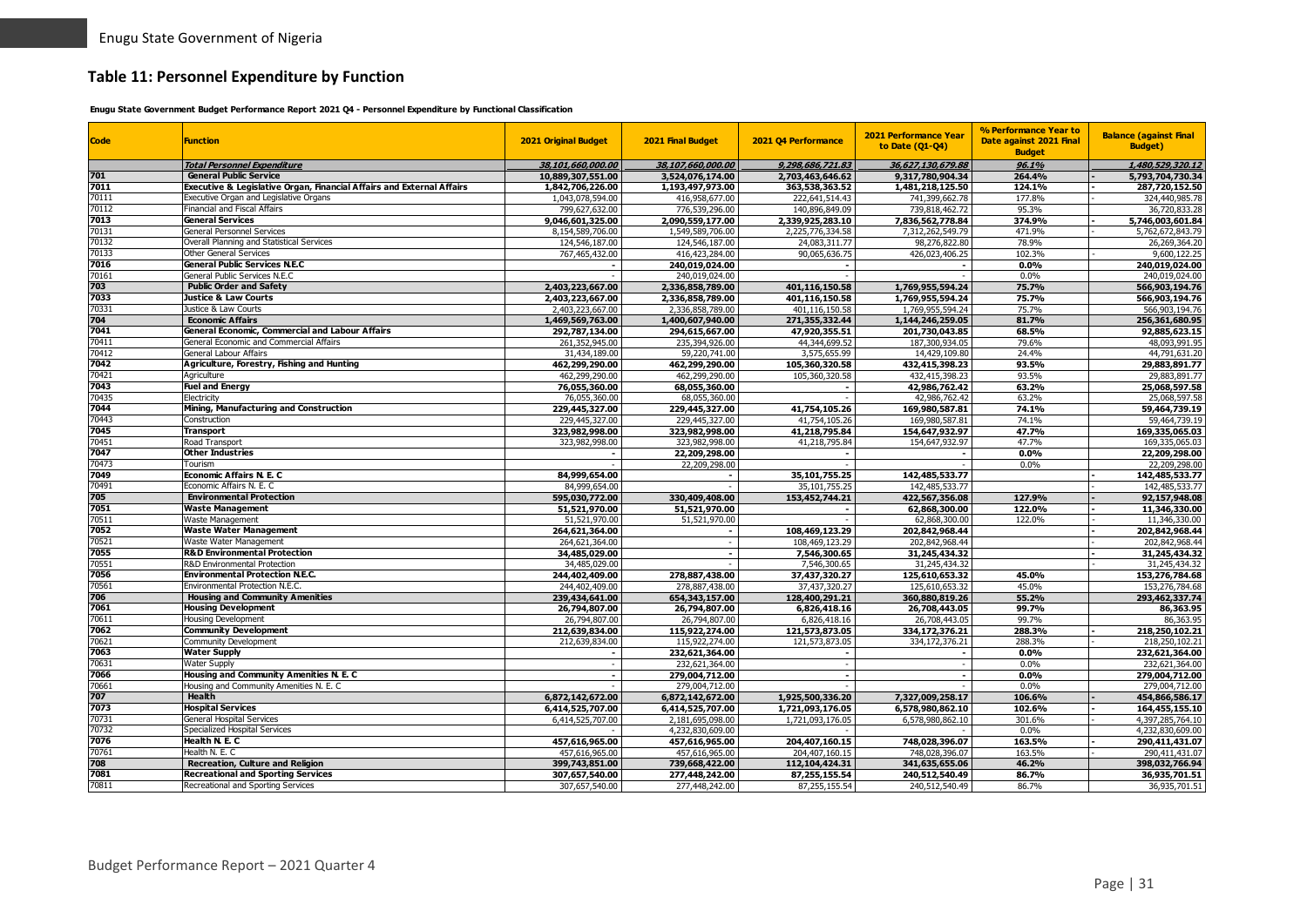## Table 11: Personnel Expenditure by Function

**Enugu State Government Budget Performance Report 2021 Q4 - Personnel Expenditure by Functional Classification**

| Code | Function | 2021 Original Budget | 2021 Final Budget | 2021 Q4 Performance | 2021 Performance Year to Date (Q1-Q4) | % Performance Year to Date against 2021 Final Budget | Balance (against Final Budget) |
|---|---|---|---|---|---|---|---|
| | ***Total Personnel Expenditure*** | ***38,101,660,000.00*** | ***38,107,660,000.00*** | ***9,298,686,721.83*** | ***36,627,130,679.88*** | ***96.1%*** | ***1,480,529,320.12*** |
| **701** | **General Public Service** | **10,889,307,551.00** | **3,524,076,174.00** | **2,703,463,646.62** | **9,317,780,904.34** | **264.4%** | **- 5,793,704,730.34** |
| **7011** | **Executive & Legislative Organ, Financial Affairs and External Affairs** | **1,842,706,226.00** | **1,193,497,973.00** | **363,538,363.52** | **1,481,218,125.50** | **124.1%** | **- 287,720,152.50** |
| 70111 | Executive Organ and Legislative Organs | 1,043,078,594.00 | 416,958,677.00 | 222,641,514.43 | 741,399,662.78 | 177.8% | - 324,440,985.78 |
| 70112 | Financial and Fiscal Affairs | 799,627,632.00 | 776,539,296.00 | 140,896,849.09 | 739,818,462.72 | 95.3% | 36,720,833.28 |
| **7013** | **General Services** | **9,046,601,325.00** | **2,090,559,177.00** | **2,339,925,283.10** | **7,836,562,778.84** | **374.9%** | **- 5,746,003,601.84** |
| 70131 | General Personnel Services | 8,154,589,706.00 | 1,549,589,706.00 | 2,225,776,334.58 | 7,312,262,549.79 | 471.9% | - 5,762,672,843.79 |
| 70132 | Overall Planning and Statistical Services | 124,546,187.00 | 124,546,187.00 | 24,083,311.77 | 98,276,822.80 | 78.9% | 26,269,364.20 |
| 70133 | Other General Services | 767,465,432.00 | 416,423,284.00 | 90,065,636.75 | 426,023,406.25 | 102.3% | - 9,600,122.25 |
| **7016** | **General Public Services N.E.C** | **-** | **240,019,024.00** | **-** | **-** | **0.0%** | **240,019,024.00** |
| 70161 | General Public Services N.E.C | - | 240,019,024.00 | - | - | 0.0% | 240,019,024.00 |
| **703** | **Public Order and Safety** | **2,403,223,667.00** | **2,336,858,789.00** | **401,116,150.58** | **1,769,955,594.24** | **75.7%** | **566,903,194.76** |
| **7033** | **Justice & Law Courts** | **2,403,223,667.00** | **2,336,858,789.00** | **401,116,150.58** | **1,769,955,594.24** | **75.7%** | **566,903,194.76** |
| 70331 | Justice & Law Courts | 2,403,223,667.00 | 2,336,858,789.00 | 401,116,150.58 | 1,769,955,594.24 | 75.7% | 566,903,194.76 |
| **704** | **Economic Affairs** | **1,469,569,763.00** | **1,400,607,940.00** | **271,355,332.44** | **1,144,246,259.05** | **81.7%** | **256,361,680.95** |
| **7041** | **General Economic, Commercial and Labour Affairs** | **292,787,134.00** | **294,615,667.00** | **47,920,355.51** | **201,730,043.85** | **68.5%** | **92,885,623.15** |
| 70411 | General Economic and Commercial Affairs | 261,352,945.00 | 235,394,926.00 | 44,344,699.52 | 187,300,934.05 | 79.6% | 48,093,991.95 |
| 70412 | General Labour Affairs | 31,434,189.00 | 59,220,741.00 | 3,575,655.99 | 14,429,109.80 | 24.4% | 44,791,631.20 |
| **7042** | **Agriculture, Forestry, Fishing and Hunting** | **462,299,290.00** | **462,299,290.00** | **105,360,320.58** | **432,415,398.23** | **93.5%** | **29,883,891.77** |
| 70421 | Agriculture | 462,299,290.00 | 462,299,290.00 | 105,360,320.58 | 432,415,398.23 | 93.5% | 29,883,891.77 |
| **7043** | **Fuel and Energy** | **76,055,360.00** | **68,055,360.00** | **-** | **42,986,762.42** | **63.2%** | **25,068,597.58** |
| 70435 | Electricity | 76,055,360.00 | 68,055,360.00 | - | 42,986,762.42 | 63.2% | 25,068,597.58 |
| **7044** | **Mining, Manufacturing and Construction** | **229,445,327.00** | **229,445,327.00** | **41,754,105.26** | **169,980,587.81** | **74.1%** | **59,464,739.19** |
| 70443 | Construction | 229,445,327.00 | 229,445,327.00 | 41,754,105.26 | 169,980,587.81 | 74.1% | 59,464,739.19 |
| **7045** | **Transport** | **323,982,998.00** | **323,982,998.00** | **41,218,795.84** | **154,647,932.97** | **47.7%** | **169,335,065.03** |
| 70451 | Road Transport | 323,982,998.00 | 323,982,998.00 | 41,218,795.84 | 154,647,932.97 | 47.7% | 169,335,065.03 |
| **7047** | **Other Industries** | **-** | **22,209,298.00** | **-** | **-** | **0.0%** | **22,209,298.00** |
| 70473 | Tourism | - | 22,209,298.00 | - | - | 0.0% | 22,209,298.00 |
| **7049** | **Economic Affairs N. E. C** | **84,999,654.00** | **-** | **35,101,755.25** | **142,485,533.77** | | **- 142,485,533.77** |
| 70491 | Economic Affairs N. E. C | 84,999,654.00 | - | 35,101,755.25 | 142,485,533.77 | | - 142,485,533.77 |
| **705** | **Environmental Protection** | **595,030,772.00** | **330,409,408.00** | **153,452,744.21** | **422,567,356.08** | **127.9%** | **- 92,157,948.08** |
| **7051** | **Waste Management** | **51,521,970.00** | **51,521,970.00** | **-** | **62,868,300.00** | **122.0%** | **- 11,346,330.00** |
| 70511 | Waste Management | 51,521,970.00 | 51,521,970.00 | - | 62,868,300.00 | 122.0% | - 11,346,330.00 |
| **7052** | **Waste Water Management** | **264,621,364.00** | **-** | **108,469,123.29** | **202,842,968.44** | | **- 202,842,968.44** |
| 70521 | Waste Water Management | 264,621,364.00 | - | 108,469,123.29 | 202,842,968.44 | | - 202,842,968.44 |
| **7055** | **R&D Environmental Protection** | **34,485,029.00** | **-** | **7,546,300.65** | **31,245,434.32** | | **- 31,245,434.32** |
| 70551 | R&D Environmental Protection | 34,485,029.00 | - | 7,546,300.65 | 31,245,434.32 | | - 31,245,434.32 |
| **7056** | **Environmental Protection N.E.C.** | **244,402,409.00** | **278,887,438.00** | **37,437,320.27** | **125,610,653.32** | **45.0%** | **153,276,784.68** |
| 70561 | Environmental Protection N.E.C. | 244,402,409.00 | 278,887,438.00 | 37,437,320.27 | 125,610,653.32 | 45.0% | 153,276,784.68 |
| **706** | **Housing and Community Amenities** | **239,434,641.00** | **654,343,157.00** | **128,400,291.21** | **360,880,819.26** | **55.2%** | **293,462,337.74** |
| **7061** | **Housing Development** | **26,794,807.00** | **26,794,807.00** | **6,826,418.16** | **26,708,443.05** | **99.7%** | **86,363.95** |
| 70611 | Housing Development | 26,794,807.00 | 26,794,807.00 | 6,826,418.16 | 26,708,443.05 | 99.7% | 86,363.95 |
| **7062** | **Community Development** | **212,639,834.00** | **115,922,274.00** | **121,573,873.05** | **334,172,376.21** | **288.3%** | **- 218,250,102.21** |
| 70621 | Community Development | 212,639,834.00 | 115,922,274.00 | 121,573,873.05 | 334,172,376.21 | 288.3% | - 218,250,102.21 |
| **7063** | **Water Supply** | **-** | **232,621,364.00** | **-** | **-** | **0.0%** | **232,621,364.00** |
| 70631 | Water Supply | - | 232,621,364.00 | - | - | 0.0% | 232,621,364.00 |
| **7066** | **Housing and Community Amenities N. E. C** | **-** | **279,004,712.00** | **-** | **-** | **0.0%** | **279,004,712.00** |
| 70661 | Housing and Community Amenities N. E. C | - | 279,004,712.00 | - | - | 0.0% | 279,004,712.00 |
| **707** | **Health** | **6,872,142,672.00** | **6,872,142,672.00** | **1,925,500,336.20** | **7,327,009,258.17** | **106.6%** | **- 454,866,586.17** |
| **7073** | **Hospital Services** | **6,414,525,707.00** | **6,414,525,707.00** | **1,721,093,176.05** | **6,578,980,862.10** | **102.6%** | **- 164,455,155.10** |
| 70731 | General Hospital Services | 6,414,525,707.00 | 2,181,695,098.00 | 1,721,093,176.05 | 6,578,980,862.10 | 301.6% | - 4,397,285,764.10 |
| 70732 | Specialized Hospital Services | - | 4,232,830,609.00 | - | - | 0.0% | 4,232,830,609.00 |
| **7076** | **Health N. E. C** | **457,616,965.00** | **457,616,965.00** | **204,407,160.15** | **748,028,396.07** | **163.5%** | **- 290,411,431.07** |
| 70761 | Health N. E. C | 457,616,965.00 | 457,616,965.00 | 204,407,160.15 | 748,028,396.07 | 163.5% | - 290,411,431.07 |
| **708** | **Recreation, Culture and Religion** | **399,743,851.00** | **739,668,422.00** | **112,104,424.31** | **341,635,655.06** | **46.2%** | **398,032,766.94** |
| **7081** | **Recreational and Sporting Services** | **307,657,540.00** | **277,448,242.00** | **87,255,155.54** | **240,512,540.49** | **86.7%** | **36,935,701.51** |
| 70811 | Recreational and Sporting Services | 307,657,540.00 | 277,448,242.00 | 87,255,155.54 | 240,512,540.49 | 86.7% | 36,935,701.51 |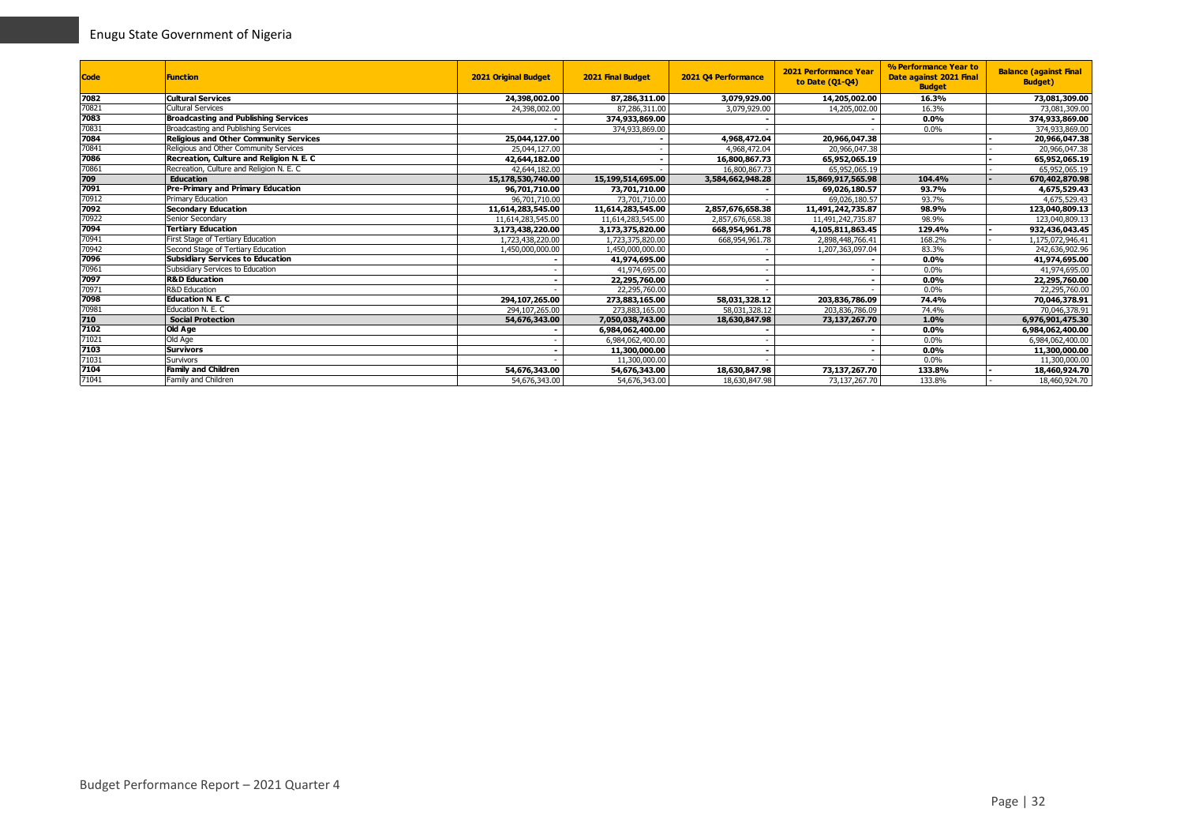| Code | Function | 2021 Original Budget | 2021 Final Budget | 2021 Q4 Performance | 2021 Performance Year to Date (Q1-Q4) | % Performance Year to Date against 2021 Final Budget | Balance (against Final Budget) |
|---|---|---|---|---|---|---|---|
| **7082** | **Cultural Services** | **24,398,002.00** | **87,286,311.00** | **3,079,929.00** | **14,205,002.00** | **16.3%** | **73,081,309.00** |
| 70821 | Cultural Services | 24,398,002.00 | 87,286,311.00 | 3,079,929.00 | 14,205,002.00 | 16.3% | 73,081,309.00 |
| **7083** | **Broadcasting and Publishing Services** | **-** | **374,933,869.00** | **-** | **-** | **0.0%** | **374,933,869.00** |
| 70831 | Broadcasting and Publishing Services | - | 374,933,869.00 | - | - | 0.0% | 374,933,869.00 |
| **7084** | **Religious and Other Community Services** | **25,044,127.00** | **-** | **4,968,472.04** | **20,966,047.38** | | **- 20,966,047.38** |
| 70841 | Religious and Other Community Services | 25,044,127.00 | - | 4,968,472.04 | 20,966,047.38 | | - 20,966,047.38 |
| **7086** | **Recreation, Culture and Religion N. E. C** | **42,644,182.00** | **-** | **16,800,867.73** | **65,952,065.19** | | **- 65,952,065.19** |
| 70861 | Recreation, Culture and Religion N. E. C | 42,644,182.00 | - | 16,800,867.73 | 65,952,065.19 | | - 65,952,065.19 |
| **709** | **Education** | **15,178,530,740.00** | **15,199,514,695.00** | **3,584,662,948.28** | **15,869,917,565.98** | **104.4%** | **- 670,402,870.98** |
| **7091** | **Pre-Primary and Primary Education** | **96,701,710.00** | **73,701,710.00** | **-** | **69,026,180.57** | **93.7%** | **4,675,529.43** |
| 70912 | Primary Education | 96,701,710.00 | 73,701,710.00 | - | 69,026,180.57 | 93.7% | 4,675,529.43 |
| **7092** | **Secondary Education** | **11,614,283,545.00** | **11,614,283,545.00** | **2,857,676,658.38** | **11,491,242,735.87** | **98.9%** | **123,040,809.13** |
| 70922 | Senior Secondary | 11,614,283,545.00 | 11,614,283,545.00 | 2,857,676,658.38 | 11,491,242,735.87 | 98.9% | 123,040,809.13 |
| **7094** | **Tertiary Education** | **3,173,438,220.00** | **3,173,375,820.00** | **668,954,961.78** | **4,105,811,863.45** | **129.4%** | **- 932,436,043.45** |
| 70941 | First Stage of Tertiary Education | 1,723,438,220.00 | 1,723,375,820.00 | 668,954,961.78 | 2,898,448,766.41 | 168.2% | - 1,175,072,946.41 |
| 70942 | Second Stage of Tertiary Education | 1,450,000,000.00 | 1,450,000,000.00 | - | 1,207,363,097.04 | 83.3% | 242,636,902.96 |
| **7096** | **Subsidiary Services to Education** | **-** | **41,974,695.00** | **-** | **-** | **0.0%** | **41,974,695.00** |
| 70961 | Subsidiary Services to Education | - | 41,974,695.00 | - | - | 0.0% | 41,974,695.00 |
| **7097** | **R&D Education** | **-** | **22,295,760.00** | **-** | **-** | **0.0%** | **22,295,760.00** |
| 70971 | R&D Education | - | 22,295,760.00 | - | - | 0.0% | 22,295,760.00 |
| **7098** | **Education N. E. C** | **294,107,265.00** | **273,883,165.00** | **58,031,328.12** | **203,836,786.09** | **74.4%** | **70,046,378.91** |
| 70981 | Education N. E. C | 294,107,265.00 | 273,883,165.00 | 58,031,328.12 | 203,836,786.09 | 74.4% | 70,046,378.91 |
| **710** | **Social Protection** | **54,676,343.00** | **7,050,038,743.00** | **18,630,847.98** | **73,137,267.70** | **1.0%** | **6,976,901,475.30** |
| **7102** | **Old Age** | **-** | **6,984,062,400.00** | **-** | **-** | **0.0%** | **6,984,062,400.00** |
| 71021 | Old Age | - | 6,984,062,400.00 | - | - | 0.0% | 6,984,062,400.00 |
| **7103** | **Survivors** | **-** | **11,300,000.00** | **-** | **-** | **0.0%** | **11,300,000.00** |
| 71031 | Survivors | - | 11,300,000.00 | - | - | 0.0% | 11,300,000.00 |
| **7104** | **Family and Children** | **54,676,343.00** | **54,676,343.00** | **18,630,847.98** | **73,137,267.70** | **133.8%** | **- 18,460,924.70** |
| 71041 | Family and Children | 54,676,343.00 | 54,676,343.00 | 18,630,847.98 | 73,137,267.70 | 133.8% | - 18,460,924.70 |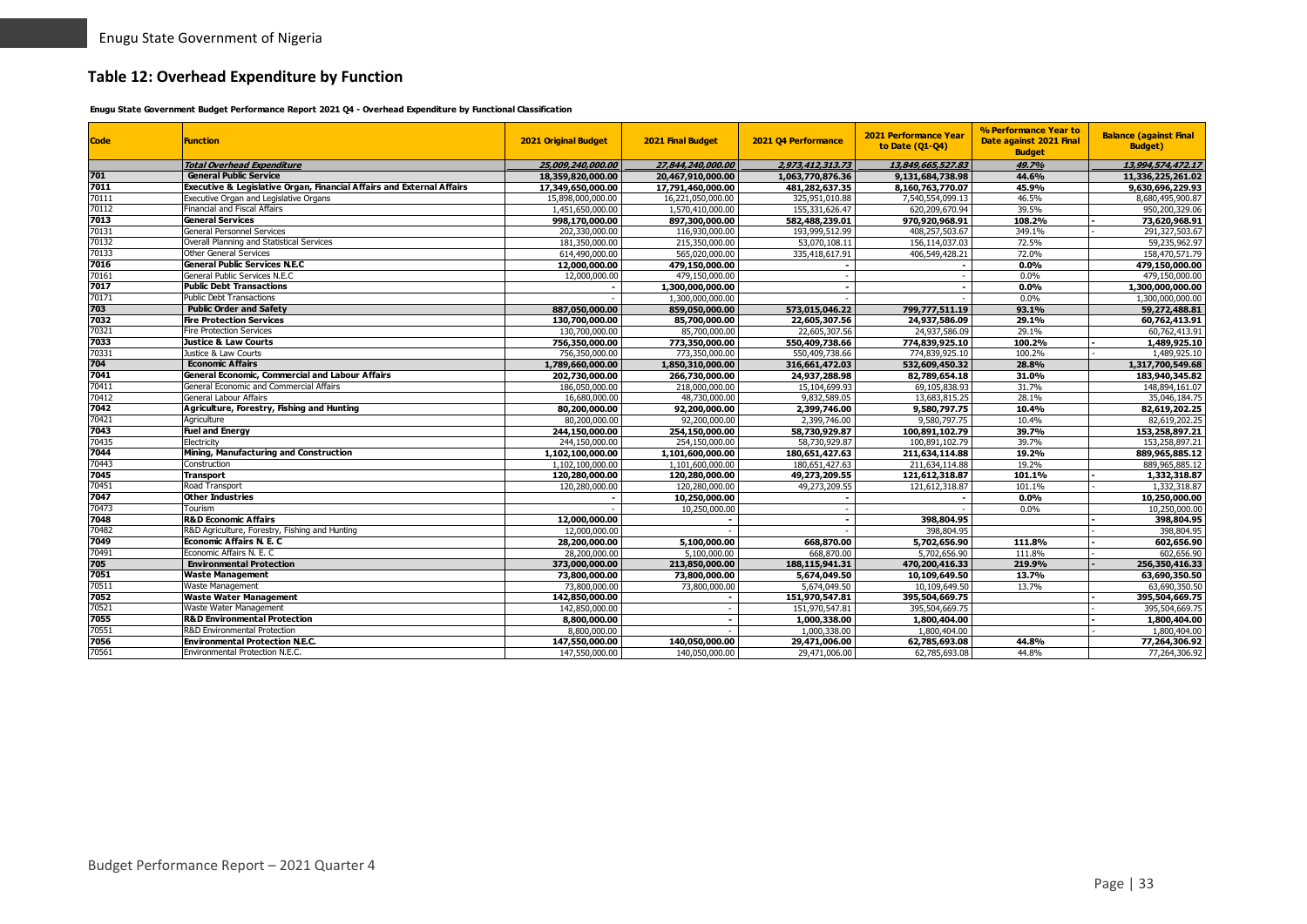## Table 12: Overhead Expenditure by Function

**Enugu State Government Budget Performance Report 2021 Q4 - Overhead Expenditure by Functional Classification**

| Code | Function | 2021 Original Budget | 2021 Final Budget | 2021 Q4 Performance | 2021 Performance Year to Date (Q1-Q4) | % Performance Year to Date against 2021 Final Budget | Balance (against Final Budget) |
|---|---|---|---|---|---|---|---|
| | ***Total Overhead Expenditure*** | ***25,009,240,000.00*** | ***27,844,240,000.00*** | ***2,973,412,313.73*** | ***13,849,665,527.83*** | ***49.7%*** | ***13,994,574,472.17*** |
| **701** | **General Public Service** | **18,359,820,000.00** | **20,467,910,000.00** | **1,063,770,876.36** | **9,131,684,738.98** | **44.6%** | **11,336,225,261.02** |
| **7011** | **Executive & Legislative Organ, Financial Affairs and External Affairs** | **17,349,650,000.00** | **17,791,460,000.00** | **481,282,637.35** | **8,160,763,770.07** | **45.9%** | **9,630,696,229.93** |
| 70111 | Executive Organ and Legislative Organs | 15,898,000,000.00 | 16,221,050,000.00 | 325,951,010.88 | 7,540,554,099.13 | 46.5% | 8,680,495,900.87 |
| 70112 | Financial and Fiscal Affairs | 1,451,650,000.00 | 1,570,410,000.00 | 155,331,626.47 | 620,209,670.94 | 39.5% | 950,200,329.06 |
| **7013** | **General Services** | **998,170,000.00** | **897,300,000.00** | **582,488,239.01** | **970,920,968.91** | **108.2%** | **- 73,620,968.91** |
| 70131 | General Personnel Services | 202,330,000.00 | 116,930,000.00 | 193,999,512.99 | 408,257,503.67 | 349.1% | - 291,327,503.67 |
| 70132 | Overall Planning and Statistical Services | 181,350,000.00 | 215,350,000.00 | 53,070,108.11 | 156,114,037.03 | 72.5% | 59,235,962.97 |
| 70133 | Other General Services | 614,490,000.00 | 565,020,000.00 | 335,418,617.91 | 406,549,428.21 | 72.0% | 158,470,571.79 |
| **7016** | **General Public Services N.E.C** | **12,000,000.00** | **479,150,000.00** | **-** | **-** | **0.0%** | **479,150,000.00** |
| 70161 | General Public Services N.E.C | 12,000,000.00 | 479,150,000.00 | - | - | 0.0% | 479,150,000.00 |
| **7017** | **Public Debt Transactions** | **-** | **1,300,000,000.00** | **-** | **-** | **0.0%** | **1,300,000,000.00** |
| 70171 | Public Debt Transactions | - | 1,300,000,000.00 | - | - | 0.0% | 1,300,000,000.00 |
| **703** | **Public Order and Safety** | **887,050,000.00** | **859,050,000.00** | **573,015,046.22** | **799,777,511.19** | **93.1%** | **59,272,488.81** |
| **7032** | **Fire Protection Services** | **130,700,000.00** | **85,700,000.00** | **22,605,307.56** | **24,937,586.09** | **29.1%** | **60,762,413.91** |
| 70321 | Fire Protection Services | 130,700,000.00 | 85,700,000.00 | 22,605,307.56 | 24,937,586.09 | 29.1% | 60,762,413.91 |
| **7033** | **Justice & Law Courts** | **756,350,000.00** | **773,350,000.00** | **550,409,738.66** | **774,839,925.10** | **100.2%** | **- 1,489,925.10** |
| 70331 | Justice & Law Courts | 756,350,000.00 | 773,350,000.00 | 550,409,738.66 | 774,839,925.10 | 100.2% | - 1,489,925.10 |
| **704** | **Economic Affairs** | **1,789,660,000.00** | **1,850,310,000.00** | **316,661,472.03** | **532,609,450.32** | **28.8%** | **1,317,700,549.68** |
| **7041** | **General Economic, Commercial and Labour Affairs** | **202,730,000.00** | **266,730,000.00** | **24,937,288.98** | **82,789,654.18** | **31.0%** | **183,940,345.82** |
| 70411 | General Economic and Commercial Affairs | 186,050,000.00 | 218,000,000.00 | 15,104,699.93 | 69,105,838.93 | 31.7% | 148,894,161.07 |
| 70412 | General Labour Affairs | 16,680,000.00 | 48,730,000.00 | 9,832,589.05 | 13,683,815.25 | 28.1% | 35,046,184.75 |
| **7042** | **Agriculture, Forestry, Fishing and Hunting** | **80,200,000.00** | **92,200,000.00** | **2,399,746.00** | **9,580,797.75** | **10.4%** | **82,619,202.25** |
| 70421 | Agriculture | 80,200,000.00 | 92,200,000.00 | 2,399,746.00 | 9,580,797.75 | 10.4% | 82,619,202.25 |
| **7043** | **Fuel and Energy** | **244,150,000.00** | **254,150,000.00** | **58,730,929.87** | **100,891,102.79** | **39.7%** | **153,258,897.21** |
| 70435 | Electricity | 244,150,000.00 | 254,150,000.00 | 58,730,929.87 | 100,891,102.79 | 39.7% | 153,258,897.21 |
| **7044** | **Mining, Manufacturing and Construction** | **1,102,100,000.00** | **1,101,600,000.00** | **180,651,427.63** | **211,634,114.88** | **19.2%** | **889,965,885.12** |
| 70443 | Construction | 1,102,100,000.00 | 1,101,600,000.00 | 180,651,427.63 | 211,634,114.88 | 19.2% | 889,965,885.12 |
| **7045** | **Transport** | **120,280,000.00** | **120,280,000.00** | **49,273,209.55** | **121,612,318.87** | **101.1%** | **- 1,332,318.87** |
| 70451 | Road Transport | 120,280,000.00 | 120,280,000.00 | 49,273,209.55 | 121,612,318.87 | 101.1% | - 1,332,318.87 |
| **7047** | **Other Industries** | **-** | **10,250,000.00** | **-** | **-** | **0.0%** | **10,250,000.00** |
| 70473 | Tourism | - | 10,250,000.00 | - | - | 0.0% | 10,250,000.00 |
| **7048** | **R&D Economic Affairs** | **12,000,000.00** | **-** | **-** | **398,804.95** | | **- 398,804.95** |
| 70482 | R&D Agriculture, Forestry, Fishing and Hunting | 12,000,000.00 | - | - | 398,804.95 | | - 398,804.95 |
| **7049** | **Economic Affairs N. E. C** | **28,200,000.00** | **5,100,000.00** | **668,870.00** | **5,702,656.90** | **111.8%** | **- 602,656.90** |
| 70491 | Economic Affairs N. E. C | 28,200,000.00 | 5,100,000.00 | 668,870.00 | 5,702,656.90 | 111.8% | - 602,656.90 |
| **705** | **Environmental Protection** | **373,000,000.00** | **213,850,000.00** | **188,115,941.31** | **470,200,416.33** | **219.9%** | **- 256,350,416.33** |
| **7051** | **Waste Management** | **73,800,000.00** | **73,800,000.00** | **5,674,049.50** | **10,109,649.50** | **13.7%** | **63,690,350.50** |
| 70511 | Waste Management | 73,800,000.00 | 73,800,000.00 | 5,674,049.50 | 10,109,649.50 | 13.7% | 63,690,350.50 |
| **7052** | **Waste Water Management** | **142,850,000.00** | **-** | **151,970,547.81** | **395,504,669.75** | | **- 395,504,669.75** |
| 70521 | Waste Water Management | 142,850,000.00 | - | 151,970,547.81 | 395,504,669.75 | | - 395,504,669.75 |
| **7055** | **R&D Environmental Protection** | **8,800,000.00** | **-** | **1,000,338.00** | **1,800,404.00** | | **- 1,800,404.00** |
| 70551 | R&D Environmental Protection | 8,800,000.00 | - | 1,000,338.00 | 1,800,404.00 | | - 1,800,404.00 |
| **7056** | **Environmental Protection N.E.C.** | **147,550,000.00** | **140,050,000.00** | **29,471,006.00** | **62,785,693.08** | **44.8%** | **77,264,306.92** |
| 70561 | Environmental Protection N.E.C. | 147,550,000.00 | 140,050,000.00 | 29,471,006.00 | 62,785,693.08 | 44.8% | 77,264,306.92 |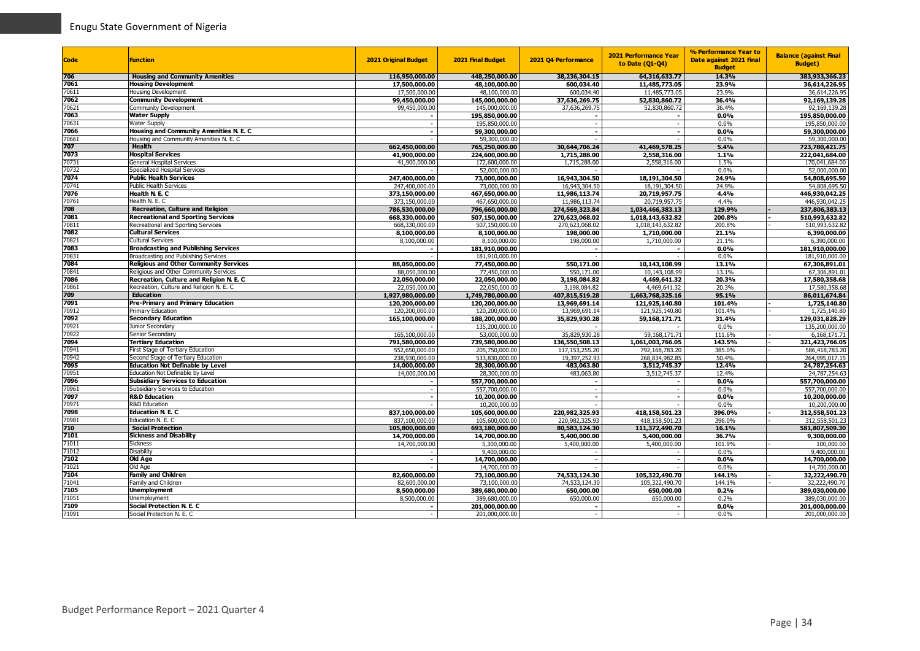| Code | Function | 2021 Original Budget | 2021 Final Budget | 2021 Q4 Performance | 2021 Performance Year to Date (Q1-Q4) | % Performance Year to Date against 2021 Final Budget | Balance (against Final Budget) |
|---|---|---|---|---|---|---|---|
| **706** | **Housing and Community Amenities** | **116,950,000.00** | **448,250,000.00** | **38,236,304.15** | **64,316,633.77** | **14.3%** | **383,933,366.23** |
| **7061** | **Housing Development** | **17,500,000.00** | **48,100,000.00** | **600,034.40** | **11,485,773.05** | **23.9%** | **36,614,226.95** |
| 70611 | Housing Development | 17,500,000.00 | 48,100,000.00 | 600,034.40 | 11,485,773.05 | 23.9% | 36,614,226.95 |
| **7062** | **Community Development** | **99,450,000.00** | **145,000,000.00** | **37,636,269.75** | **52,830,860.72** | **36.4%** | **92,169,139.28** |
| 70621 | Community Development | 99,450,000.00 | 145,000,000.00 | 37,636,269.75 | 52,830,860.72 | 36.4% | 92,169,139.28 |
| **7063** | **Water Supply** | **-** | **195,850,000.00** | **-** | **-** | **0.0%** | **195,850,000.00** |
| 70631 | Water Supply | - | 195,850,000.00 | - | - | 0.0% | 195,850,000.00 |
| **7066** | **Housing and Community Amenities N. E. C** | **-** | **59,300,000.00** | **-** | **-** | **0.0%** | **59,300,000.00** |
| 70661 | Housing and Community Amenities N. E. C | - | 59,300,000.00 | - | - | 0.0% | 59,300,000.00 |
| **707** | **Health** | **662,450,000.00** | **765,250,000.00** | **30,644,706.24** | **41,469,578.25** | **5.4%** | **723,780,421.75** |
| **7073** | **Hospital Services** | **41,900,000.00** | **224,600,000.00** | **1,715,288.00** | **2,558,316.00** | **1.1%** | **222,041,684.00** |
| 70731 | General Hospital Services | 41,900,000.00 | 172,600,000.00 | 1,715,288.00 | 2,558,316.00 | 1.5% | 170,041,684.00 |
| 70732 | Specialized Hospital Services | - | 52,000,000.00 | - | - | 0.0% | 52,000,000.00 |
| **7074** | **Public Health Services** | **247,400,000.00** | **73,000,000.00** | **16,943,304.50** | **18,191,304.50** | **24.9%** | **54,808,695.50** |
| 70741 | Public Health Services | 247,400,000.00 | 73,000,000.00 | 16,943,304.50 | 18,191,304.50 | 24.9% | 54,808,695.50 |
| **7076** | **Health N. E. C** | **373,150,000.00** | **467,650,000.00** | **11,986,113.74** | **20,719,957.75** | **4.4%** | **446,930,042.25** |
| 70761 | Health N. E. C | 373,150,000.00 | 467,650,000.00 | 11,986,113.74 | 20,719,957.75 | 4.4% | 446,930,042.25 |
| **708** | **Recreation, Culture and Religion** | **786,530,000.00** | **796,660,000.00** | **274,569,323.84** | **1,034,466,383.13** | **129.9%** | **- 237,806,383.13** |
| **7081** | **Recreational and Sporting Services** | **668,330,000.00** | **507,150,000.00** | **270,623,068.02** | **1,018,143,632.82** | **200.8%** | **- 510,993,632.82** |
| 70811 | Recreational and Sporting Services | 668,330,000.00 | 507,150,000.00 | 270,623,068.02 | 1,018,143,632.82 | 200.8% | - 510,993,632.82 |
| **7082** | **Cultural Services** | **8,100,000.00** | **8,100,000.00** | **198,000.00** | **1,710,000.00** | **21.1%** | **6,390,000.00** |
| 70821 | Cultural Services | 8,100,000.00 | 8,100,000.00 | 198,000.00 | 1,710,000.00 | 21.1% | 6,390,000.00 |
| **7083** | **Broadcasting and Publishing Services** | **-** | **181,910,000.00** | **-** | **-** | **0.0%** | **181,910,000.00** |
| 70831 | Broadcasting and Publishing Services | - | 181,910,000.00 | - | - | 0.0% | 181,910,000.00 |
| **7084** | **Religious and Other Community Services** | **88,050,000.00** | **77,450,000.00** | **550,171.00** | **10,143,108.99** | **13.1%** | **67,306,891.01** |
| 70841 | Religious and Other Community Services | 88,050,000.00 | 77,450,000.00 | 550,171.00 | 10,143,108.99 | 13.1% | 67,306,891.01 |
| **7086** | **Recreation, Culture and Religion N. E. C** | **22,050,000.00** | **22,050,000.00** | **3,198,084.82** | **4,469,641.32** | **20.3%** | **17,580,358.68** |
| 70861 | Recreation, Culture and Religion N. E. C | 22,050,000.00 | 22,050,000.00 | 3,198,084.82 | 4,469,641.32 | 20.3% | 17,580,358.68 |
| **709** | **Education** | **1,927,980,000.00** | **1,749,780,000.00** | **407,815,519.28** | **1,663,768,325.16** | **95.1%** | **86,011,674.84** |
| **7091** | **Pre-Primary and Primary Education** | **120,200,000.00** | **120,200,000.00** | **13,969,691.14** | **121,925,140.80** | **101.4%** | **- 1,725,140.80** |
| 70912 | Primary Education | 120,200,000.00 | 120,200,000.00 | 13,969,691.14 | 121,925,140.80 | 101.4% | - 1,725,140.80 |
| **7092** | **Secondary Education** | **165,100,000.00** | **188,200,000.00** | **35,829,930.28** | **59,168,171.71** | **31.4%** | **129,031,828.29** |
| 70921 | Junior Secondary | - | 135,200,000.00 | - | - | 0.0% | 135,200,000.00 |
| 70922 | Senior Secondary | 165,100,000.00 | 53,000,000.00 | 35,829,930.28 | 59,168,171.71 | 111.6% | - 6,168,171.71 |
| **7094** | **Tertiary Education** | **791,580,000.00** | **739,580,000.00** | **136,550,508.13** | **1,061,003,766.05** | **143.5%** | **- 321,423,766.05** |
| 70941 | First Stage of Tertiary Education | 552,650,000.00 | 205,750,000.00 | 117,153,255.20 | 792,168,783.20 | 385.0% | - 586,418,783.20 |
| 70942 | Second Stage of Tertiary Education | 238,930,000.00 | 533,830,000.00 | 19,397,252.93 | 268,834,982.85 | 50.4% | 264,995,017.15 |
| **7095** | **Education Not Definable by Level** | **14,000,000.00** | **28,300,000.00** | **483,063.80** | **3,512,745.37** | **12.4%** | **24,787,254.63** |
| 70951 | Education Not Definable by Level | 14,000,000.00 | 28,300,000.00 | 483,063.80 | 3,512,745.37 | 12.4% | 24,787,254.63 |
| **7096** | **Subsidiary Services to Education** | **-** | **557,700,000.00** | **-** | **-** | **0.0%** | **557,700,000.00** |
| 70961 | Subsidiary Services to Education | - | 557,700,000.00 | - | - | 0.0% | 557,700,000.00 |
| **7097** | **R&D Education** | **-** | **10,200,000.00** | **-** | **-** | **0.0%** | **10,200,000.00** |
| 70971 | R&D Education | - | 10,200,000.00 | - | - | 0.0% | 10,200,000.00 |
| **7098** | **Education N. E. C** | **837,100,000.00** | **105,600,000.00** | **220,982,325.93** | **418,158,501.23** | **396.0%** | **- 312,558,501.23** |
| 70981 | Education N. E. C | 837,100,000.00 | 105,600,000.00 | 220,982,325.93 | 418,158,501.23 | 396.0% | - 312,558,501.23 |
| **710** | **Social Protection** | **105,800,000.00** | **693,180,000.00** | **80,583,124.30** | **111,372,490.70** | **16.1%** | **581,807,509.30** |
| **7101** | **Sickness and Disability** | **14,700,000.00** | **14,700,000.00** | **5,400,000.00** | **5,400,000.00** | **36.7%** | **9,300,000.00** |
| 71011 | Sickness | 14,700,000.00 | 5,300,000.00 | 5,400,000.00 | 5,400,000.00 | 101.9% | - 100,000.00 |
| 71012 | Disability | - | 9,400,000.00 | - | - | 0.0% | 9,400,000.00 |
| **7102** | **Old Age** | **-** | **14,700,000.00** | **-** | **-** | **0.0%** | **14,700,000.00** |
| 71021 | Old Age | - | 14,700,000.00 | - | - | 0.0% | 14,700,000.00 |
| **7104** | **Family and Children** | **82,600,000.00** | **73,100,000.00** | **74,533,124.30** | **105,322,490.70** | **144.1%** | **- 32,222,490.70** |
| 71041 | Family and Children | 82,600,000.00 | 73,100,000.00 | 74,533,124.30 | 105,322,490.70 | 144.1% | - 32,222,490.70 |
| **7105** | **Unemployment** | **8,500,000.00** | **389,680,000.00** | **650,000.00** | **650,000.00** | **0.2%** | **389,030,000.00** |
| 71051 | Unemployment | 8,500,000.00 | 389,680,000.00 | 650,000.00 | 650,000.00 | 0.2% | 389,030,000.00 |
| **7109** | **Social Protection N. E. C** | **-** | **201,000,000.00** | **-** | **-** | **0.0%** | **201,000,000.00** |
| 71091 | Social Protection N. E. C | - | 201,000,000.00 | - | - | 0.0% | 201,000,000.00 |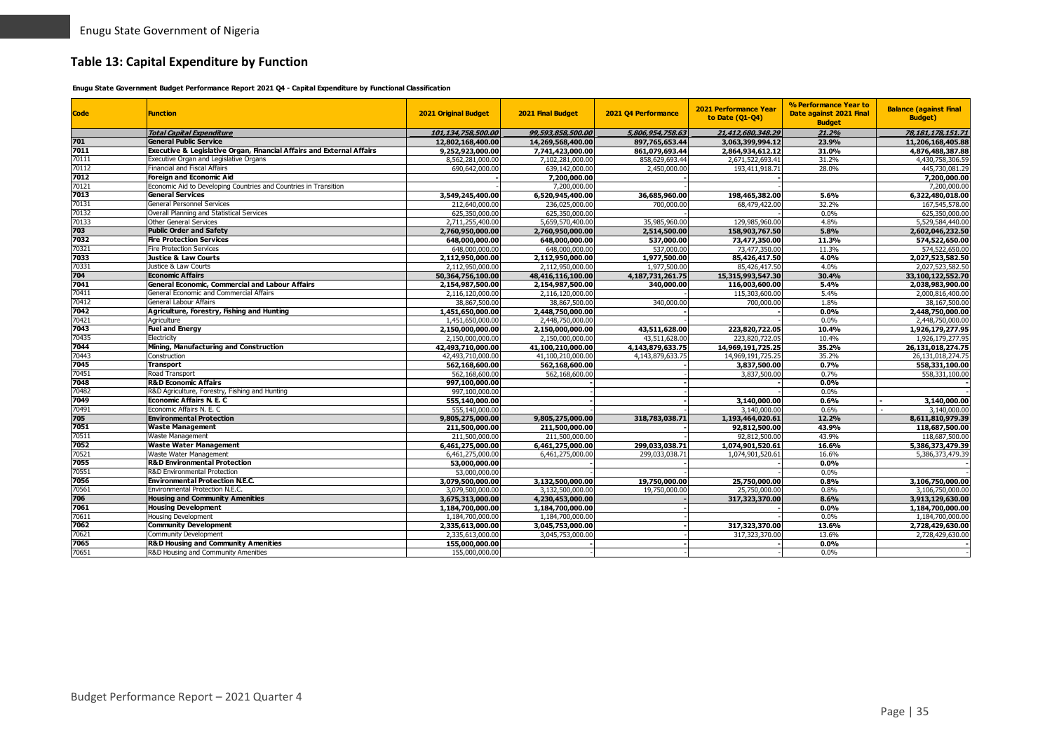## Table 13: Capital Expenditure by Function

**Enugu State Government Budget Performance Report 2021 Q4 - Capital Expenditure by Functional Classification**

| Code | Function | 2021 Original Budget | 2021 Final Budget | 2021 Q4 Performance | 2021 Performance Year to Date (Q1-Q4) | % Performance Year to Date against 2021 Final Budget | Balance (against Final Budget) |
|---|---|---|---|---|---|---|---|
| | ***Total Capital Expenditure*** | ***101,134,758,500.00*** | ***99,593,858,500.00*** | ***5,806,954,758.63*** | ***21,412,680,348.29*** | ***21.2%*** | ***78,181,178,151.71*** |
| **701** | **General Public Service** | **12,802,168,400.00** | **14,269,568,400.00** | **897,765,653.44** | **3,063,399,994.12** | **23.9%** | **11,206,168,405.88** |
| **7011** | **Executive & Legislative Organ, Financial Affairs and External Affairs** | **9,252,923,000.00** | **7,741,423,000.00** | **861,079,693.44** | **2,864,934,612.12** | **31.0%** | **4,876,488,387.88** |
| 70111 | Executive Organ and Legislative Organs | 8,562,281,000.00 | 7,102,281,000.00 | 858,629,693.44 | 2,671,522,693.41 | 31.2% | 4,430,758,306.59 |
| 70112 | Financial and Fiscal Affairs | 690,642,000.00 | 639,142,000.00 | 2,450,000.00 | 193,411,918.71 | 28.0% | 445,730,081.29 |
| **7012** | **Foreign and Economic Aid** | - | **7,200,000.00** | - | - | | **7,200,000.00** |
| 70121 | Economic Aid to Developing Countries and Countries in Transition | - | 7,200,000.00 | - | - | | 7,200,000.00 |
| **7013** | **General Services** | **3,549,245,400.00** | **6,520,945,400.00** | **36,685,960.00** | **198,465,382.00** | **5.6%** | **6,322,480,018.00** |
| 70131 | General Personnel Services | 212,640,000.00 | 236,025,000.00 | 700,000.00 | 68,479,422.00 | 32.2% | 167,545,578.00 |
| 70132 | Overall Planning and Statistical Services | 625,350,000.00 | 625,350,000.00 | - | - | 0.0% | 625,350,000.00 |
| 70133 | Other General Services | 2,711,255,400.00 | 5,659,570,400.00 | 35,985,960.00 | 129,985,960.00 | 4.8% | 5,529,584,440.00 |
| **703** | **Public Order and Safety** | **2,760,950,000.00** | **2,760,950,000.00** | **2,514,500.00** | **158,903,767.50** | **5.8%** | **2,602,046,232.50** |
| **7032** | **Fire Protection Services** | **648,000,000.00** | **648,000,000.00** | **537,000.00** | **73,477,350.00** | **11.3%** | **574,522,650.00** |
| 70321 | Fire Protection Services | 648,000,000.00 | 648,000,000.00 | 537,000.00 | 73,477,350.00 | 11.3% | 574,522,650.00 |
| **7033** | **Justice & Law Courts** | **2,112,950,000.00** | **2,112,950,000.00** | **1,977,500.00** | **85,426,417.50** | **4.0%** | **2,027,523,582.50** |
| 70331 | Justice & Law Courts | 2,112,950,000.00 | 2,112,950,000.00 | 1,977,500.00 | 85,426,417.50 | 4.0% | 2,027,523,582.50 |
| **704** | **Economic Affairs** | **50,364,756,100.00** | **48,416,116,100.00** | **4,187,731,261.75** | **15,315,993,547.30** | **30.4%** | **33,100,122,552.70** |
| **7041** | **General Economic, Commercial and Labour Affairs** | **2,154,987,500.00** | **2,154,987,500.00** | **340,000.00** | **116,003,600.00** | **5.4%** | **2,038,983,900.00** |
| 70411 | General Economic and Commercial Affairs | 2,116,120,000.00 | 2,116,120,000.00 | - | 115,303,600.00 | 5.4% | 2,000,816,400.00 |
| 70412 | General Labour Affairs | 38,867,500.00 | 38,867,500.00 | 340,000.00 | 700,000.00 | 1.8% | 38,167,500.00 |
| **7042** | **Agriculture, Forestry, Fishing and Hunting** | **1,451,650,000.00** | **2,448,750,000.00** | - | - | **0.0%** | **2,448,750,000.00** |
| 70421 | Agriculture | 1,451,650,000.00 | 2,448,750,000.00 | - | - | 0.0% | 2,448,750,000.00 |
| **7043** | **Fuel and Energy** | **2,150,000,000.00** | **2,150,000,000.00** | **43,511,628.00** | **223,820,722.05** | **10.4%** | **1,926,179,277.95** |
| 70435 | Electricity | 2,150,000,000.00 | 2,150,000,000.00 | 43,511,628.00 | 223,820,722.05 | 10.4% | 1,926,179,277.95 |
| **7044** | **Mining, Manufacturing and Construction** | **42,493,710,000.00** | **41,100,210,000.00** | **4,143,879,633.75** | **14,969,191,725.25** | **35.2%** | **26,131,018,274.75** |
| 70443 | Construction | 42,493,710,000.00 | 41,100,210,000.00 | 4,143,879,633.75 | 14,969,191,725.25 | 35.2% | 26,131,018,274.75 |
| **7045** | **Transport** | **562,168,600.00** | **562,168,600.00** | | **3,837,500.00** | **0.7%** | **558,331,100.00** |
| 70451 | Road Transport | 562,168,600.00 | 562,168,600.00 | - | 3,837,500.00 | 0.7% | 558,331,100.00 |
| **7048** | **R&D Economic Affairs** | **997,100,000.00** | - | - | - | **0.0%** | - |
| 70482 | R&D Agriculture, Forestry, Fishing and Hunting | 997,100,000.00 | - | - | - | 0.0% | - |
| **7049** | **Economic Affairs N. E. C** | **555,140,000.00** | - | - | **3,140,000.00** | **0.6%** | **- 3,140,000.00** |
| 70491 | Economic Affairs N. E. C | 555,140,000.00 | - | - | 3,140,000.00 | 0.6% | - 3,140,000.00 |
| **705** | **Environmental Protection** | **9,805,275,000.00** | **9,805,275,000.00** | **318,783,038.71** | **1,193,464,020.61** | **12.2%** | **8,611,810,979.39** |
| **7051** | **Waste Management** | **211,500,000.00** | **211,500,000.00** | - | **92,812,500.00** | **43.9%** | **118,687,500.00** |
| 70511 | Waste Management | 211,500,000.00 | 211,500,000.00 | - | 92,812,500.00 | 43.9% | 118,687,500.00 |
| **7052** | **Waste Water Management** | **6,461,275,000.00** | **6,461,275,000.00** | **299,033,038.71** | **1,074,901,520.61** | **16.6%** | **5,386,373,479.39** |
| 70521 | Waste Water Management | 6,461,275,000.00 | 6,461,275,000.00 | 299,033,038.71 | 1,074,901,520.61 | 16.6% | 5,386,373,479.39 |
| **7055** | **R&D Environmental Protection** | **53,000,000.00** | - | - | - | **0.0%** | - |
| 70551 | R&D Environmental Protection | 53,000,000.00 | - | - | - | 0.0% | - |
| **7056** | **Environmental Protection N.E.C.** | **3,079,500,000.00** | **3,132,500,000.00** | **19,750,000.00** | **25,750,000.00** | **0.8%** | **3,106,750,000.00** |
| 70561 | Environmental Protection N.E.C. | 3,079,500,000.00 | 3,132,500,000.00 | 19,750,000.00 | 25,750,000.00 | 0.8% | 3,106,750,000.00 |
| **706** | **Housing and Community Amenities** | **3,675,313,000.00** | **4,230,453,000.00** | - | **317,323,370.00** | **8.6%** | **3,913,129,630.00** |
| **7061** | **Housing Development** | **1,184,700,000.00** | **1,184,700,000.00** | - | - | **0.0%** | **1,184,700,000.00** |
| 70611 | Housing Development | 1,184,700,000.00 | 1,184,700,000.00 | - | - | 0.0% | 1,184,700,000.00 |
| **7062** | **Community Development** | **2,335,613,000.00** | **3,045,753,000.00** | - | **317,323,370.00** | **13.6%** | **2,728,429,630.00** |
| 70621 | Community Development | 2,335,613,000.00 | 3,045,753,000.00 | - | 317,323,370.00 | 13.6% | 2,728,429,630.00 |
| **7065** | **R&D Housing and Community Amenities** | **155,000,000.00** | - | - | - | **0.0%** | - |
| 70651 | R&D Housing and Community Amenities | 155,000,000.00 | - | - | - | 0.0% | - |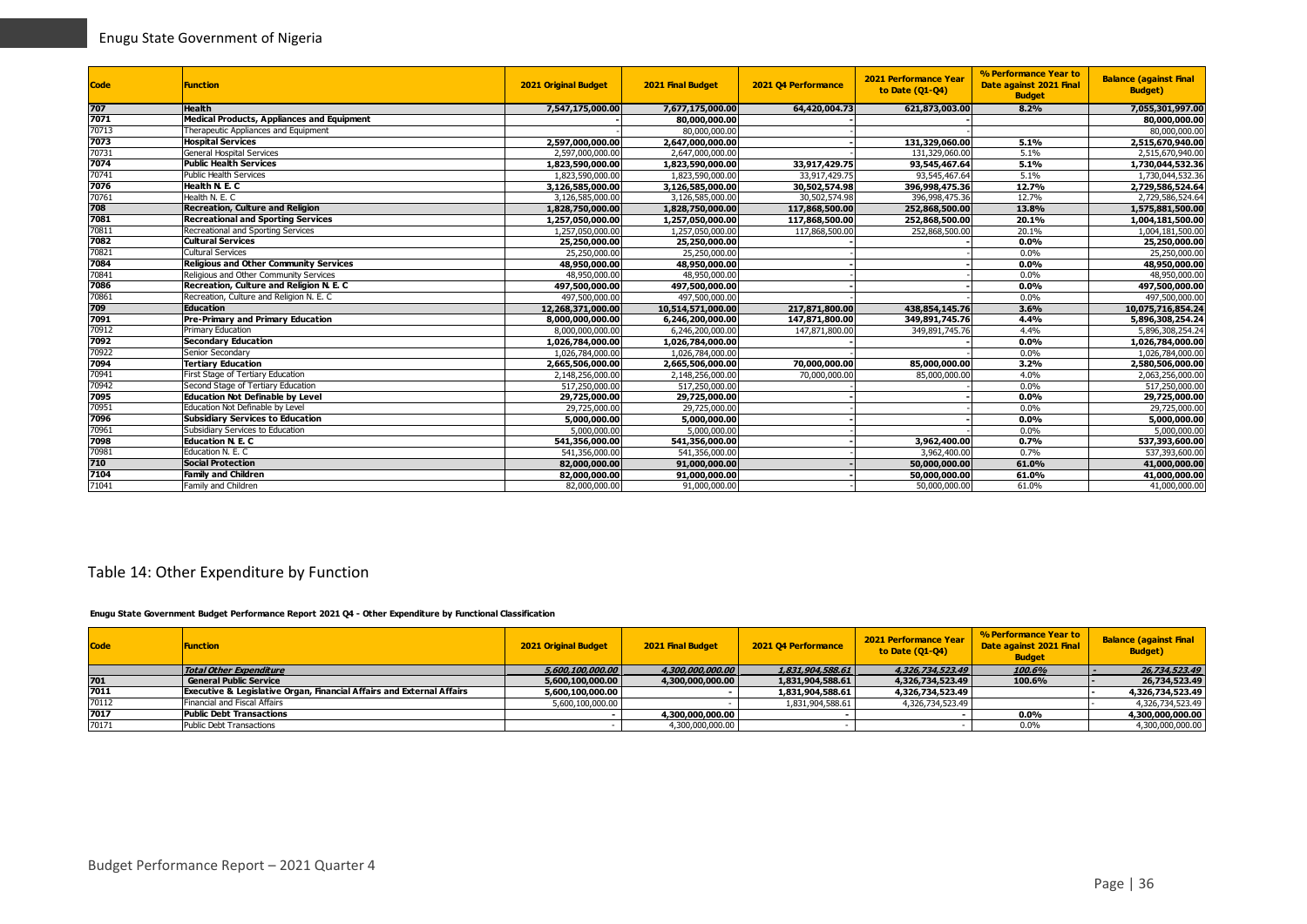| Code | Function | 2021 Original Budget | 2021 Final Budget | 2021 Q4 Performance | 2021 Performance Year to Date (Q1-Q4) | % Performance Year to Date against 2021 Final Budget | Balance (against Final Budget) |
|---|---|---|---|---|---|---|---|
| **707** | **Health** | **7,547,175,000.00** | **7,677,175,000.00** | **64,420,004.73** | **621,873,003.00** | **8.2%** | **7,055,301,997.00** |
| **7071** | **Medical Products, Appliances and Equipment** | **-** | **80,000,000.00** | **-** | **-** | | **80,000,000.00** |
| 70713 | Therapeutic Appliances and Equipment | - | 80,000,000.00 | - | - | | 80,000,000.00 |
| **7073** | **Hospital Services** | **2,597,000,000.00** | **2,647,000,000.00** | **-** | **131,329,060.00** | **5.1%** | **2,515,670,940.00** |
| 70731 | General Hospital Services | 2,597,000,000.00 | 2,647,000,000.00 | - | 131,329,060.00 | 5.1% | 2,515,670,940.00 |
| **7074** | **Public Health Services** | **1,823,590,000.00** | **1,823,590,000.00** | **33,917,429.75** | **93,545,467.64** | **5.1%** | **1,730,044,532.36** |
| 70741 | Public Health Services | 1,823,590,000.00 | 1,823,590,000.00 | 33,917,429.75 | 93,545,467.64 | 5.1% | 1,730,044,532.36 |
| **7076** | **Health N. E. C** | **3,126,585,000.00** | **3,126,585,000.00** | **30,502,574.98** | **396,998,475.36** | **12.7%** | **2,729,586,524.64** |
| 70761 | Health N. E. C | 3,126,585,000.00 | 3,126,585,000.00 | 30,502,574.98 | 396,998,475.36 | 12.7% | 2,729,586,524.64 |
| **708** | **Recreation, Culture and Religion** | **1,828,750,000.00** | **1,828,750,000.00** | **117,868,500.00** | **252,868,500.00** | **13.8%** | **1,575,881,500.00** |
| **7081** | **Recreational and Sporting Services** | **1,257,050,000.00** | **1,257,050,000.00** | **117,868,500.00** | **252,868,500.00** | **20.1%** | **1,004,181,500.00** |
| 70811 | Recreational and Sporting Services | 1,257,050,000.00 | 1,257,050,000.00 | 117,868,500.00 | 252,868,500.00 | 20.1% | 1,004,181,500.00 |
| **7082** | **Cultural Services** | **25,250,000.00** | **25,250,000.00** | **-** | **-** | **0.0%** | **25,250,000.00** |
| 70821 | Cultural Services | 25,250,000.00 | 25,250,000.00 | - | - | 0.0% | 25,250,000.00 |
| **7084** | **Religious and Other Community Services** | **48,950,000.00** | **48,950,000.00** | **-** | **-** | **0.0%** | **48,950,000.00** |
| 70841 | Religious and Other Community Services | 48,950,000.00 | 48,950,000.00 | - | - | 0.0% | 48,950,000.00 |
| **7086** | **Recreation, Culture and Religion N. E. C** | **497,500,000.00** | **497,500,000.00** | **-** | **-** | **0.0%** | **497,500,000.00** |
| 70861 | Recreation, Culture and Religion N. E. C | 497,500,000.00 | 497,500,000.00 | - | - | 0.0% | 497,500,000.00 |
| **709** | **Education** | **12,268,371,000.00** | **10,514,571,000.00** | **217,871,800.00** | **438,854,145.76** | **3.6%** | **10,075,716,854.24** |
| **7091** | **Pre-Primary and Primary Education** | **8,000,000,000.00** | **6,246,200,000.00** | **147,871,800.00** | **349,891,745.76** | **4.4%** | **5,896,308,254.24** |
| 70912 | Primary Education | 8,000,000,000.00 | 6,246,200,000.00 | 147,871,800.00 | 349,891,745.76 | 4.4% | 5,896,308,254.24 |
| **7092** | **Secondary Education** | **1,026,784,000.00** | **1,026,784,000.00** | **-** | **-** | **0.0%** | **1,026,784,000.00** |
| 70922 | Senior Secondary | 1,026,784,000.00 | 1,026,784,000.00 | - | - | 0.0% | 1,026,784,000.00 |
| **7094** | **Tertiary Education** | **2,665,506,000.00** | **2,665,506,000.00** | **70,000,000.00** | **85,000,000.00** | **3.2%** | **2,580,506,000.00** |
| 70941 | First Stage of Tertiary Education | 2,148,256,000.00 | 2,148,256,000.00 | 70,000,000.00 | 85,000,000.00 | 4.0% | 2,063,256,000.00 |
| 70942 | Second Stage of Tertiary Education | 517,250,000.00 | 517,250,000.00 | - | - | 0.0% | 517,250,000.00 |
| **7095** | **Education Not Definable by Level** | **29,725,000.00** | **29,725,000.00** | **-** | **-** | **0.0%** | **29,725,000.00** |
| 70951 | Education Not Definable by Level | 29,725,000.00 | 29,725,000.00 | - | - | 0.0% | 29,725,000.00 |
| **7096** | **Subsidiary Services to Education** | **5,000,000.00** | **5,000,000.00** | **-** | **-** | **0.0%** | **5,000,000.00** |
| 70961 | Subsidiary Services to Education | 5,000,000.00 | 5,000,000.00 | - | - | 0.0% | 5,000,000.00 |
| **7098** | **Education N. E. C** | **541,356,000.00** | **541,356,000.00** | **-** | **3,962,400.00** | **0.7%** | **537,393,600.00** |
| 70981 | Education N. E. C | 541,356,000.00 | 541,356,000.00 | - | 3,962,400.00 | 0.7% | 537,393,600.00 |
| **710** | **Social Protection** | **82,000,000.00** | **91,000,000.00** | **-** | **50,000,000.00** | **61.0%** | **41,000,000.00** |
| **7104** | **Family and Children** | **82,000,000.00** | **91,000,000.00** | **-** | **50,000,000.00** | **61.0%** | **41,000,000.00** |
| 71041 | Family and Children | 82,000,000.00 | 91,000,000.00 | - | 50,000,000.00 | 61.0% | 41,000,000.00 |

## Table 14: Other Expenditure by Function

**Enugu State Government Budget Performance Report 2021 Q4 - Other Expenditure by Functional Classification**

| Code | Function | 2021 Original Budget | 2021 Final Budget | 2021 Q4 Performance | 2021 Performance Year to Date (Q1-Q4) | % Performance Year to Date against 2021 Final Budget | Balance (against Final Budget) |
|---|---|---|---|---|---|---|---|
| | ***Total Other Expenditure*** | ***5,600,100,000.00*** | ***4,300,000,000.00*** | ***1,831,904,588.61*** | ***4,326,734,523.49*** | ***100.6%*** | ***- 26,734,523.49*** |
| **701** | **General Public Service** | **5,600,100,000.00** | **4,300,000,000.00** | **1,831,904,588.61** | **4,326,734,523.49** | **100.6%** | **- 26,734,523.49** |
| **7011** | **Executive & Legislative Organ, Financial Affairs and External Affairs** | **5,600,100,000.00** | **-** | **1,831,904,588.61** | **4,326,734,523.49** | | **- 4,326,734,523.49** |
| 70112 | Financial and Fiscal Affairs | 5,600,100,000.00 | - | 1,831,904,588.61 | 4,326,734,523.49 | | - 4,326,734,523.49 |
| **7017** | **Public Debt Transactions** | **-** | **4,300,000,000.00** | **-** | **-** | **0.0%** | **4,300,000,000.00** |
| 70171 | Public Debt Transactions | - | 4,300,000,000.00 | - | - | 0.0% | 4,300,000,000.00 |